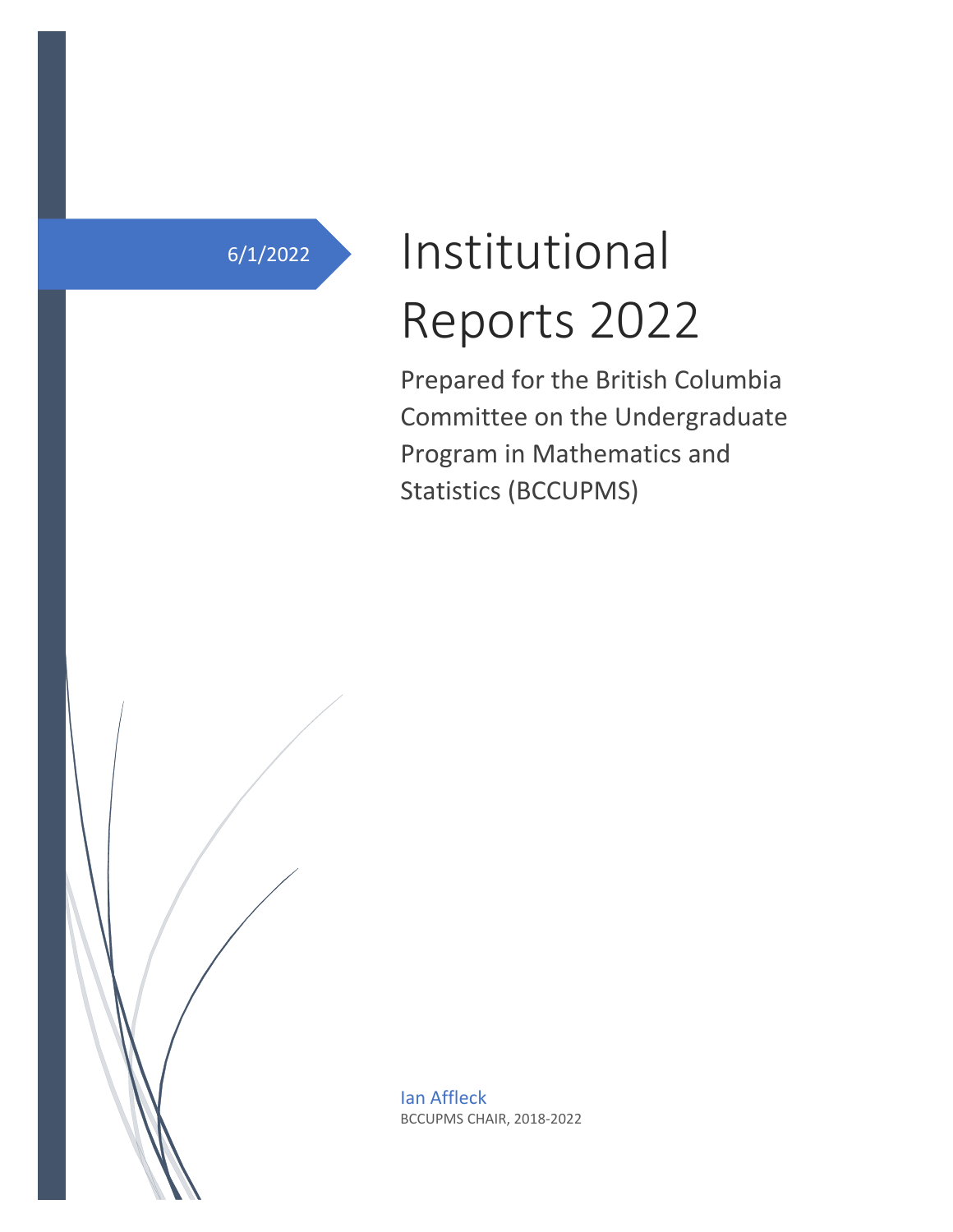6/1/2022

# Institutional Reports 2022

Prepared for the British Columbia Committee on the Undergraduate Program in Mathematics and Statistics (BCCUPMS)

Ian Affleck

BCCUPMS CHAIR, 2018-2022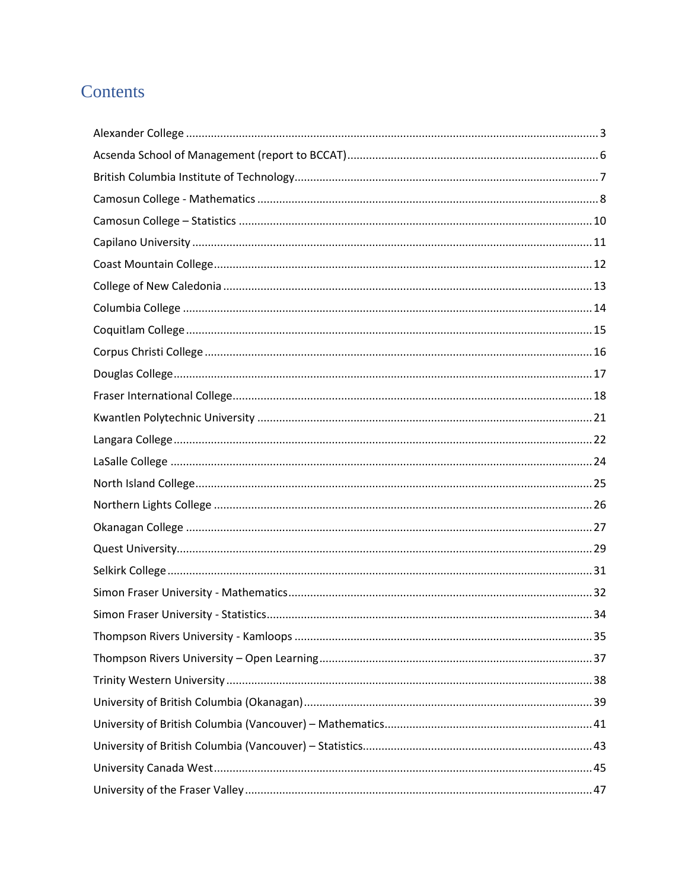# Contents

Alexander College .......... 3
Acsenda School of Management (report to BCCAT) .......... 6
British Columbia Institute of Technology .......... 7
Camosun College - Mathematics .......... 8
Camosun College – Statistics .......... 10
Capilano University .......... 11
Coast Mountain College .......... 12
College of New Caledonia .......... 13
Columbia College .......... 14
Coquitlam College .......... 15
Corpus Christi College .......... 16
Douglas College .......... 17
Fraser International College .......... 18
Kwantlen Polytechnic University .......... 21
Langara College .......... 22
LaSalle College .......... 24
North Island College .......... 25
Northern Lights College .......... 26
Okanagan College .......... 27
Quest University .......... 29
Selkirk College .......... 31
Simon Fraser University - Mathematics .......... 32
Simon Fraser University - Statistics .......... 34
Thompson Rivers University - Kamloops .......... 35
Thompson Rivers University – Open Learning .......... 37
Trinity Western University .......... 38
University of British Columbia (Okanagan) .......... 39
University of British Columbia (Vancouver) – Mathematics .......... 41
University of British Columbia (Vancouver) – Statistics .......... 43
University Canada West .......... 45
University of the Fraser Valley .......... 47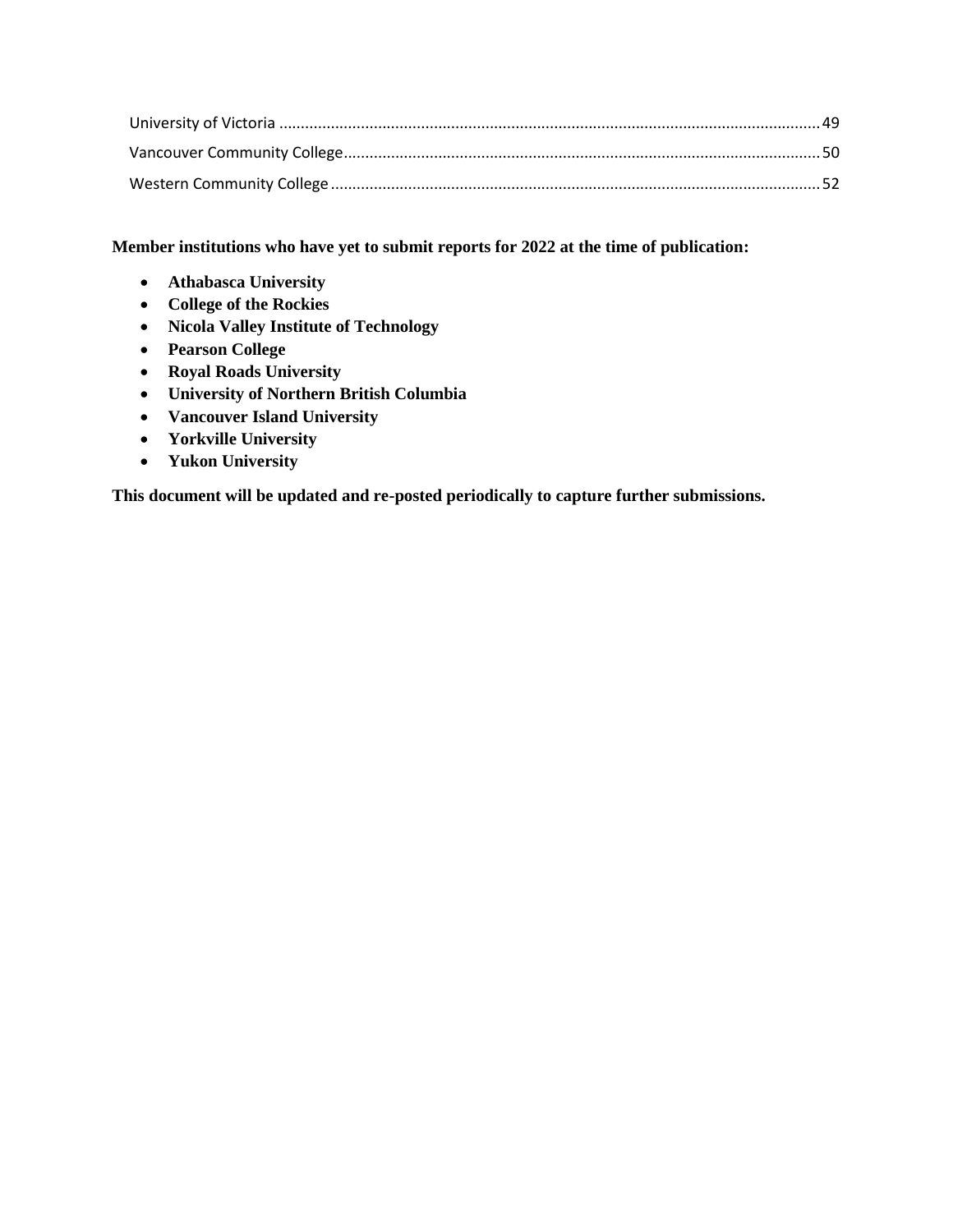University of Victoria .......... 49

Vancouver Community College .......... 50

Western Community College .......... 52

**Member institutions who have yet to submit reports for 2022 at the time of publication:**

- **Athabasca University**
- **College of the Rockies**
- **Nicola Valley Institute of Technology**
- **Pearson College**
- **Royal Roads University**
- **University of Northern British Columbia**
- **Vancouver Island University**
- **Yorkville University**
- **Yukon University**

**This document will be updated and re-posted periodically to capture further submissions.**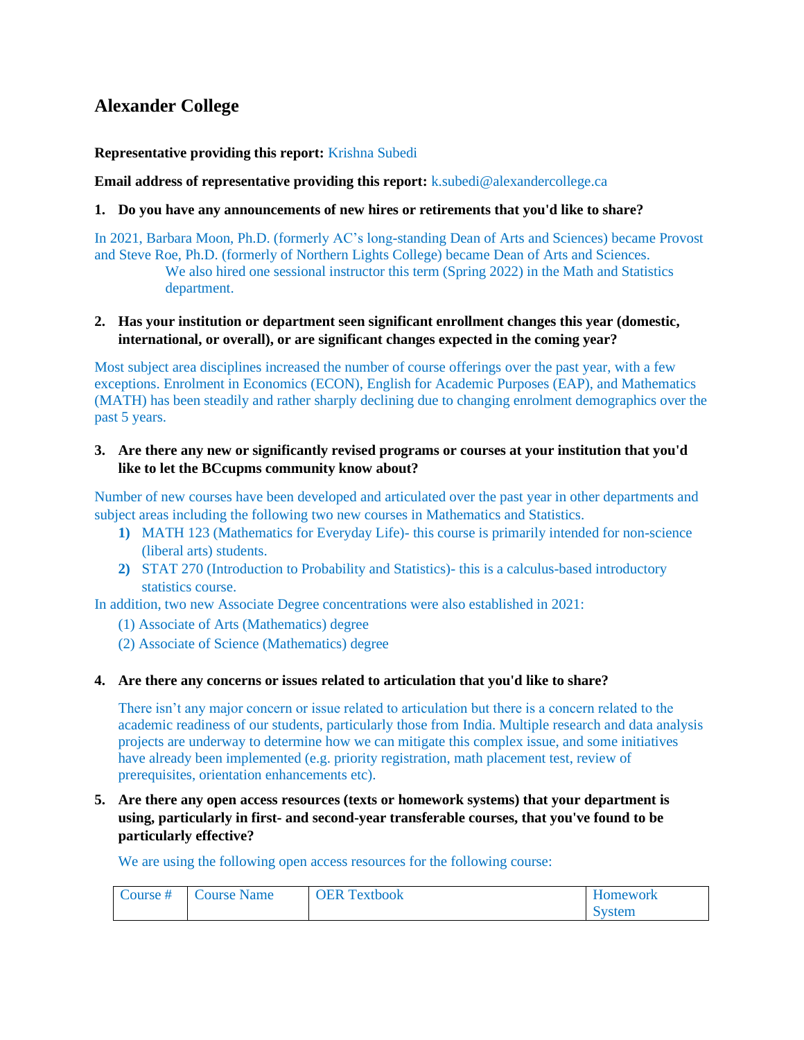## Alexander College

**Representative providing this report:** Krishna Subedi

**Email address of representative providing this report:** k.subedi@alexandercollege.ca

**1. Do you have any announcements of new hires or retirements that you'd like to share?**

In 2021, Barbara Moon, Ph.D. (formerly AC's long-standing Dean of Arts and Sciences) became Provost and Steve Roe, Ph.D. (formerly of Northern Lights College) became Dean of Arts and Sciences.

We also hired one sessional instructor this term (Spring 2022) in the Math and Statistics department.

**2. Has your institution or department seen significant enrollment changes this year (domestic, international, or overall), or are significant changes expected in the coming year?**

Most subject area disciplines increased the number of course offerings over the past year, with a few exceptions. Enrolment in Economics (ECON), English for Academic Purposes (EAP), and Mathematics (MATH) has been steadily and rather sharply declining due to changing enrolment demographics over the past 5 years.

**3. Are there any new or significantly revised programs or courses at your institution that you'd like to let the BCcupms community know about?**

Number of new courses have been developed and articulated over the past year in other departments and subject areas including the following two new courses in Mathematics and Statistics.

1) MATH 123 (Mathematics for Everyday Life)- this course is primarily intended for non-science (liberal arts) students.
2) STAT 270 (Introduction to Probability and Statistics)- this is a calculus-based introductory statistics course.

In addition, two new Associate Degree concentrations were also established in 2021:

(1) Associate of Arts (Mathematics) degree

(2) Associate of Science (Mathematics) degree

**4. Are there any concerns or issues related to articulation that you'd like to share?**

There isn't any major concern or issue related to articulation but there is a concern related to the academic readiness of our students, particularly those from India. Multiple research and data analysis projects are underway to determine how we can mitigate this complex issue, and some initiatives have already been implemented (e.g. priority registration, math placement test, review of prerequisites, orientation enhancements etc).

**5. Are there any open access resources (texts or homework systems) that your department is using, particularly in first- and second-year transferable courses, that you've found to be particularly effective?**

We are using the following open access resources for the following course:

| Course # | Course Name | OER Textbook | Homework System |
|---|---|---|---|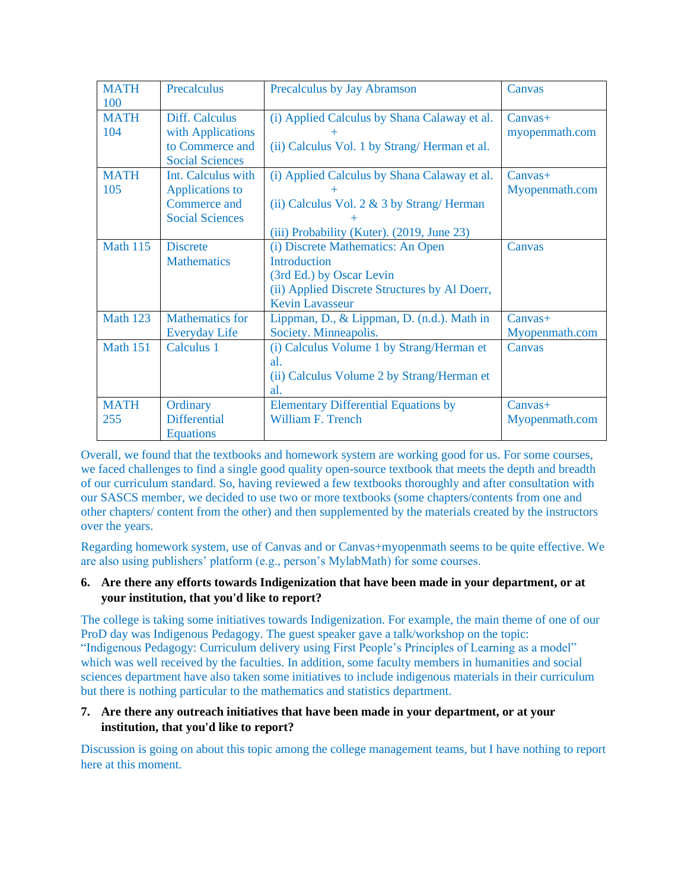| MATH 100 | Precalculus | Precalculus by Jay Abramson | Canvas |
|---|---|---|---|
| MATH 104 | Diff. Calculus with Applications to Commerce and Social Sciences | (i) Applied Calculus by Shana Calaway et al. + (ii) Calculus Vol. 1 by Strang/ Herman et al. | Canvas+ myopenmath.com |
| MATH 105 | Int. Calculus with Applications to Commerce and Social Sciences | (i) Applied Calculus by Shana Calaway et al. + (ii) Calculus Vol. 2 & 3 by Strang/ Herman + (iii) Probability (Kuter). (2019, June 23) | Canvas+ Myopenmath.com |
| Math 115 | Discrete Mathematics | (i) Discrete Mathematics: An Open Introduction (3rd Ed.) by Oscar Levin (ii) Applied Discrete Structures by Al Doerr, Kevin Lavasseur | Canvas |
| Math 123 | Mathematics for Everyday Life | Lippman, D., & Lippman, D. (n.d.). Math in Society. Minneapolis. | Canvas+ Myopenmath.com |
| Math 151 | Calculus 1 | (i) Calculus Volume 1 by Strang/Herman et al. (ii) Calculus Volume 2 by Strang/Herman et al. | Canvas |
| MATH 255 | Ordinary Differential Equations | Elementary Differential Equations by William F. Trench | Canvas+ Myopenmath.com |

Overall, we found that the textbooks and homework system are working good for us. For some courses, we faced challenges to find a single good quality open-source textbook that meets the depth and breadth of our curriculum standard. So, having reviewed a few textbooks thoroughly and after consultation with our SASCS member, we decided to use two or more textbooks (some chapters/contents from one and other chapters/ content from the other) and then supplemented by the materials created by the instructors over the years.

Regarding homework system, use of Canvas and or Canvas+myopenmath seems to be quite effective. We are also using publishers' platform (e.g., person's MylabMath) for some courses.

6. **Are there any efforts towards Indigenization that have been made in your department, or at your institution, that you'd like to report?**

The college is taking some initiatives towards Indigenization. For example, the main theme of one of our ProD day was Indigenous Pedagogy. The guest speaker gave a talk/workshop on the topic: "Indigenous Pedagogy: Curriculum delivery using First People's Principles of Learning as a model" which was well received by the faculties. In addition, some faculty members in humanities and social sciences department have also taken some initiatives to include indigenous materials in their curriculum but there is nothing particular to the mathematics and statistics department.

7. **Are there any outreach initiatives that have been made in your department, or at your institution, that you'd like to report?**

Discussion is going on about this topic among the college management teams, but I have nothing to report here at this moment.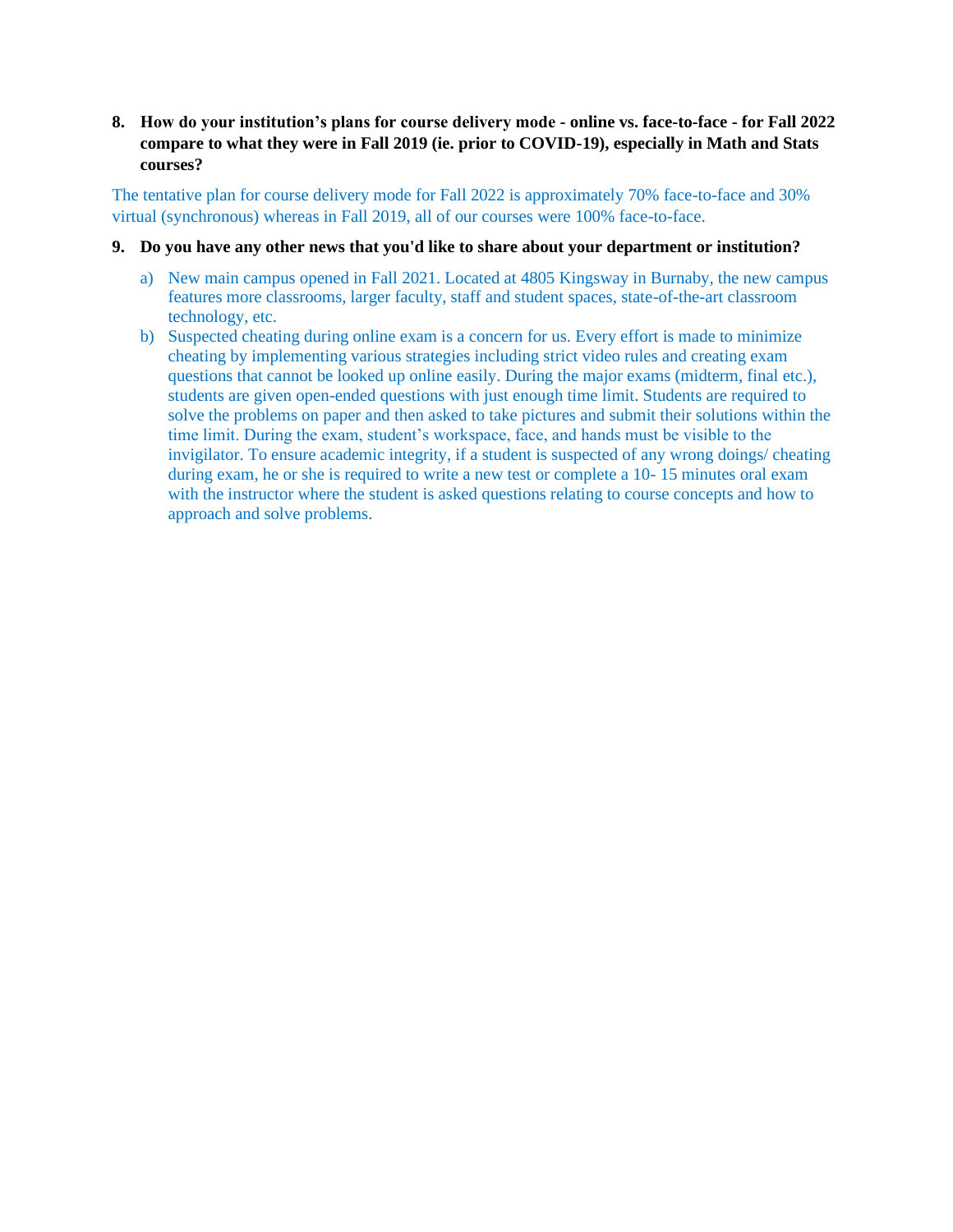8. **How do your institution's plans for course delivery mode - online vs. face-to-face - for Fall 2022 compare to what they were in Fall 2019 (ie. prior to COVID-19), especially in Math and Stats courses?**

The tentative plan for course delivery mode for Fall 2022 is approximately 70% face-to-face and 30% virtual (synchronous) whereas in Fall 2019, all of our courses were 100% face-to-face.

9. **Do you have any other news that you'd like to share about your department or institution?**

   a) New main campus opened in Fall 2021. Located at 4805 Kingsway in Burnaby, the new campus features more classrooms, larger faculty, staff and student spaces, state-of-the-art classroom technology, etc.

   b) Suspected cheating during online exam is a concern for us. Every effort is made to minimize cheating by implementing various strategies including strict video rules and creating exam questions that cannot be looked up online easily. During the major exams (midterm, final etc.), students are given open-ended questions with just enough time limit. Students are required to solve the problems on paper and then asked to take pictures and submit their solutions within the time limit. During the exam, student's workspace, face, and hands must be visible to the invigilator. To ensure academic integrity, if a student is suspected of any wrong doings/ cheating during exam, he or she is required to write a new test or complete a 10- 15 minutes oral exam with the instructor where the student is asked questions relating to course concepts and how to approach and solve problems.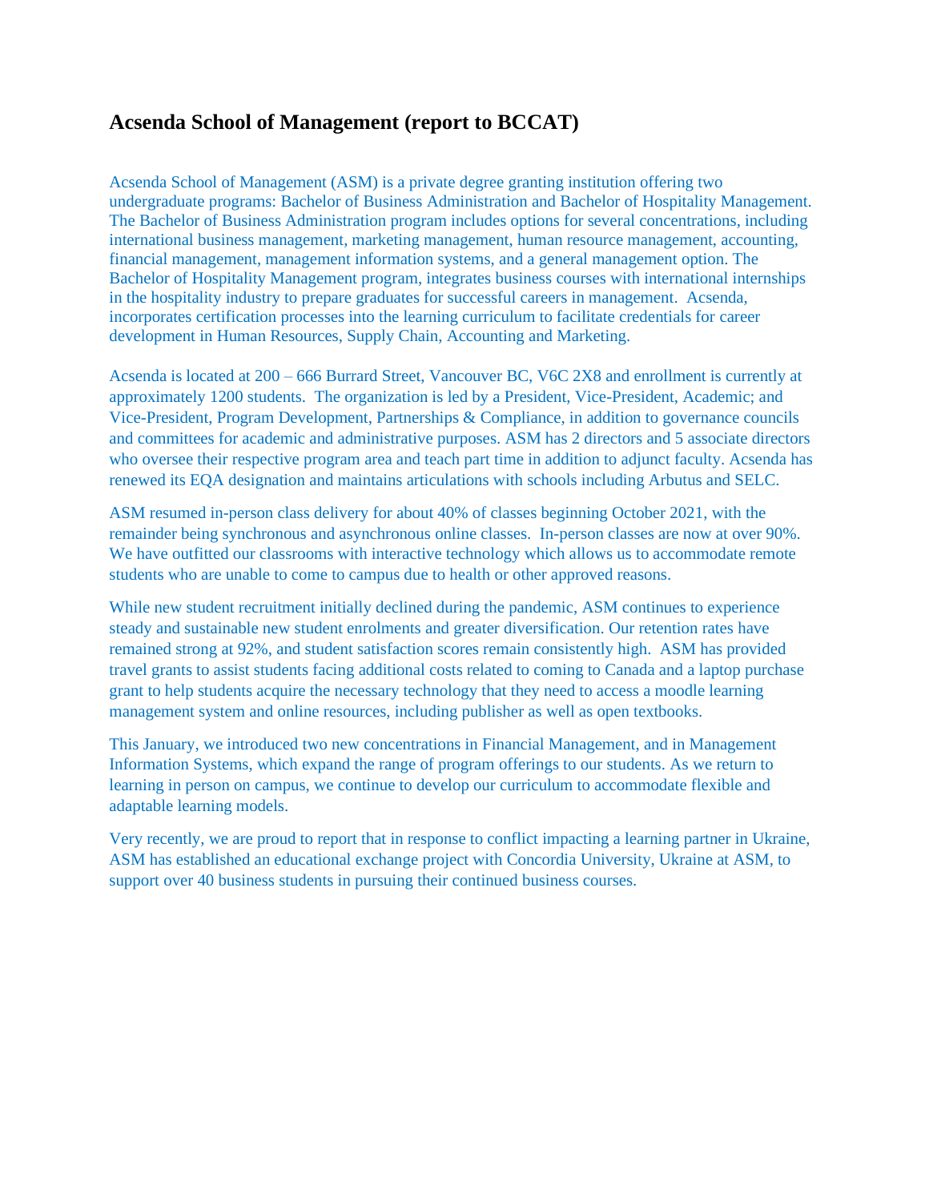## Acsenda School of Management (report to BCCAT)

Acsenda School of Management (ASM) is a private degree granting institution offering two undergraduate programs: Bachelor of Business Administration and Bachelor of Hospitality Management. The Bachelor of Business Administration program includes options for several concentrations, including international business management, marketing management, human resource management, accounting, financial management, management information systems, and a general management option. The Bachelor of Hospitality Management program, integrates business courses with international internships in the hospitality industry to prepare graduates for successful careers in management. Acsenda, incorporates certification processes into the learning curriculum to facilitate credentials for career development in Human Resources, Supply Chain, Accounting and Marketing.

Acsenda is located at 200 – 666 Burrard Street, Vancouver BC, V6C 2X8 and enrollment is currently at approximately 1200 students. The organization is led by a President, Vice-President, Academic; and Vice-President, Program Development, Partnerships & Compliance, in addition to governance councils and committees for academic and administrative purposes. ASM has 2 directors and 5 associate directors who oversee their respective program area and teach part time in addition to adjunct faculty. Acsenda has renewed its EQA designation and maintains articulations with schools including Arbutus and SELC.

ASM resumed in-person class delivery for about 40% of classes beginning October 2021, with the remainder being synchronous and asynchronous online classes. In-person classes are now at over 90%. We have outfitted our classrooms with interactive technology which allows us to accommodate remote students who are unable to come to campus due to health or other approved reasons.

While new student recruitment initially declined during the pandemic, ASM continues to experience steady and sustainable new student enrolments and greater diversification. Our retention rates have remained strong at 92%, and student satisfaction scores remain consistently high. ASM has provided travel grants to assist students facing additional costs related to coming to Canada and a laptop purchase grant to help students acquire the necessary technology that they need to access a moodle learning management system and online resources, including publisher as well as open textbooks.

This January, we introduced two new concentrations in Financial Management, and in Management Information Systems, which expand the range of program offerings to our students. As we return to learning in person on campus, we continue to develop our curriculum to accommodate flexible and adaptable learning models.

Very recently, we are proud to report that in response to conflict impacting a learning partner in Ukraine, ASM has established an educational exchange project with Concordia University, Ukraine at ASM, to support over 40 business students in pursuing their continued business courses.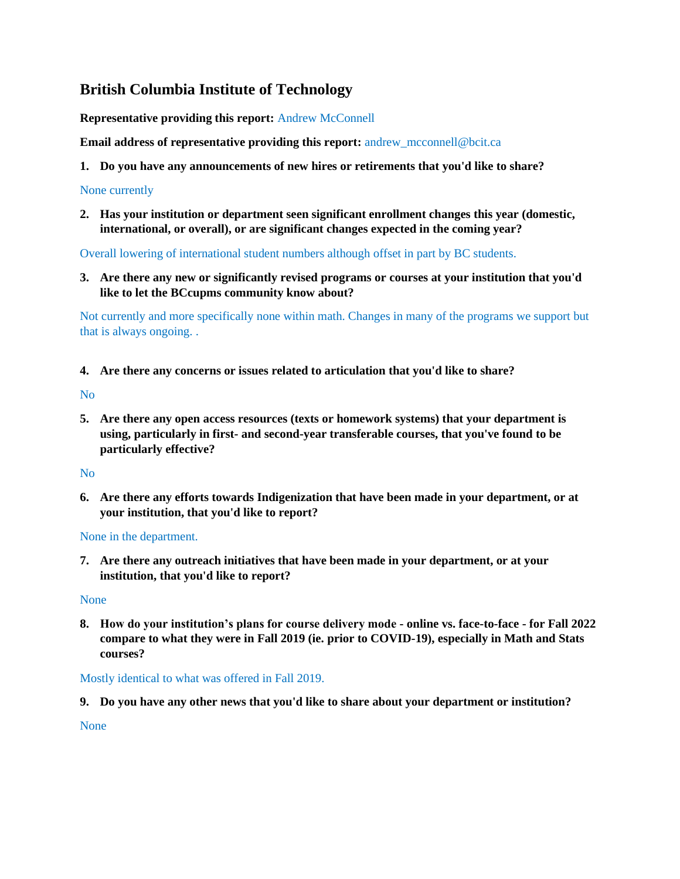## British Columbia Institute of Technology

**Representative providing this report:** Andrew McConnell

**Email address of representative providing this report:** andrew_mcconnell@bcit.ca

1. **Do you have any announcements of new hires or retirements that you'd like to share?**

None currently

2. **Has your institution or department seen significant enrollment changes this year (domestic, international, or overall), or are significant changes expected in the coming year?**

Overall lowering of international student numbers although offset in part by BC students.

3. **Are there any new or significantly revised programs or courses at your institution that you'd like to let the BCcupms community know about?**

Not currently and more specifically none within math. Changes in many of the programs we support but that is always ongoing. .

4. **Are there any concerns or issues related to articulation that you'd like to share?**

No

5. **Are there any open access resources (texts or homework systems) that your department is using, particularly in first- and second-year transferable courses, that you've found to be particularly effective?**

No

6. **Are there any efforts towards Indigenization that have been made in your department, or at your institution, that you'd like to report?**

None in the department.

7. **Are there any outreach initiatives that have been made in your department, or at your institution, that you'd like to report?**

None

8. **How do your institution's plans for course delivery mode - online vs. face-to-face - for Fall 2022 compare to what they were in Fall 2019 (ie. prior to COVID-19), especially in Math and Stats courses?**

Mostly identical to what was offered in Fall 2019.

9. **Do you have any other news that you'd like to share about your department or institution?**

None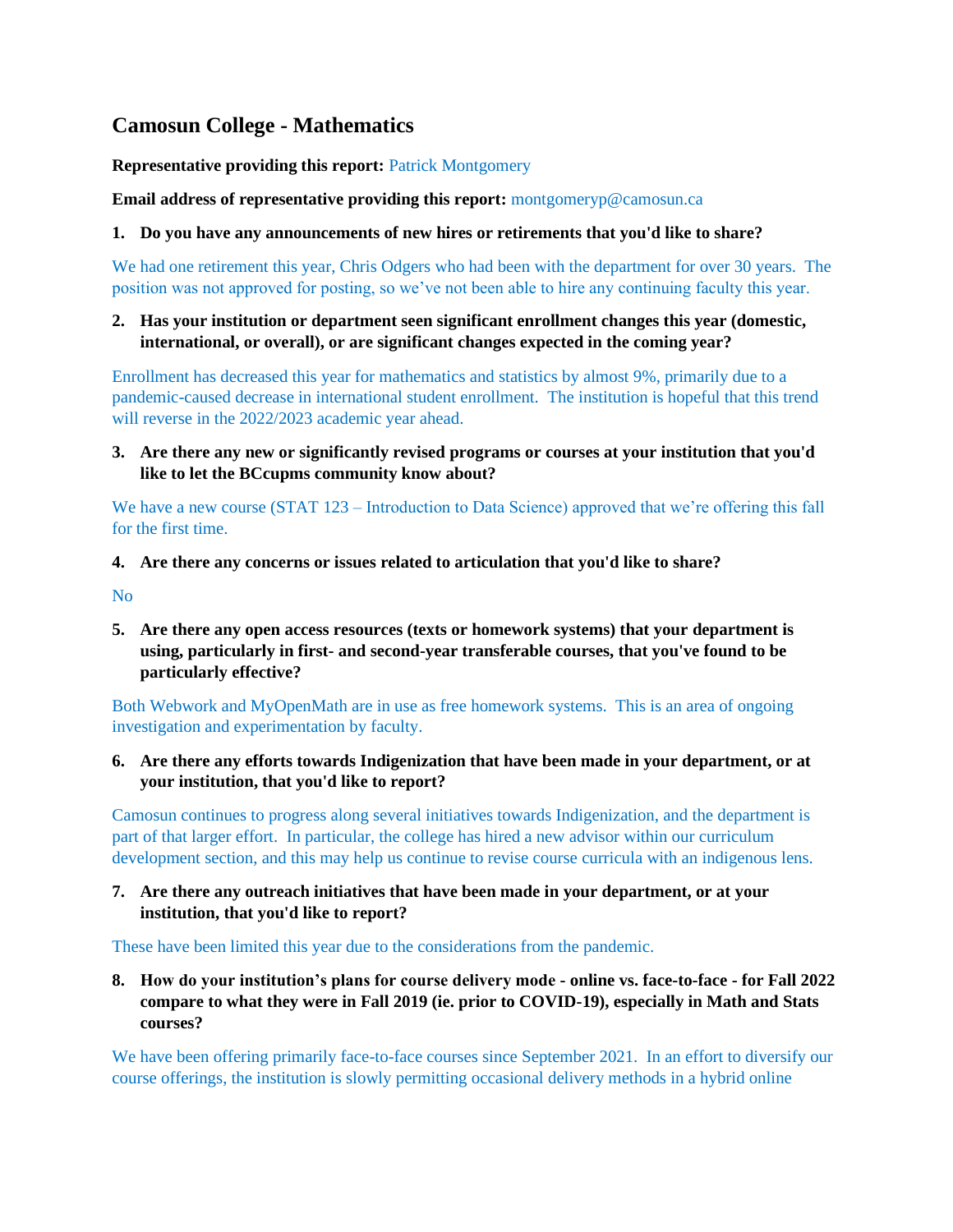## Camosun College - Mathematics

**Representative providing this report:** Patrick Montgomery

**Email address of representative providing this report:** montgomeryp@camosun.ca

1. **Do you have any announcements of new hires or retirements that you'd like to share?**

We had one retirement this year, Chris Odgers who had been with the department for over 30 years. The position was not approved for posting, so we've not been able to hire any continuing faculty this year.

2. **Has your institution or department seen significant enrollment changes this year (domestic, international, or overall), or are significant changes expected in the coming year?**

Enrollment has decreased this year for mathematics and statistics by almost 9%, primarily due to a pandemic-caused decrease in international student enrollment. The institution is hopeful that this trend will reverse in the 2022/2023 academic year ahead.

3. **Are there any new or significantly revised programs or courses at your institution that you'd like to let the BCcupms community know about?**

We have a new course (STAT 123 – Introduction to Data Science) approved that we're offering this fall for the first time.

4. **Are there any concerns or issues related to articulation that you'd like to share?**

No

5. **Are there any open access resources (texts or homework systems) that your department is using, particularly in first- and second-year transferable courses, that you've found to be particularly effective?**

Both Webwork and MyOpenMath are in use as free homework systems. This is an area of ongoing investigation and experimentation by faculty.

6. **Are there any efforts towards Indigenization that have been made in your department, or at your institution, that you'd like to report?**

Camosun continues to progress along several initiatives towards Indigenization, and the department is part of that larger effort. In particular, the college has hired a new advisor within our curriculum development section, and this may help us continue to revise course curricula with an indigenous lens.

7. **Are there any outreach initiatives that have been made in your department, or at your institution, that you'd like to report?**

These have been limited this year due to the considerations from the pandemic.

8. **How do your institution's plans for course delivery mode - online vs. face-to-face - for Fall 2022 compare to what they were in Fall 2019 (ie. prior to COVID-19), especially in Math and Stats courses?**

We have been offering primarily face-to-face courses since September 2021. In an effort to diversify our course offerings, the institution is slowly permitting occasional delivery methods in a hybrid online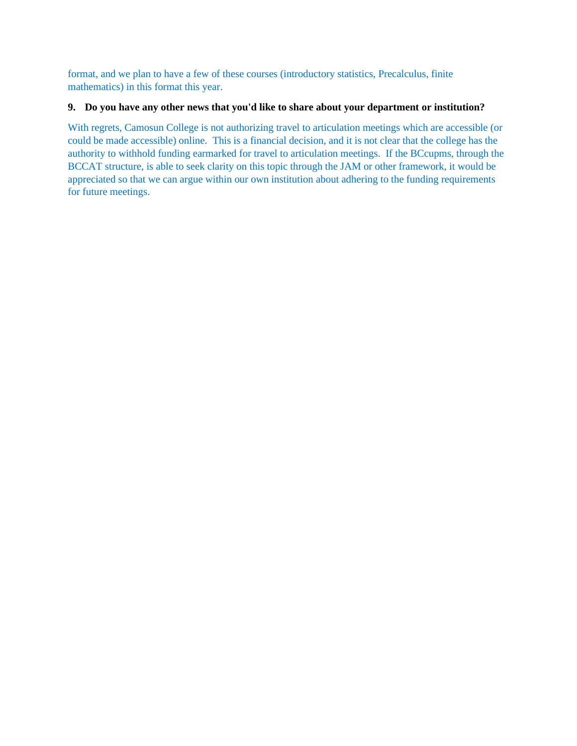format, and we plan to have a few of these courses (introductory statistics, Precalculus, finite mathematics) in this format this year.

**9. Do you have any other news that you'd like to share about your department or institution?**

With regrets, Camosun College is not authorizing travel to articulation meetings which are accessible (or could be made accessible) online. This is a financial decision, and it is not clear that the college has the authority to withhold funding earmarked for travel to articulation meetings. If the BCcupms, through the BCCAT structure, is able to seek clarity on this topic through the JAM or other framework, it would be appreciated so that we can argue within our own institution about adhering to the funding requirements for future meetings.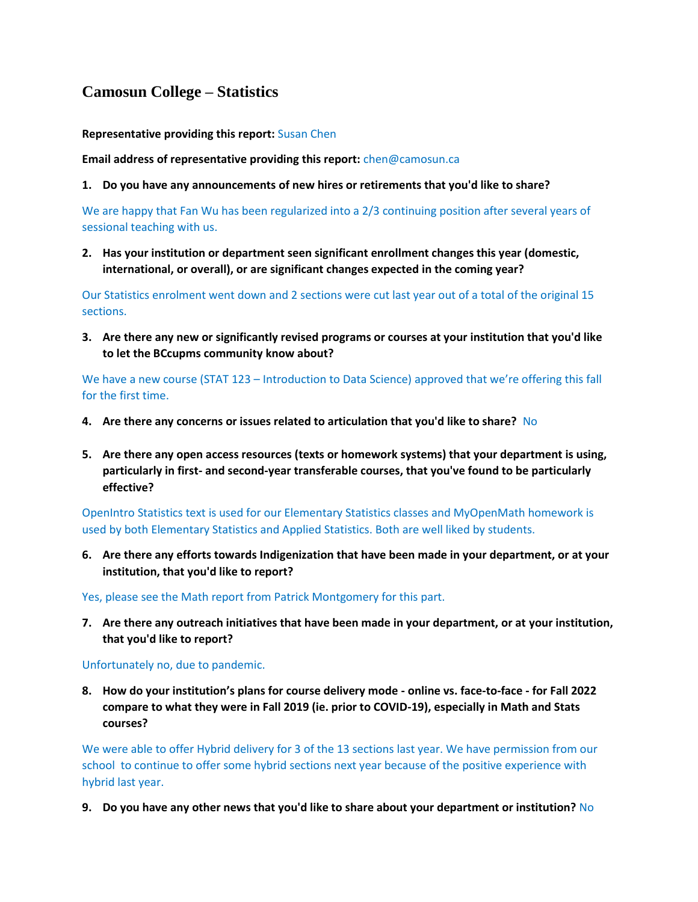# Camosun College – Statistics

**Representative providing this report:** Susan Chen

**Email address of representative providing this report:** chen@camosun.ca

1. **Do you have any announcements of new hires or retirements that you'd like to share?**

We are happy that Fan Wu has been regularized into a 2/3 continuing position after several years of sessional teaching with us.

2. **Has your institution or department seen significant enrollment changes this year (domestic, international, or overall), or are significant changes expected in the coming year?**

Our Statistics enrolment went down and 2 sections were cut last year out of a total of the original 15 sections.

3. **Are there any new or significantly revised programs or courses at your institution that you'd like to let the BCcupms community know about?**

We have a new course (STAT 123 – Introduction to Data Science) approved that we're offering this fall for the first time.

4. **Are there any concerns or issues related to articulation that you'd like to share?** No

5. **Are there any open access resources (texts or homework systems) that your department is using, particularly in first- and second-year transferable courses, that you've found to be particularly effective?**

OpenIntro Statistics text is used for our Elementary Statistics classes and MyOpenMath homework is used by both Elementary Statistics and Applied Statistics. Both are well liked by students.

6. **Are there any efforts towards Indigenization that have been made in your department, or at your institution, that you'd like to report?**

Yes, please see the Math report from Patrick Montgomery for this part.

7. **Are there any outreach initiatives that have been made in your department, or at your institution, that you'd like to report?**

Unfortunately no, due to pandemic.

8. **How do your institution's plans for course delivery mode - online vs. face-to-face - for Fall 2022 compare to what they were in Fall 2019 (ie. prior to COVID-19), especially in Math and Stats courses?**

We were able to offer Hybrid delivery for 3 of the 13 sections last year. We have permission from our school to continue to offer some hybrid sections next year because of the positive experience with hybrid last year.

9. **Do you have any other news that you'd like to share about your department or institution?** No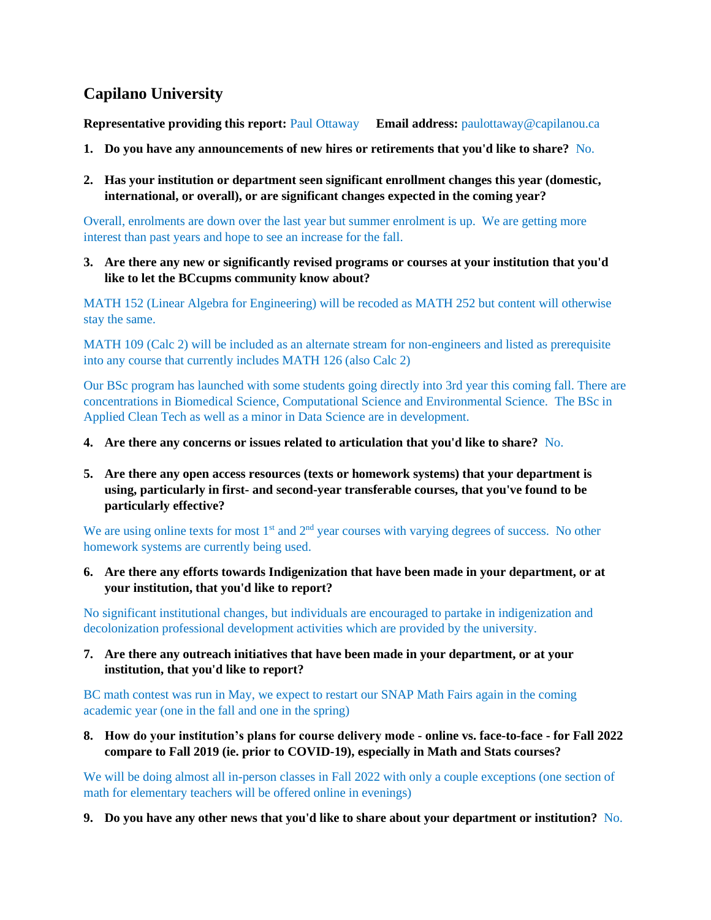## Capilano University

**Representative providing this report:** Paul Ottaway **Email address:** paulottaway@capilanou.ca

1. **Do you have any announcements of new hires or retirements that you'd like to share?** No.

2. **Has your institution or department seen significant enrollment changes this year (domestic, international, or overall), or are significant changes expected in the coming year?**

Overall, enrolments are down over the last year but summer enrolment is up. We are getting more interest than past years and hope to see an increase for the fall.

3. **Are there any new or significantly revised programs or courses at your institution that you'd like to let the BCcupms community know about?**

MATH 152 (Linear Algebra for Engineering) will be recoded as MATH 252 but content will otherwise stay the same.

MATH 109 (Calc 2) will be included as an alternate stream for non-engineers and listed as prerequisite into any course that currently includes MATH 126 (also Calc 2)

Our BSc program has launched with some students going directly into 3rd year this coming fall. There are concentrations in Biomedical Science, Computational Science and Environmental Science. The BSc in Applied Clean Tech as well as a minor in Data Science are in development.

4. **Are there any concerns or issues related to articulation that you'd like to share?** No.

5. **Are there any open access resources (texts or homework systems) that your department is using, particularly in first- and second-year transferable courses, that you've found to be particularly effective?**

We are using online texts for most 1st and 2nd year courses with varying degrees of success. No other homework systems are currently being used.

6. **Are there any efforts towards Indigenization that have been made in your department, or at your institution, that you'd like to report?**

No significant institutional changes, but individuals are encouraged to partake in indigenization and decolonization professional development activities which are provided by the university.

7. **Are there any outreach initiatives that have been made in your department, or at your institution, that you'd like to report?**

BC math contest was run in May, we expect to restart our SNAP Math Fairs again in the coming academic year (one in the fall and one in the spring)

8. **How do your institution's plans for course delivery mode - online vs. face-to-face - for Fall 2022 compare to Fall 2019 (ie. prior to COVID-19), especially in Math and Stats courses?**

We will be doing almost all in-person classes in Fall 2022 with only a couple exceptions (one section of math for elementary teachers will be offered online in evenings)

9. **Do you have any other news that you'd like to share about your department or institution?** No.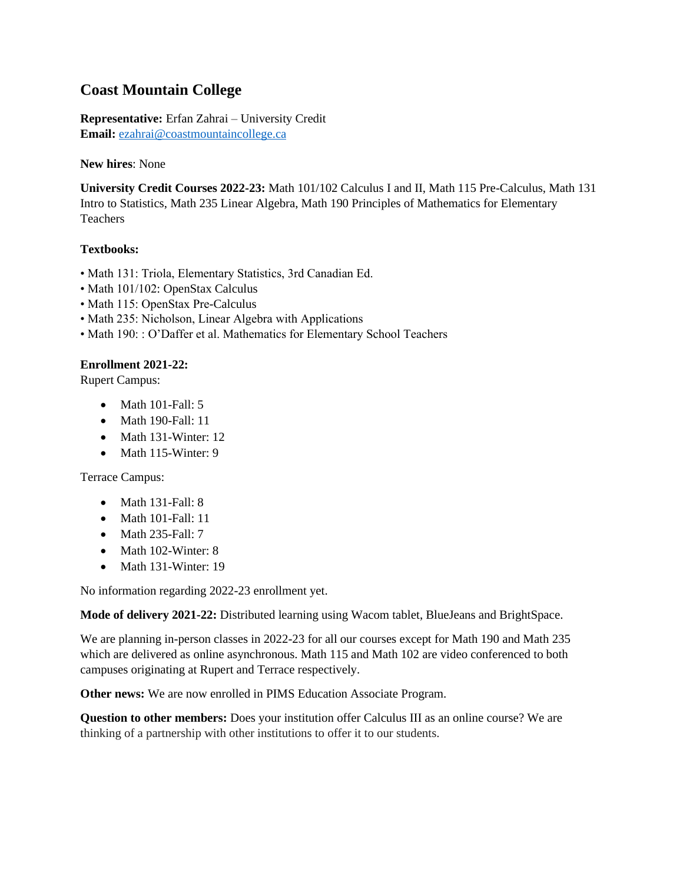## Coast Mountain College

**Representative:** Erfan Zahrai – University Credit
**Email:** ezahrai@coastmountaincollege.ca

**New hires**: None

**University Credit Courses 2022-23:** Math 101/102 Calculus I and II, Math 115 Pre-Calculus, Math 131 Intro to Statistics, Math 235 Linear Algebra, Math 190 Principles of Mathematics for Elementary Teachers

**Textbooks:**

- Math 131: Triola, Elementary Statistics, 3rd Canadian Ed.
- Math 101/102: OpenStax Calculus
- Math 115: OpenStax Pre-Calculus
- Math 235: Nicholson, Linear Algebra with Applications
- Math 190: : O'Daffer et al. Mathematics for Elementary School Teachers

**Enrollment 2021-22:**
Rupert Campus:

- Math 101-Fall: 5
- Math 190-Fall: 11
- Math 131-Winter: 12
- Math 115-Winter: 9

Terrace Campus:

- Math 131-Fall: 8
- Math 101-Fall: 11
- Math 235-Fall: 7
- Math 102-Winter: 8
- Math 131-Winter: 19

No information regarding 2022-23 enrollment yet.

**Mode of delivery 2021-22:** Distributed learning using Wacom tablet, BlueJeans and BrightSpace.

We are planning in-person classes in 2022-23 for all our courses except for Math 190 and Math 235 which are delivered as online asynchronous. Math 115 and Math 102 are video conferenced to both campuses originating at Rupert and Terrace respectively.

**Other news:** We are now enrolled in PIMS Education Associate Program.

**Question to other members:** Does your institution offer Calculus III as an online course? We are thinking of a partnership with other institutions to offer it to our students.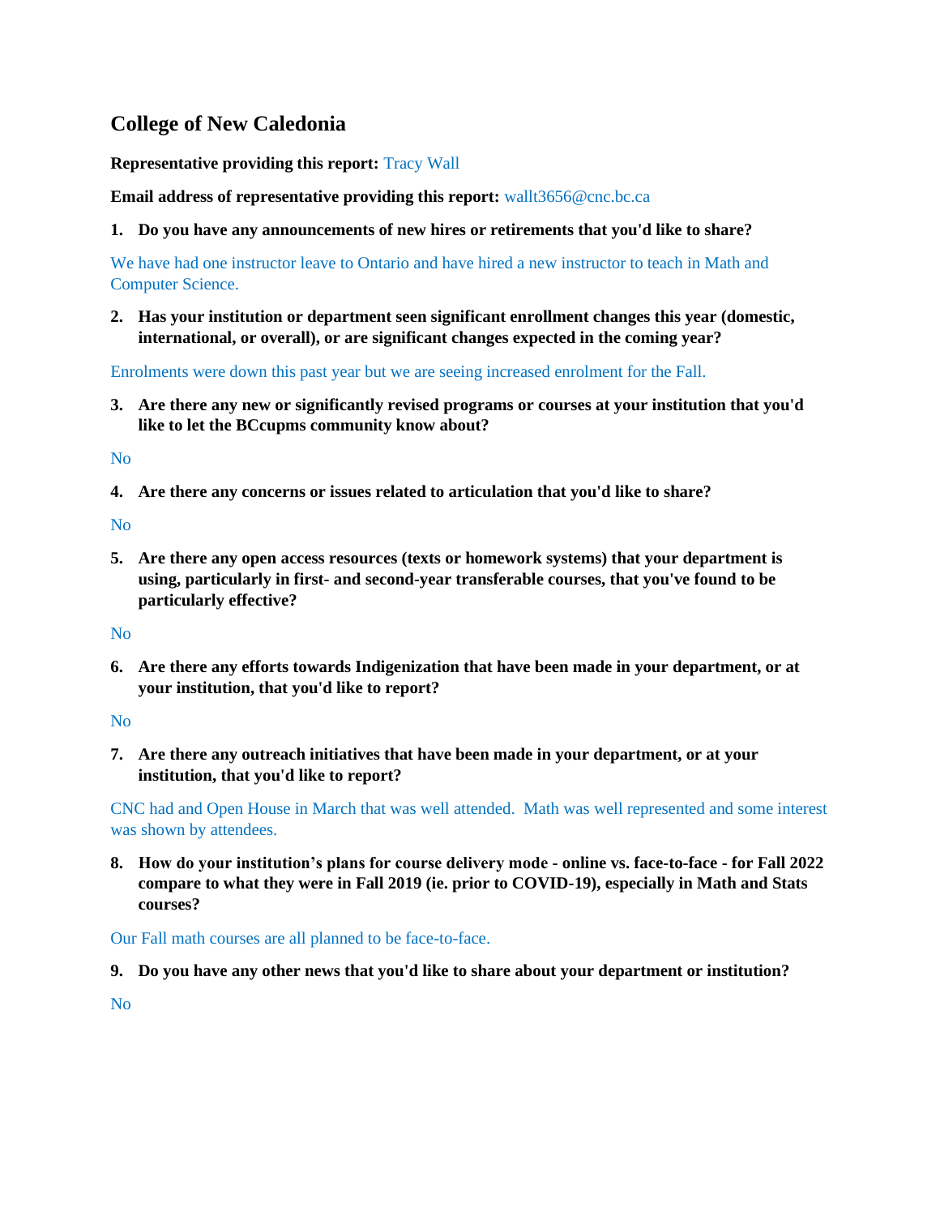## College of New Caledonia

**Representative providing this report:** Tracy Wall

**Email address of representative providing this report:** wallt3656@cnc.bc.ca

1. **Do you have any announcements of new hires or retirements that you'd like to share?**

We have had one instructor leave to Ontario and have hired a new instructor to teach in Math and Computer Science.

2. **Has your institution or department seen significant enrollment changes this year (domestic, international, or overall), or are significant changes expected in the coming year?**

Enrolments were down this past year but we are seeing increased enrolment for the Fall.

3. **Are there any new or significantly revised programs or courses at your institution that you'd like to let the BCcupms community know about?**

No

4. **Are there any concerns or issues related to articulation that you'd like to share?**

No

5. **Are there any open access resources (texts or homework systems) that your department is using, particularly in first- and second-year transferable courses, that you've found to be particularly effective?**

No

6. **Are there any efforts towards Indigenization that have been made in your department, or at your institution, that you'd like to report?**

No

7. **Are there any outreach initiatives that have been made in your department, or at your institution, that you'd like to report?**

CNC had and Open House in March that was well attended. Math was well represented and some interest was shown by attendees.

8. **How do your institution's plans for course delivery mode - online vs. face-to-face - for Fall 2022 compare to what they were in Fall 2019 (ie. prior to COVID-19), especially in Math and Stats courses?**

Our Fall math courses are all planned to be face-to-face.

9. **Do you have any other news that you'd like to share about your department or institution?**

No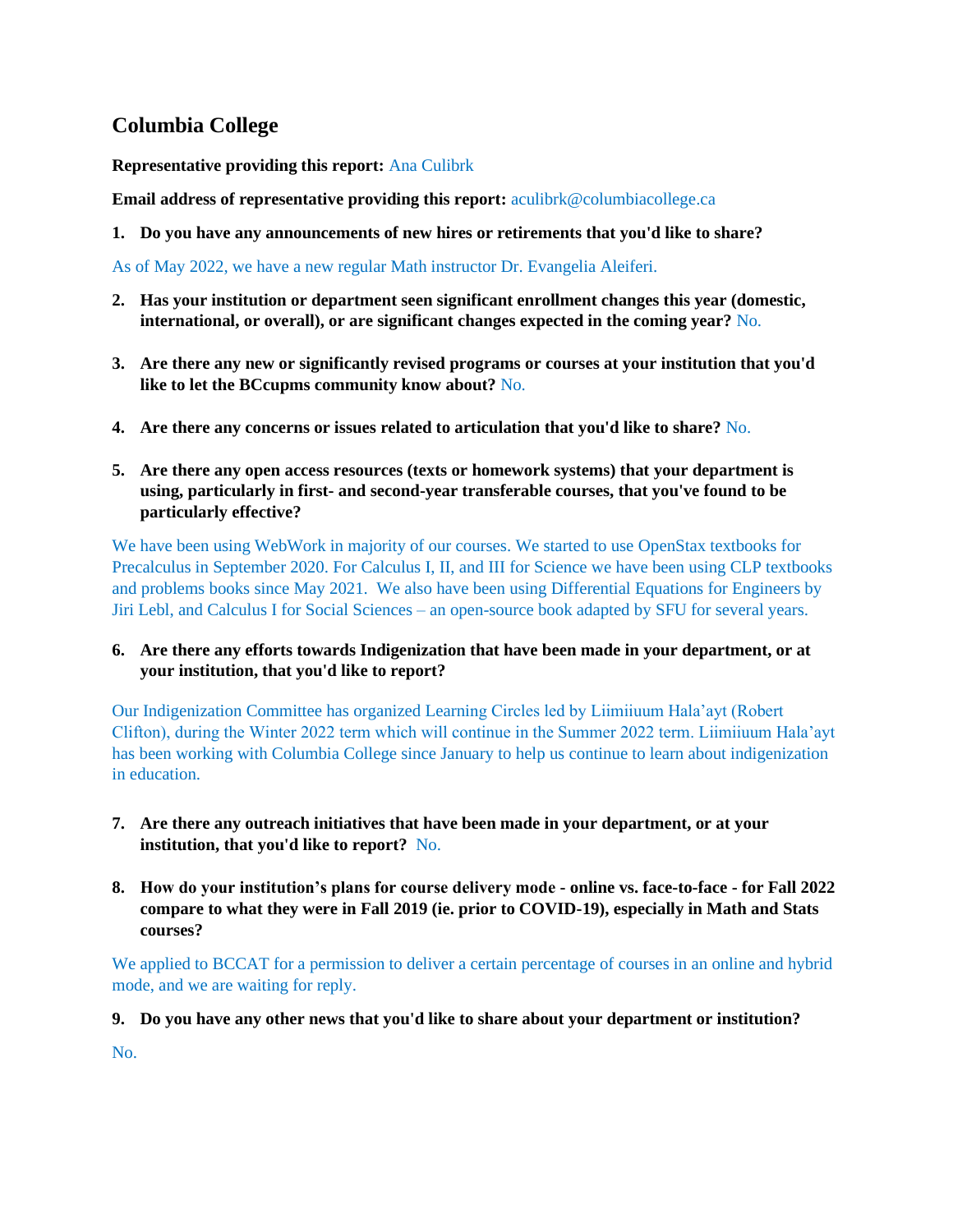## Columbia College

**Representative providing this report:** Ana Culibrk

**Email address of representative providing this report:** aculibrk@columbiacollege.ca

1. **Do you have any announcements of new hires or retirements that you'd like to share?**

As of May 2022, we have a new regular Math instructor Dr. Evangelia Aleiferi.

2. **Has your institution or department seen significant enrollment changes this year (domestic, international, or overall), or are significant changes expected in the coming year?** No.

3. **Are there any new or significantly revised programs or courses at your institution that you'd like to let the BCcupms community know about?** No.

4. **Are there any concerns or issues related to articulation that you'd like to share?** No.

5. **Are there any open access resources (texts or homework systems) that your department is using, particularly in first- and second-year transferable courses, that you've found to be particularly effective?**

We have been using WebWork in majority of our courses. We started to use OpenStax textbooks for Precalculus in September 2020. For Calculus I, II, and III for Science we have been using CLP textbooks and problems books since May 2021. We also have been using Differential Equations for Engineers by Jiri Lebl, and Calculus I for Social Sciences – an open-source book adapted by SFU for several years.

6. **Are there any efforts towards Indigenization that have been made in your department, or at your institution, that you'd like to report?**

Our Indigenization Committee has organized Learning Circles led by Liimiiuum Hala'ayt (Robert Clifton), during the Winter 2022 term which will continue in the Summer 2022 term. Liimiiuum Hala'ayt has been working with Columbia College since January to help us continue to learn about indigenization in education.

7. **Are there any outreach initiatives that have been made in your department, or at your institution, that you'd like to report?** No.

8. **How do your institution's plans for course delivery mode - online vs. face-to-face - for Fall 2022 compare to what they were in Fall 2019 (ie. prior to COVID-19), especially in Math and Stats courses?**

We applied to BCCAT for a permission to deliver a certain percentage of courses in an online and hybrid mode, and we are waiting for reply.

9. **Do you have any other news that you'd like to share about your department or institution?**

No.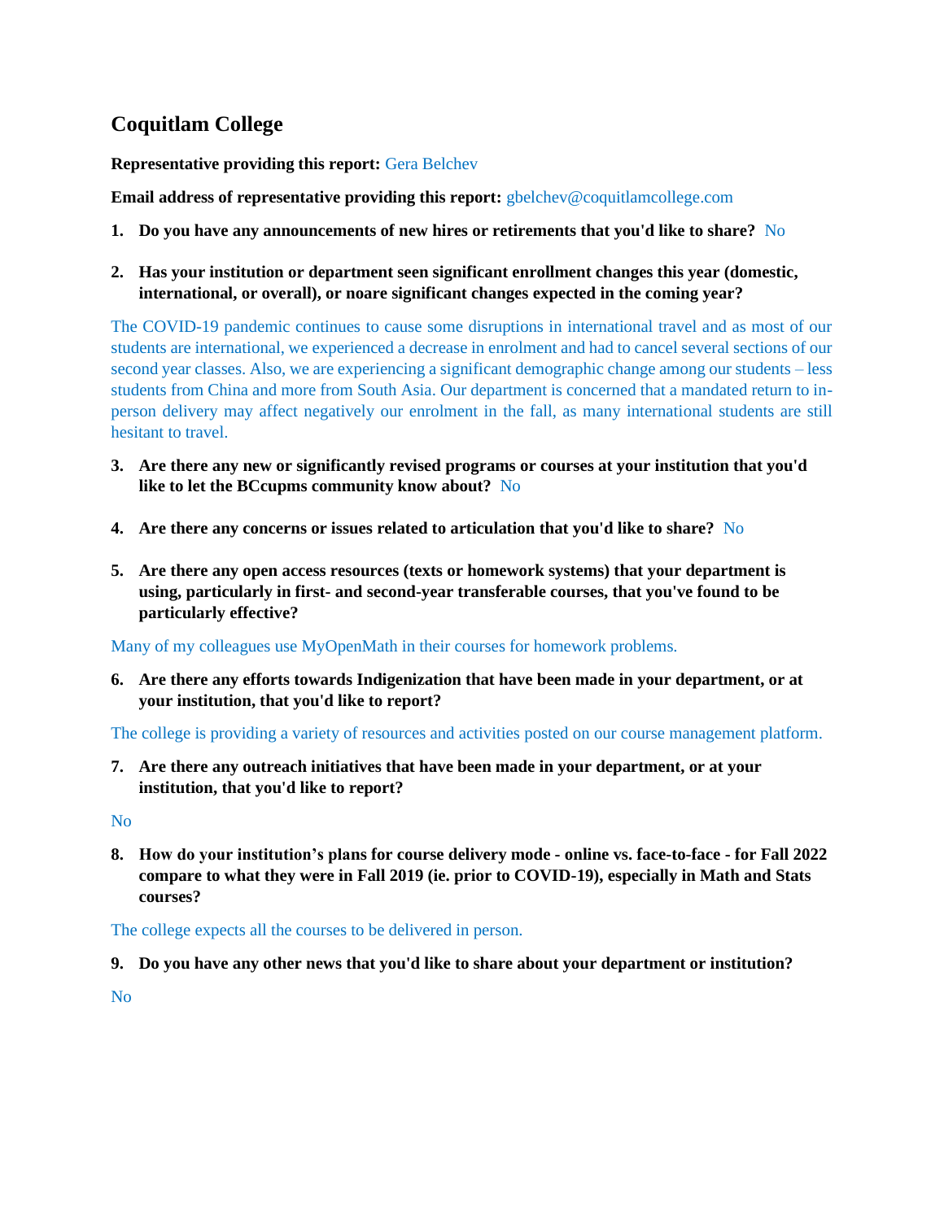## Coquitlam College

**Representative providing this report:** Gera Belchev

**Email address of representative providing this report:** gbelchev@coquitlamcollege.com

1. **Do you have any announcements of new hires or retirements that you'd like to share?** No

2. **Has your institution or department seen significant enrollment changes this year (domestic, international, or overall), or noare significant changes expected in the coming year?**

The COVID-19 pandemic continues to cause some disruptions in international travel and as most of our students are international, we experienced a decrease in enrolment and had to cancel several sections of our second year classes. Also, we are experiencing a significant demographic change among our students – less students from China and more from South Asia. Our department is concerned that a mandated return to in-person delivery may affect negatively our enrolment in the fall, as many international students are still hesitant to travel.

3. **Are there any new or significantly revised programs or courses at your institution that you'd like to let the BCcupms community know about?** No

4. **Are there any concerns or issues related to articulation that you'd like to share?** No

5. **Are there any open access resources (texts or homework systems) that your department is using, particularly in first- and second-year transferable courses, that you've found to be particularly effective?**

Many of my colleagues use MyOpenMath in their courses for homework problems.

6. **Are there any efforts towards Indigenization that have been made in your department, or at your institution, that you'd like to report?**

The college is providing a variety of resources and activities posted on our course management platform.

7. **Are there any outreach initiatives that have been made in your department, or at your institution, that you'd like to report?**

No

8. **How do your institution's plans for course delivery mode - online vs. face-to-face - for Fall 2022 compare to what they were in Fall 2019 (ie. prior to COVID-19), especially in Math and Stats courses?**

The college expects all the courses to be delivered in person.

9. **Do you have any other news that you'd like to share about your department or institution?**

No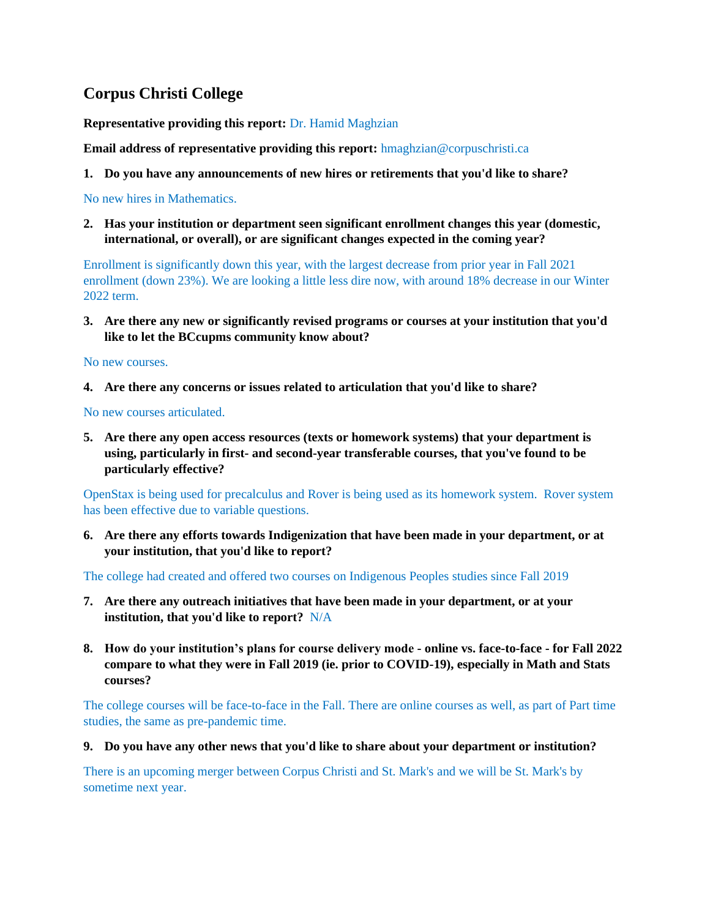## Corpus Christi College

**Representative providing this report:** Dr. Hamid Maghzian

**Email address of representative providing this report:** hmaghzian@corpuschristi.ca

1. **Do you have any announcements of new hires or retirements that you'd like to share?**

No new hires in Mathematics.

2. **Has your institution or department seen significant enrollment changes this year (domestic, international, or overall), or are significant changes expected in the coming year?**

Enrollment is significantly down this year, with the largest decrease from prior year in Fall 2021 enrollment (down 23%). We are looking a little less dire now, with around 18% decrease in our Winter 2022 term.

3. **Are there any new or significantly revised programs or courses at your institution that you'd like to let the BCcupms community know about?**

No new courses.

4. **Are there any concerns or issues related to articulation that you'd like to share?**

No new courses articulated.

5. **Are there any open access resources (texts or homework systems) that your department is using, particularly in first- and second-year transferable courses, that you've found to be particularly effective?**

OpenStax is being used for precalculus and Rover is being used as its homework system. Rover system has been effective due to variable questions.

6. **Are there any efforts towards Indigenization that have been made in your department, or at your institution, that you'd like to report?**

The college had created and offered two courses on Indigenous Peoples studies since Fall 2019

7. **Are there any outreach initiatives that have been made in your department, or at your institution, that you'd like to report?** N/A

8. **How do your institution's plans for course delivery mode - online vs. face-to-face - for Fall 2022 compare to what they were in Fall 2019 (ie. prior to COVID-19), especially in Math and Stats courses?**

The college courses will be face-to-face in the Fall. There are online courses as well, as part of Part time studies, the same as pre-pandemic time.

9. **Do you have any other news that you'd like to share about your department or institution?**

There is an upcoming merger between Corpus Christi and St. Mark's and we will be St. Mark's by sometime next year.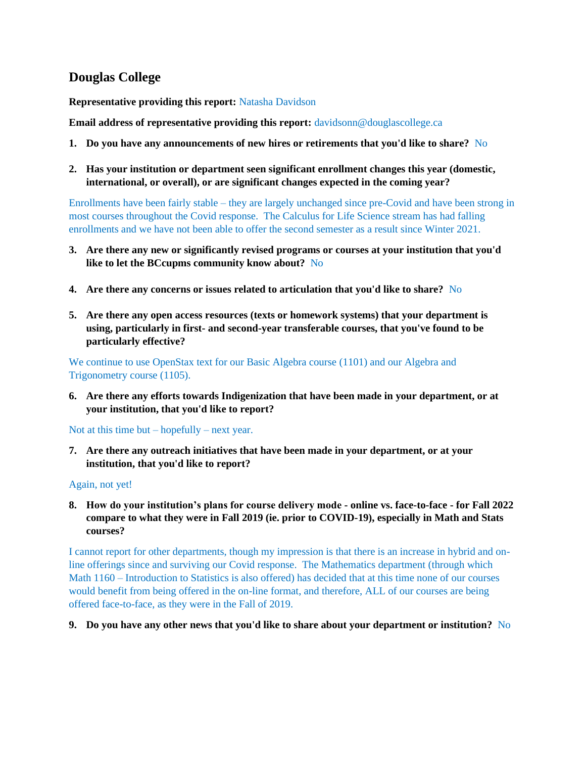## Douglas College

**Representative providing this report:** Natasha Davidson

**Email address of representative providing this report:** davidsonn@douglascollege.ca

1. **Do you have any announcements of new hires or retirements that you'd like to share?** No

2. **Has your institution or department seen significant enrollment changes this year (domestic, international, or overall), or are significant changes expected in the coming year?**

Enrollments have been fairly stable – they are largely unchanged since pre-Covid and have been strong in most courses throughout the Covid response. The Calculus for Life Science stream has had falling enrollments and we have not been able to offer the second semester as a result since Winter 2021.

3. **Are there any new or significantly revised programs or courses at your institution that you'd like to let the BCcupms community know about?** No

4. **Are there any concerns or issues related to articulation that you'd like to share?** No

5. **Are there any open access resources (texts or homework systems) that your department is using, particularly in first- and second-year transferable courses, that you've found to be particularly effective?**

We continue to use OpenStax text for our Basic Algebra course (1101) and our Algebra and Trigonometry course (1105).

6. **Are there any efforts towards Indigenization that have been made in your department, or at your institution, that you'd like to report?**

Not at this time but – hopefully – next year.

7. **Are there any outreach initiatives that have been made in your department, or at your institution, that you'd like to report?**

Again, not yet!

8. **How do your institution's plans for course delivery mode - online vs. face-to-face - for Fall 2022 compare to what they were in Fall 2019 (ie. prior to COVID-19), especially in Math and Stats courses?**

I cannot report for other departments, though my impression is that there is an increase in hybrid and on-line offerings since and surviving our Covid response. The Mathematics department (through which Math 1160 – Introduction to Statistics is also offered) has decided that at this time none of our courses would benefit from being offered in the on-line format, and therefore, ALL of our courses are being offered face-to-face, as they were in the Fall of 2019.

9. **Do you have any other news that you'd like to share about your department or institution?** No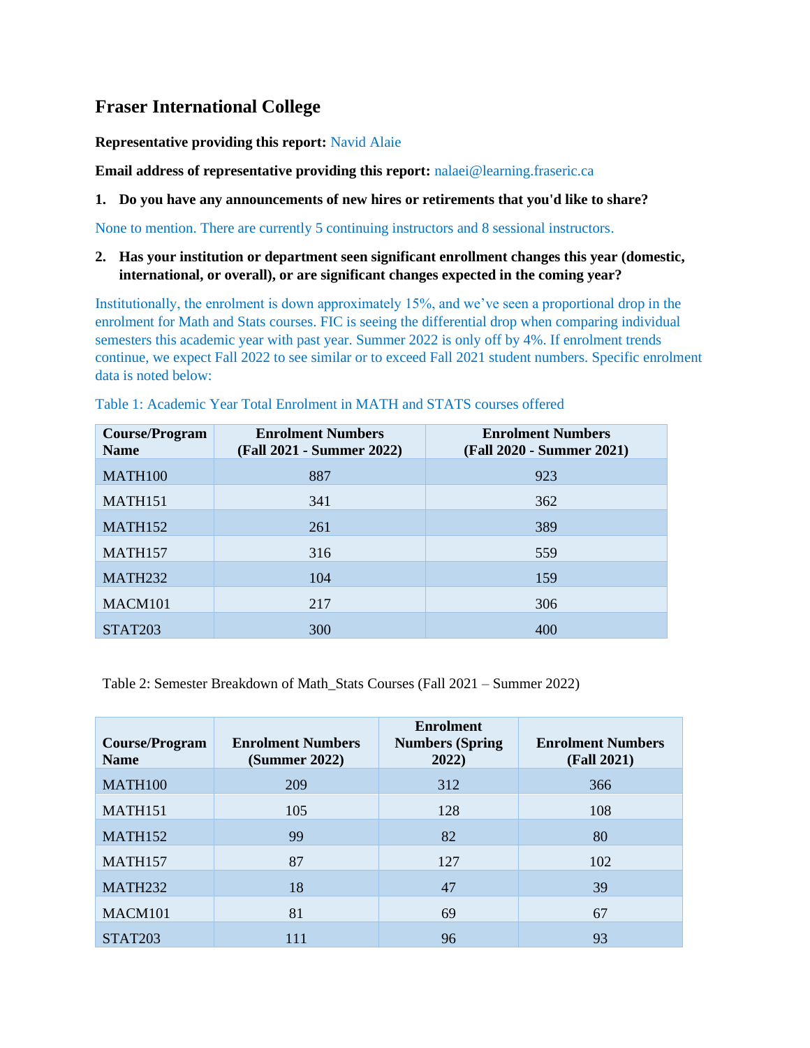## Fraser International College

**Representative providing this report:** Navid Alaie

**Email address of representative providing this report:** nalaei@learning.fraseric.ca

1. **Do you have any announcements of new hires or retirements that you'd like to share?**

None to mention. There are currently 5 continuing instructors and 8 sessional instructors.

2. **Has your institution or department seen significant enrollment changes this year (domestic, international, or overall), or are significant changes expected in the coming year?**

Institutionally, the enrolment is down approximately 15%, and we've seen a proportional drop in the enrolment for Math and Stats courses. FIC is seeing the differential drop when comparing individual semesters this academic year with past year. Summer 2022 is only off by 4%. If enrolment trends continue, we expect Fall 2022 to see similar or to exceed Fall 2021 student numbers. Specific enrolment data is noted below:

Table 1: Academic Year Total Enrolment in MATH and STATS courses offered

| Course/Program Name | Enrolment Numbers (Fall 2021 - Summer 2022) | Enrolment Numbers (Fall 2020 - Summer 2021) |
|---|---|---|
| MATH100 | 887 | 923 |
| MATH151 | 341 | 362 |
| MATH152 | 261 | 389 |
| MATH157 | 316 | 559 |
| MATH232 | 104 | 159 |
| MACM101 | 217 | 306 |
| STAT203 | 300 | 400 |

Table 2: Semester Breakdown of Math_Stats Courses (Fall 2021 – Summer 2022)

| Course/Program Name | Enrolment Numbers (Summer 2022) | Enrolment Numbers (Spring 2022) | Enrolment Numbers (Fall 2021) |
|---|---|---|---|
| MATH100 | 209 | 312 | 366 |
| MATH151 | 105 | 128 | 108 |
| MATH152 | 99 | 82 | 80 |
| MATH157 | 87 | 127 | 102 |
| MATH232 | 18 | 47 | 39 |
| MACM101 | 81 | 69 | 67 |
| STAT203 | 111 | 96 | 93 |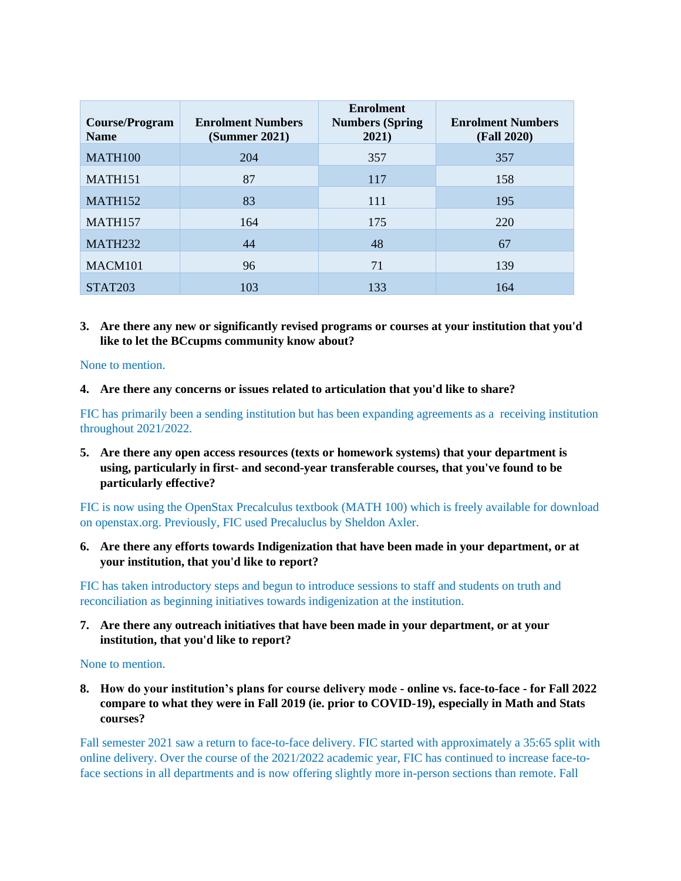| Course/Program Name | Enrolment Numbers (Summer 2021) | Enrolment Numbers (Spring 2021) | Enrolment Numbers (Fall 2020) |
|---|---|---|---|
| MATH100 | 204 | 357 | 357 |
| MATH151 | 87 | 117 | 158 |
| MATH152 | 83 | 111 | 195 |
| MATH157 | 164 | 175 | 220 |
| MATH232 | 44 | 48 | 67 |
| MACM101 | 96 | 71 | 139 |
| STAT203 | 103 | 133 | 164 |

3. **Are there any new or significantly revised programs or courses at your institution that you'd like to let the BCcupms community know about?**

None to mention.

4. **Are there any concerns or issues related to articulation that you'd like to share?**

FIC has primarily been a sending institution but has been expanding agreements as a receiving institution throughout 2021/2022.

5. **Are there any open access resources (texts or homework systems) that your department is using, particularly in first- and second-year transferable courses, that you've found to be particularly effective?**

FIC is now using the OpenStax Precalculus textbook (MATH 100) which is freely available for download on openstax.org. Previously, FIC used Precaluclus by Sheldon Axler.

6. **Are there any efforts towards Indigenization that have been made in your department, or at your institution, that you'd like to report?**

FIC has taken introductory steps and begun to introduce sessions to staff and students on truth and reconciliation as beginning initiatives towards indigenization at the institution.

7. **Are there any outreach initiatives that have been made in your department, or at your institution, that you'd like to report?**

None to mention.

8. **How do your institution's plans for course delivery mode - online vs. face-to-face - for Fall 2022 compare to what they were in Fall 2019 (ie. prior to COVID-19), especially in Math and Stats courses?**

Fall semester 2021 saw a return to face-to-face delivery. FIC started with approximately a 35:65 split with online delivery. Over the course of the 2021/2022 academic year, FIC has continued to increase face-to-face sections in all departments and is now offering slightly more in-person sections than remote. Fall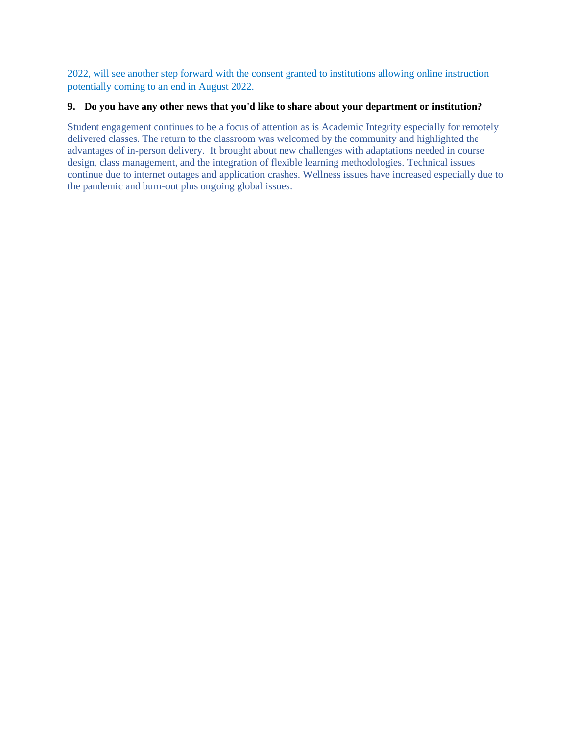2022, will see another step forward with the consent granted to institutions allowing online instruction potentially coming to an end in August 2022.

**9. Do you have any other news that you'd like to share about your department or institution?**

Student engagement continues to be a focus of attention as is Academic Integrity especially for remotely delivered classes. The return to the classroom was welcomed by the community and highlighted the advantages of in-person delivery. It brought about new challenges with adaptations needed in course design, class management, and the integration of flexible learning methodologies. Technical issues continue due to internet outages and application crashes. Wellness issues have increased especially due to the pandemic and burn-out plus ongoing global issues.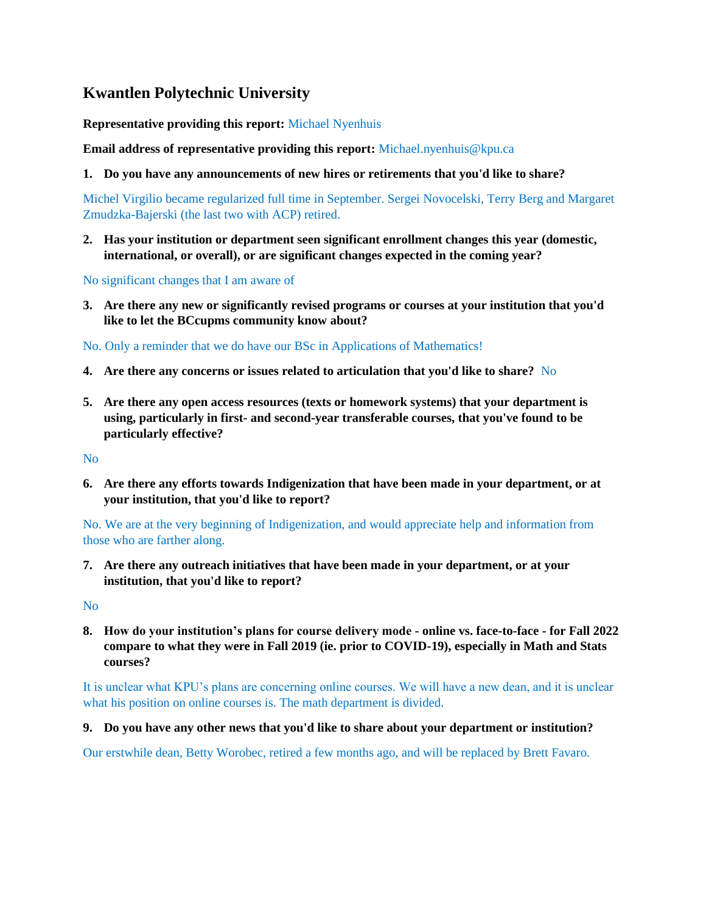# Kwantlen Polytechnic University

**Representative providing this report:** Michael Nyenhuis

**Email address of representative providing this report:** Michael.nyenhuis@kpu.ca

1. **Do you have any announcements of new hires or retirements that you'd like to share?**

Michel Virgilio became regularized full time in September. Sergei Novocelski, Terry Berg and Margaret Zmudzka-Bajerski (the last two with ACP) retired.

2. **Has your institution or department seen significant enrollment changes this year (domestic, international, or overall), or are significant changes expected in the coming year?**

No significant changes that I am aware of

3. **Are there any new or significantly revised programs or courses at your institution that you'd like to let the BCcupms community know about?**

No. Only a reminder that we do have our BSc in Applications of Mathematics!

4. **Are there any concerns or issues related to articulation that you'd like to share?** No

5. **Are there any open access resources (texts or homework systems) that your department is using, particularly in first- and second-year transferable courses, that you've found to be particularly effective?**

No

6. **Are there any efforts towards Indigenization that have been made in your department, or at your institution, that you'd like to report?**

No. We are at the very beginning of Indigenization, and would appreciate help and information from those who are farther along.

7. **Are there any outreach initiatives that have been made in your department, or at your institution, that you'd like to report?**

No

8. **How do your institution's plans for course delivery mode - online vs. face-to-face - for Fall 2022 compare to what they were in Fall 2019 (ie. prior to COVID-19), especially in Math and Stats courses?**

It is unclear what KPU's plans are concerning online courses. We will have a new dean, and it is unclear what his position on online courses is. The math department is divided.

9. **Do you have any other news that you'd like to share about your department or institution?**

Our erstwhile dean, Betty Worobec, retired a few months ago, and will be replaced by Brett Favaro.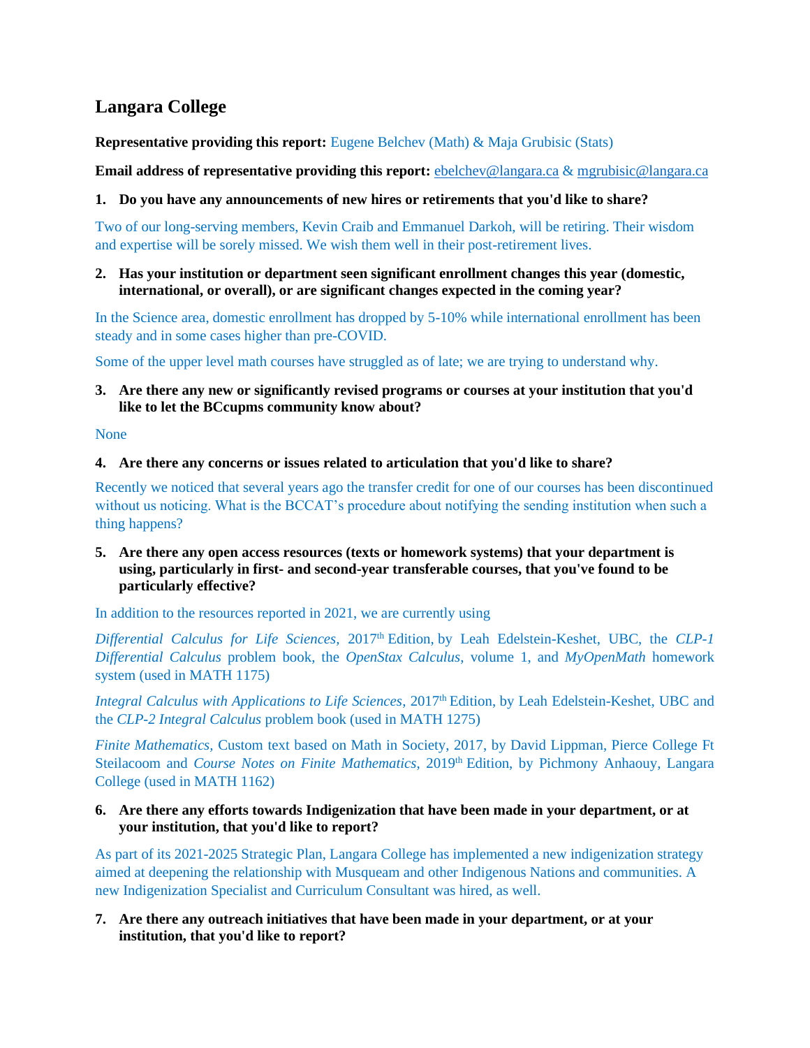# Langara College

**Representative providing this report:** Eugene Belchev (Math) & Maja Grubisic (Stats)

**Email address of representative providing this report:** ebelchev@langara.ca & mgrubisic@langara.ca

1. **Do you have any announcements of new hires or retirements that you'd like to share?**

Two of our long-serving members, Kevin Craib and Emmanuel Darkoh, will be retiring. Their wisdom and expertise will be sorely missed. We wish them well in their post-retirement lives.

2. **Has your institution or department seen significant enrollment changes this year (domestic, international, or overall), or are significant changes expected in the coming year?**

In the Science area, domestic enrollment has dropped by 5-10% while international enrollment has been steady and in some cases higher than pre-COVID.

Some of the upper level math courses have struggled as of late; we are trying to understand why.

3. **Are there any new or significantly revised programs or courses at your institution that you'd like to let the BCcupms community know about?**

None

4. **Are there any concerns or issues related to articulation that you'd like to share?**

Recently we noticed that several years ago the transfer credit for one of our courses has been discontinued without us noticing. What is the BCCAT's procedure about notifying the sending institution when such a thing happens?

5. **Are there any open access resources (texts or homework systems) that your department is using, particularly in first- and second-year transferable courses, that you've found to be particularly effective?**

In addition to the resources reported in 2021, we are currently using

*Differential Calculus for Life Sciences*, 2017th Edition, by Leah Edelstein-Keshet, UBC, the *CLP-1 Differential Calculus* problem book, the *OpenStax Calculus*, volume 1, and *MyOpenMath* homework system (used in MATH 1175)

*Integral Calculus with Applications to Life Sciences*, 2017th Edition, by Leah Edelstein-Keshet, UBC and the *CLP-2 Integral Calculus* problem book (used in MATH 1275)

*Finite Mathematics*, Custom text based on Math in Society, 2017, by David Lippman, Pierce College Ft Steilacoom and *Course Notes on Finite Mathematics*, 2019th Edition, by Pichmony Anhaouy, Langara College (used in MATH 1162)

6. **Are there any efforts towards Indigenization that have been made in your department, or at your institution, that you'd like to report?**

As part of its 2021-2025 Strategic Plan, Langara College has implemented a new indigenization strategy aimed at deepening the relationship with Musqueam and other Indigenous Nations and communities. A new Indigenization Specialist and Curriculum Consultant was hired, as well.

7. **Are there any outreach initiatives that have been made in your department, or at your institution, that you'd like to report?**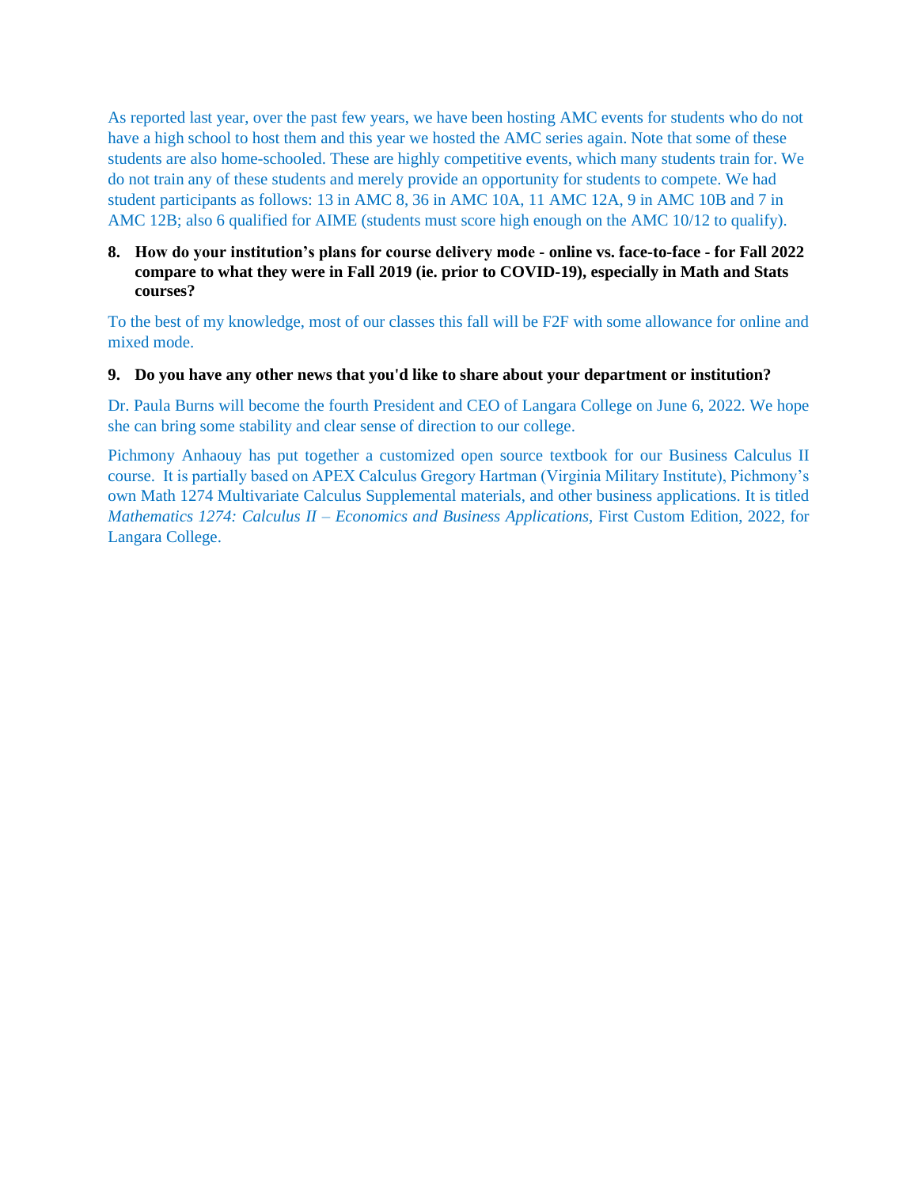As reported last year, over the past few years, we have been hosting AMC events for students who do not have a high school to host them and this year we hosted the AMC series again. Note that some of these students are also home-schooled. These are highly competitive events, which many students train for. We do not train any of these students and merely provide an opportunity for students to compete. We had student participants as follows: 13 in AMC 8, 36 in AMC 10A, 11 AMC 12A, 9 in AMC 10B and 7 in AMC 12B; also 6 qualified for AIME (students must score high enough on the AMC 10/12 to qualify).

**8. How do your institution's plans for course delivery mode - online vs. face-to-face - for Fall 2022 compare to what they were in Fall 2019 (ie. prior to COVID-19), especially in Math and Stats courses?**

To the best of my knowledge, most of our classes this fall will be F2F with some allowance for online and mixed mode.

**9. Do you have any other news that you'd like to share about your department or institution?**

Dr. Paula Burns will become the fourth President and CEO of Langara College on June 6, 2022. We hope she can bring some stability and clear sense of direction to our college.

Pichmony Anhaouy has put together a customized open source textbook for our Business Calculus II course. It is partially based on APEX Calculus Gregory Hartman (Virginia Military Institute), Pichmony's own Math 1274 Multivariate Calculus Supplemental materials, and other business applications. It is titled *Mathematics 1274: Calculus II – Economics and Business Applications,* First Custom Edition, 2022, for Langara College.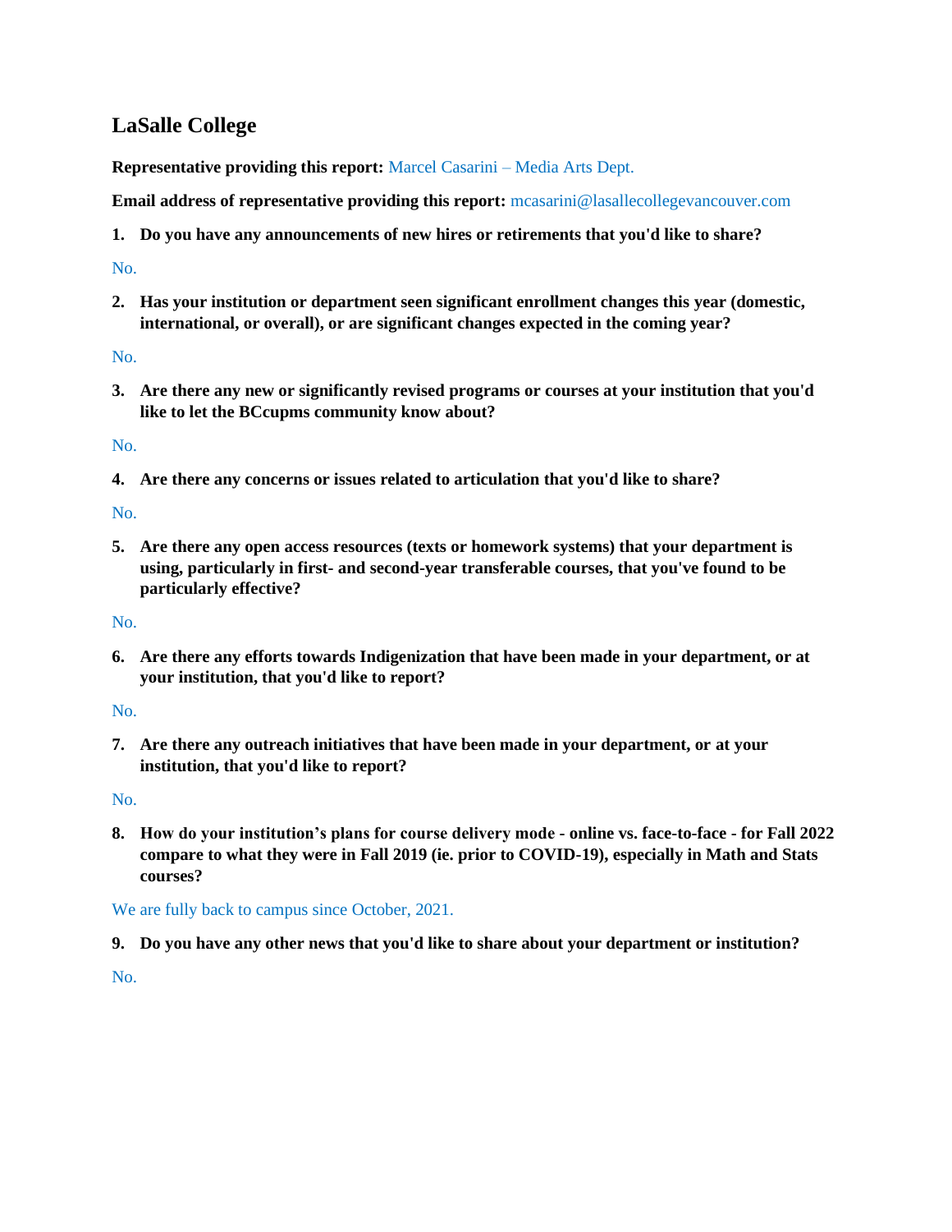## LaSalle College

**Representative providing this report:** Marcel Casarini – Media Arts Dept.

**Email address of representative providing this report:** mcasarini@lasallecollegevancouver.com

1. **Do you have any announcements of new hires or retirements that you'd like to share?**

No.

2. **Has your institution or department seen significant enrollment changes this year (domestic, international, or overall), or are significant changes expected in the coming year?**

No.

3. **Are there any new or significantly revised programs or courses at your institution that you'd like to let the BCcupms community know about?**

No.

4. **Are there any concerns or issues related to articulation that you'd like to share?**

No.

5. **Are there any open access resources (texts or homework systems) that your department is using, particularly in first- and second-year transferable courses, that you've found to be particularly effective?**

No.

6. **Are there any efforts towards Indigenization that have been made in your department, or at your institution, that you'd like to report?**

No.

7. **Are there any outreach initiatives that have been made in your department, or at your institution, that you'd like to report?**

No.

8. **How do your institution's plans for course delivery mode - online vs. face-to-face - for Fall 2022 compare to what they were in Fall 2019 (ie. prior to COVID-19), especially in Math and Stats courses?**

We are fully back to campus since October, 2021.

9. **Do you have any other news that you'd like to share about your department or institution?**

No.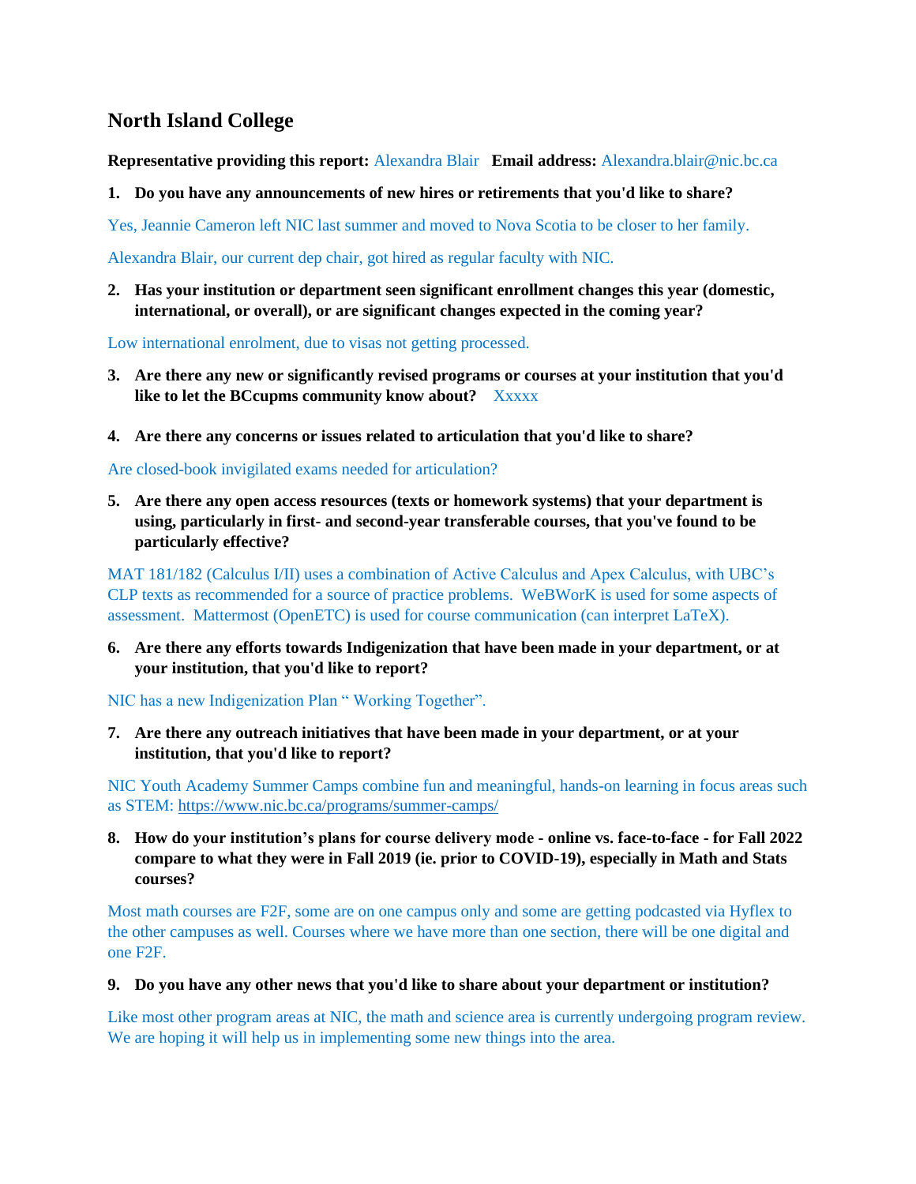## North Island College

**Representative providing this report:** Alexandra Blair **Email address:** Alexandra.blair@nic.bc.ca

1. **Do you have any announcements of new hires or retirements that you'd like to share?**

Yes, Jeannie Cameron left NIC last summer and moved to Nova Scotia to be closer to her family.

Alexandra Blair, our current dep chair, got hired as regular faculty with NIC.

2. **Has your institution or department seen significant enrollment changes this year (domestic, international, or overall), or are significant changes expected in the coming year?**

Low international enrolment, due to visas not getting processed.

3. **Are there any new or significantly revised programs or courses at your institution that you'd like to let the BCcupms community know about?** Xxxxx

4. **Are there any concerns or issues related to articulation that you'd like to share?**

Are closed-book invigilated exams needed for articulation?

5. **Are there any open access resources (texts or homework systems) that your department is using, particularly in first- and second-year transferable courses, that you've found to be particularly effective?**

MAT 181/182 (Calculus I/II) uses a combination of Active Calculus and Apex Calculus, with UBC's CLP texts as recommended for a source of practice problems. WeBWorK is used for some aspects of assessment. Mattermost (OpenETC) is used for course communication (can interpret LaTeX).

6. **Are there any efforts towards Indigenization that have been made in your department, or at your institution, that you'd like to report?**

NIC has a new Indigenization Plan " Working Together".

7. **Are there any outreach initiatives that have been made in your department, or at your institution, that you'd like to report?**

NIC Youth Academy Summer Camps combine fun and meaningful, hands-on learning in focus areas such as STEM: https://www.nic.bc.ca/programs/summer-camps/

8. **How do your institution's plans for course delivery mode - online vs. face-to-face - for Fall 2022 compare to what they were in Fall 2019 (ie. prior to COVID-19), especially in Math and Stats courses?**

Most math courses are F2F, some are on one campus only and some are getting podcasted via Hyflex to the other campuses as well. Courses where we have more than one section, there will be one digital and one F2F.

9. **Do you have any other news that you'd like to share about your department or institution?**

Like most other program areas at NIC, the math and science area is currently undergoing program review. We are hoping it will help us in implementing some new things into the area.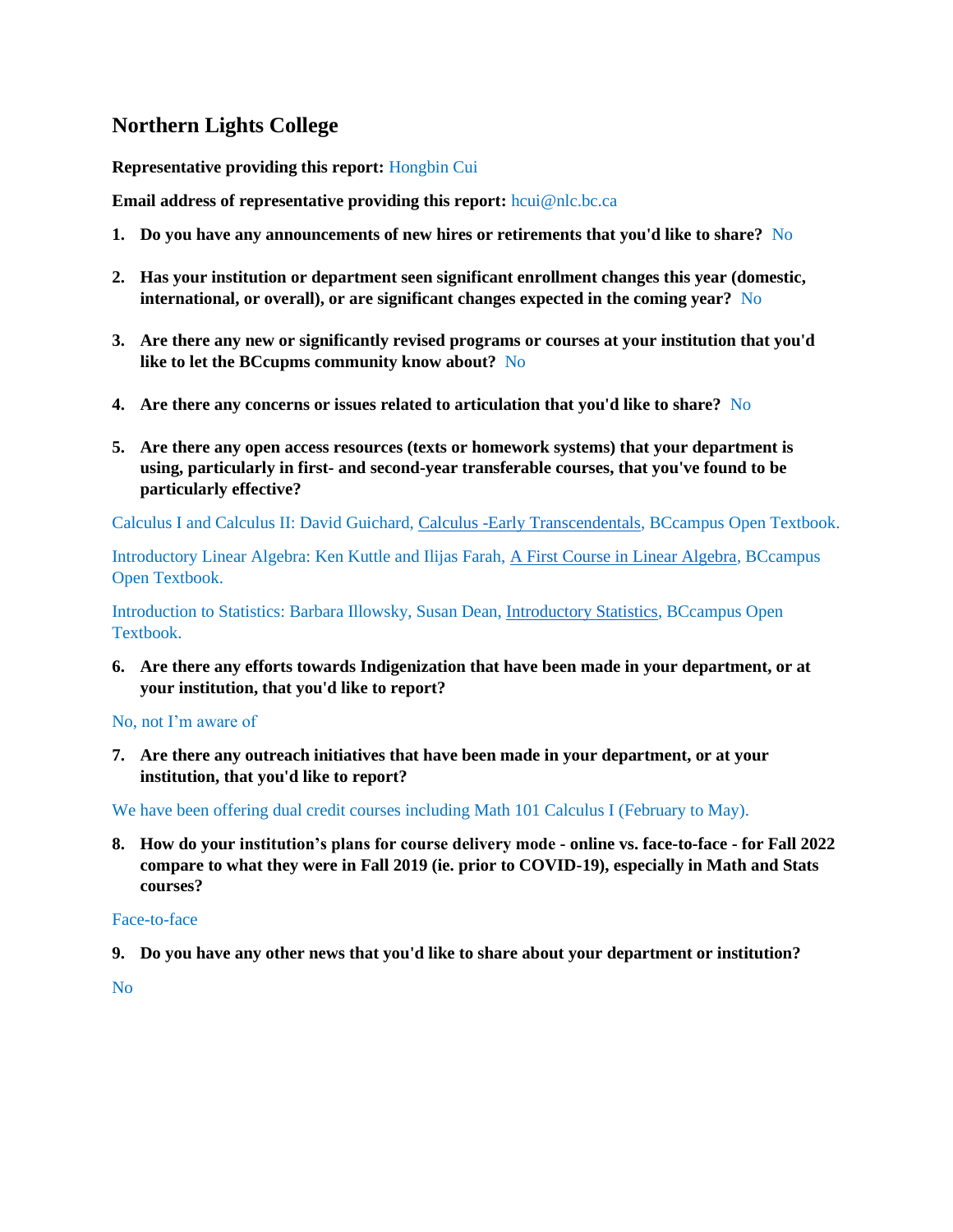## Northern Lights College

**Representative providing this report:** Hongbin Cui

**Email address of representative providing this report:** hcui@nlc.bc.ca

1. **Do you have any announcements of new hires or retirements that you'd like to share?** No

2. **Has your institution or department seen significant enrollment changes this year (domestic, international, or overall), or are significant changes expected in the coming year?** No

3. **Are there any new or significantly revised programs or courses at your institution that you'd like to let the BCcupms community know about?** No

4. **Are there any concerns or issues related to articulation that you'd like to share?** No

5. **Are there any open access resources (texts or homework systems) that your department is using, particularly in first- and second-year transferable courses, that you've found to be particularly effective?**

Calculus I and Calculus II: David Guichard, Calculus -Early Transcendentals, BCcampus Open Textbook.

Introductory Linear Algebra: Ken Kuttle and Ilijas Farah, A First Course in Linear Algebra, BCcampus Open Textbook.

Introduction to Statistics: Barbara Illowsky, Susan Dean, Introductory Statistics, BCcampus Open Textbook.

6. **Are there any efforts towards Indigenization that have been made in your department, or at your institution, that you'd like to report?**

No, not I'm aware of

7. **Are there any outreach initiatives that have been made in your department, or at your institution, that you'd like to report?**

We have been offering dual credit courses including Math 101 Calculus I (February to May).

8. **How do your institution's plans for course delivery mode - online vs. face-to-face - for Fall 2022 compare to what they were in Fall 2019 (ie. prior to COVID-19), especially in Math and Stats courses?**

Face-to-face

9. **Do you have any other news that you'd like to share about your department or institution?**

No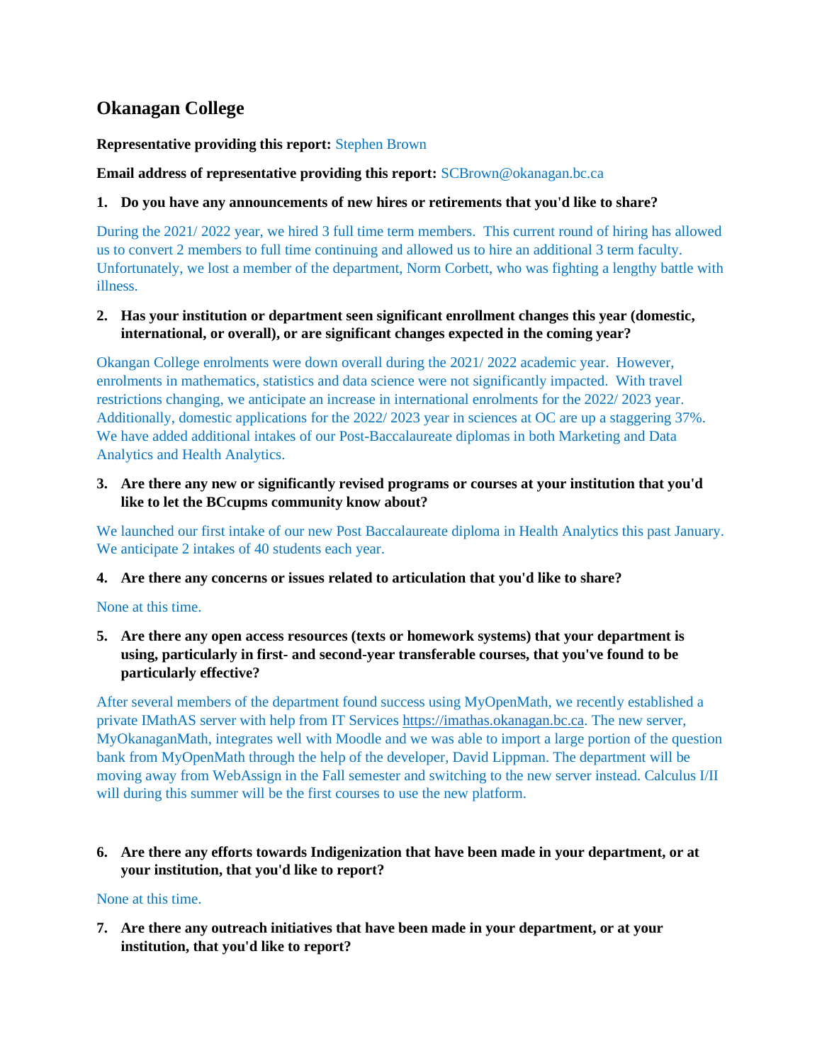## Okanagan College

**Representative providing this report:** Stephen Brown

**Email address of representative providing this report:** SCBrown@okanagan.bc.ca

1. **Do you have any announcements of new hires or retirements that you'd like to share?**

During the 2021/ 2022 year, we hired 3 full time term members. This current round of hiring has allowed us to convert 2 members to full time continuing and allowed us to hire an additional 3 term faculty. Unfortunately, we lost a member of the department, Norm Corbett, who was fighting a lengthy battle with illness.

2. **Has your institution or department seen significant enrollment changes this year (domestic, international, or overall), or are significant changes expected in the coming year?**

Okangan College enrolments were down overall during the 2021/ 2022 academic year. However, enrolments in mathematics, statistics and data science were not significantly impacted. With travel restrictions changing, we anticipate an increase in international enrolments for the 2022/ 2023 year. Additionally, domestic applications for the 2022/ 2023 year in sciences at OC are up a staggering 37%. We have added additional intakes of our Post-Baccalaureate diplomas in both Marketing and Data Analytics and Health Analytics.

3. **Are there any new or significantly revised programs or courses at your institution that you'd like to let the BCcupms community know about?**

We launched our first intake of our new Post Baccalaureate diploma in Health Analytics this past January. We anticipate 2 intakes of 40 students each year.

4. **Are there any concerns or issues related to articulation that you'd like to share?**

None at this time.

5. **Are there any open access resources (texts or homework systems) that your department is using, particularly in first- and second-year transferable courses, that you've found to be particularly effective?**

After several members of the department found success using MyOpenMath, we recently established a private IMathAS server with help from IT Services https://imathas.okanagan.bc.ca. The new server, MyOkanaganMath, integrates well with Moodle and we was able to import a large portion of the question bank from MyOpenMath through the help of the developer, David Lippman. The department will be moving away from WebAssign in the Fall semester and switching to the new server instead. Calculus I/II will during this summer will be the first courses to use the new platform.

6. **Are there any efforts towards Indigenization that have been made in your department, or at your institution, that you'd like to report?**

None at this time.

7. **Are there any outreach initiatives that have been made in your department, or at your institution, that you'd like to report?**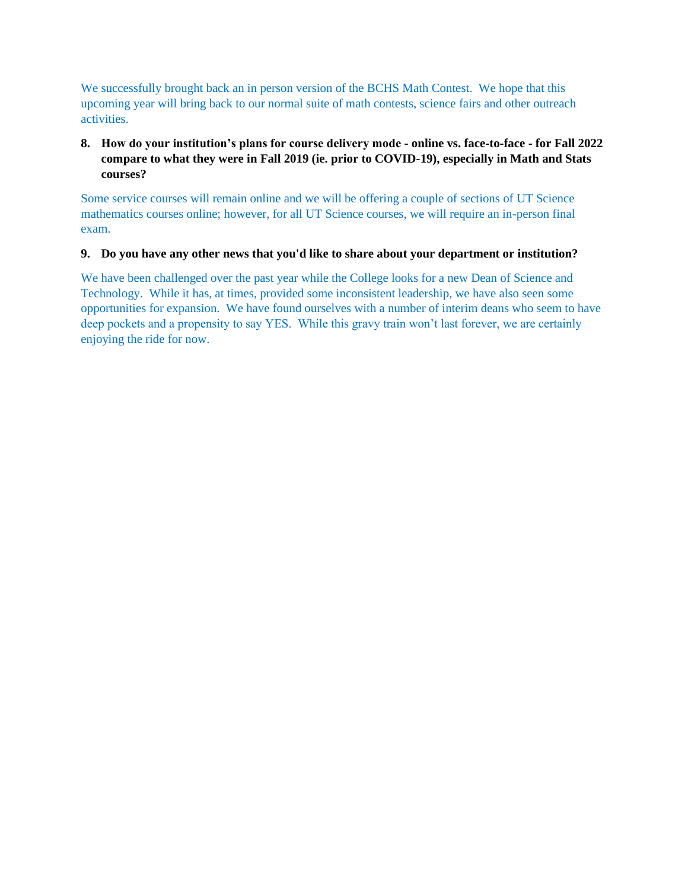We successfully brought back an in person version of the BCHS Math Contest. We hope that this upcoming year will bring back to our normal suite of math contests, science fairs and other outreach activities.

8. **How do your institution's plans for course delivery mode - online vs. face-to-face - for Fall 2022 compare to what they were in Fall 2019 (ie. prior to COVID-19), especially in Math and Stats courses?**

Some service courses will remain online and we will be offering a couple of sections of UT Science mathematics courses online; however, for all UT Science courses, we will require an in-person final exam.

9. **Do you have any other news that you'd like to share about your department or institution?**

We have been challenged over the past year while the College looks for a new Dean of Science and Technology. While it has, at times, provided some inconsistent leadership, we have also seen some opportunities for expansion. We have found ourselves with a number of interim deans who seem to have deep pockets and a propensity to say YES. While this gravy train won't last forever, we are certainly enjoying the ride for now.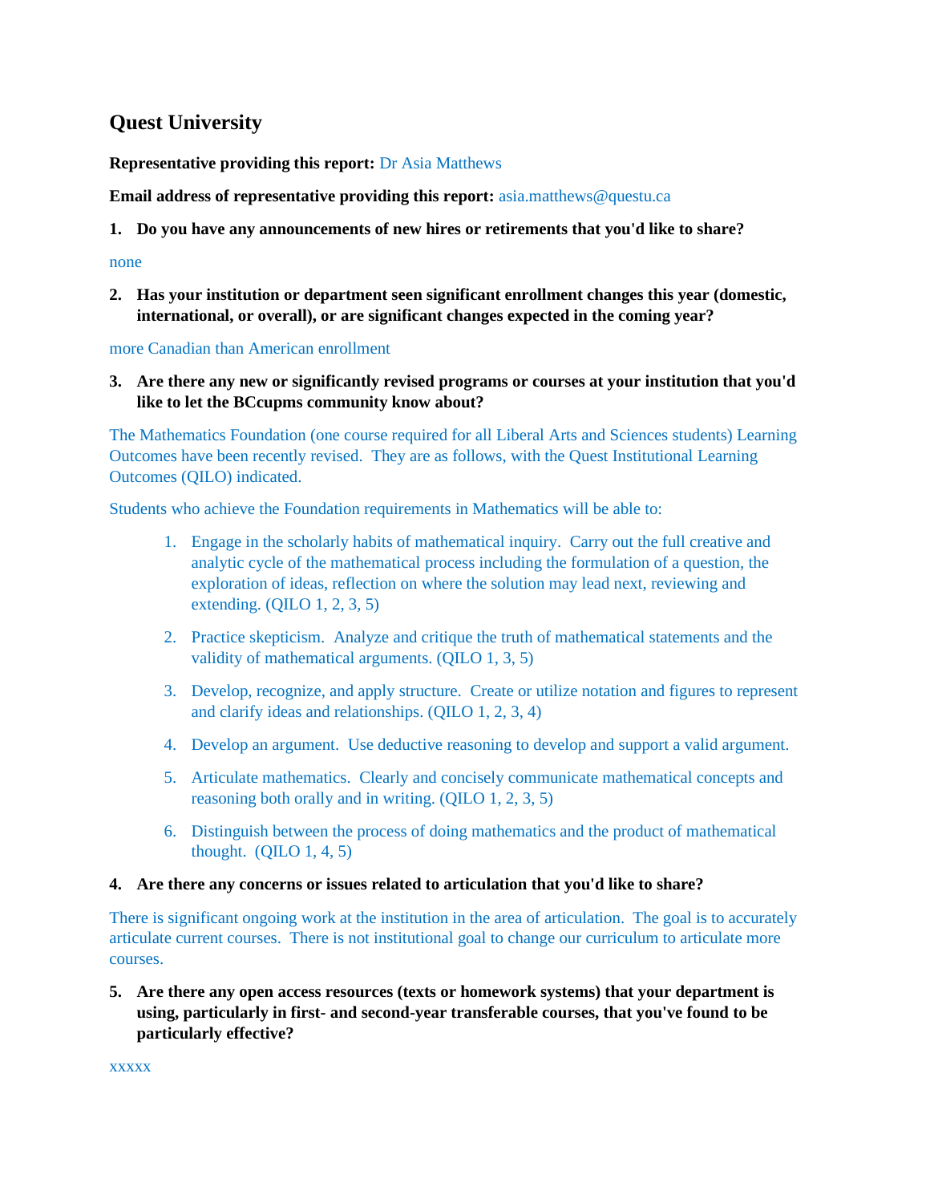## Quest University

**Representative providing this report:** Dr Asia Matthews

**Email address of representative providing this report:** asia.matthews@questu.ca

1. **Do you have any announcements of new hires or retirements that you'd like to share?**

none

2. **Has your institution or department seen significant enrollment changes this year (domestic, international, or overall), or are significant changes expected in the coming year?**

more Canadian than American enrollment

3. **Are there any new or significantly revised programs or courses at your institution that you'd like to let the BCcupms community know about?**

The Mathematics Foundation (one course required for all Liberal Arts and Sciences students) Learning Outcomes have been recently revised. They are as follows, with the Quest Institutional Learning Outcomes (QILO) indicated.

Students who achieve the Foundation requirements in Mathematics will be able to:

1. Engage in the scholarly habits of mathematical inquiry. Carry out the full creative and analytic cycle of the mathematical process including the formulation of a question, the exploration of ideas, reflection on where the solution may lead next, reviewing and extending. (QILO 1, 2, 3, 5)
2. Practice skepticism. Analyze and critique the truth of mathematical statements and the validity of mathematical arguments. (QILO 1, 3, 5)
3. Develop, recognize, and apply structure. Create or utilize notation and figures to represent and clarify ideas and relationships. (QILO 1, 2, 3, 4)
4. Develop an argument. Use deductive reasoning to develop and support a valid argument.
5. Articulate mathematics. Clearly and concisely communicate mathematical concepts and reasoning both orally and in writing. (QILO 1, 2, 3, 5)
6. Distinguish between the process of doing mathematics and the product of mathematical thought. (QILO 1, 4, 5)

4. **Are there any concerns or issues related to articulation that you'd like to share?**

There is significant ongoing work at the institution in the area of articulation. The goal is to accurately articulate current courses. There is not institutional goal to change our curriculum to articulate more courses.

5. **Are there any open access resources (texts or homework systems) that your department is using, particularly in first- and second-year transferable courses, that you've found to be particularly effective?**

xxxxx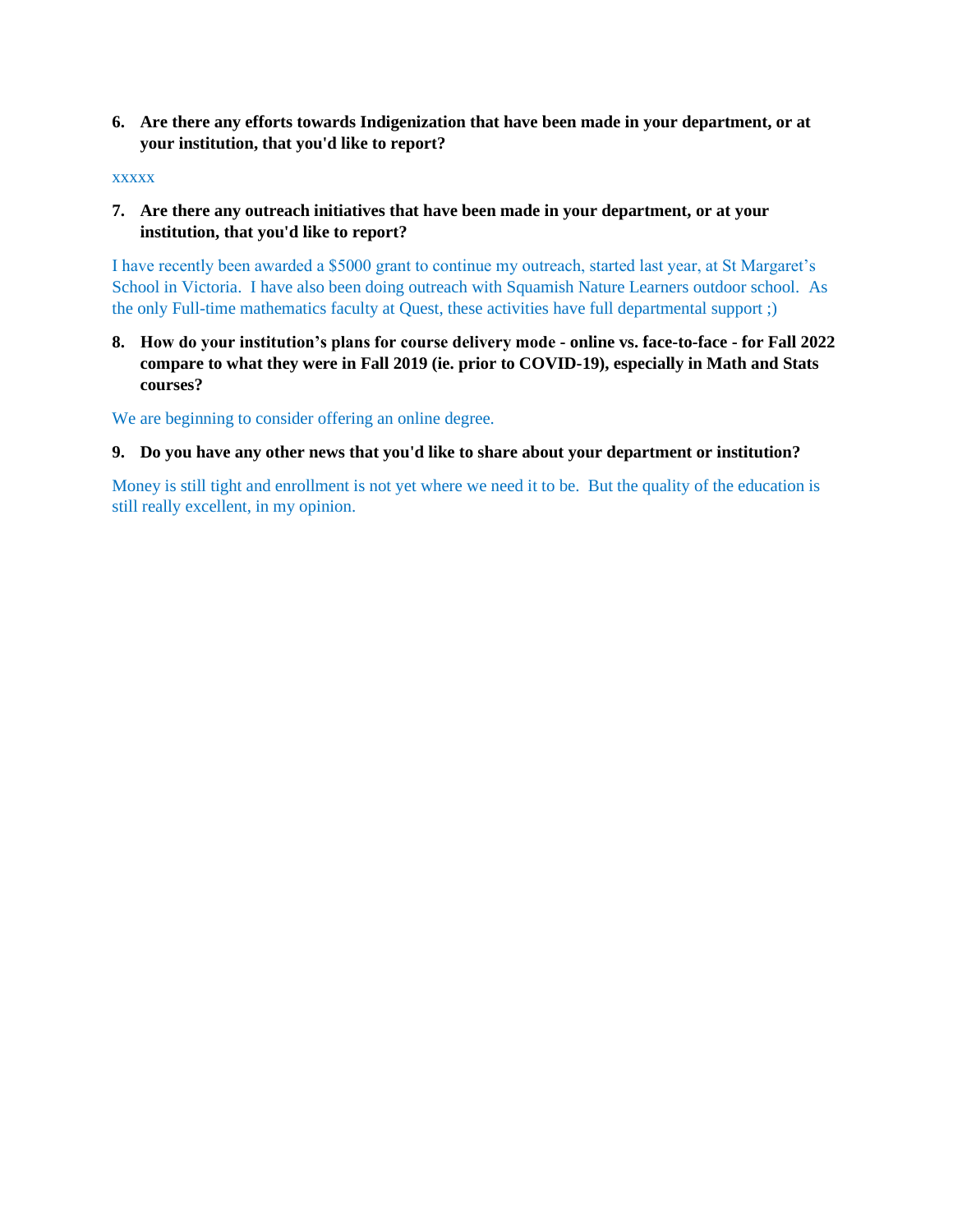6. **Are there any efforts towards Indigenization that have been made in your department, or at your institution, that you'd like to report?**

xxxxx

7. **Are there any outreach initiatives that have been made in your department, or at your institution, that you'd like to report?**

I have recently been awarded a $5000 grant to continue my outreach, started last year, at St Margaret's School in Victoria. I have also been doing outreach with Squamish Nature Learners outdoor school. As the only Full-time mathematics faculty at Quest, these activities have full departmental support ;)

8. **How do your institution's plans for course delivery mode - online vs. face-to-face - for Fall 2022 compare to what they were in Fall 2019 (ie. prior to COVID-19), especially in Math and Stats courses?**

We are beginning to consider offering an online degree.

9. **Do you have any other news that you'd like to share about your department or institution?**

Money is still tight and enrollment is not yet where we need it to be. But the quality of the education is still really excellent, in my opinion.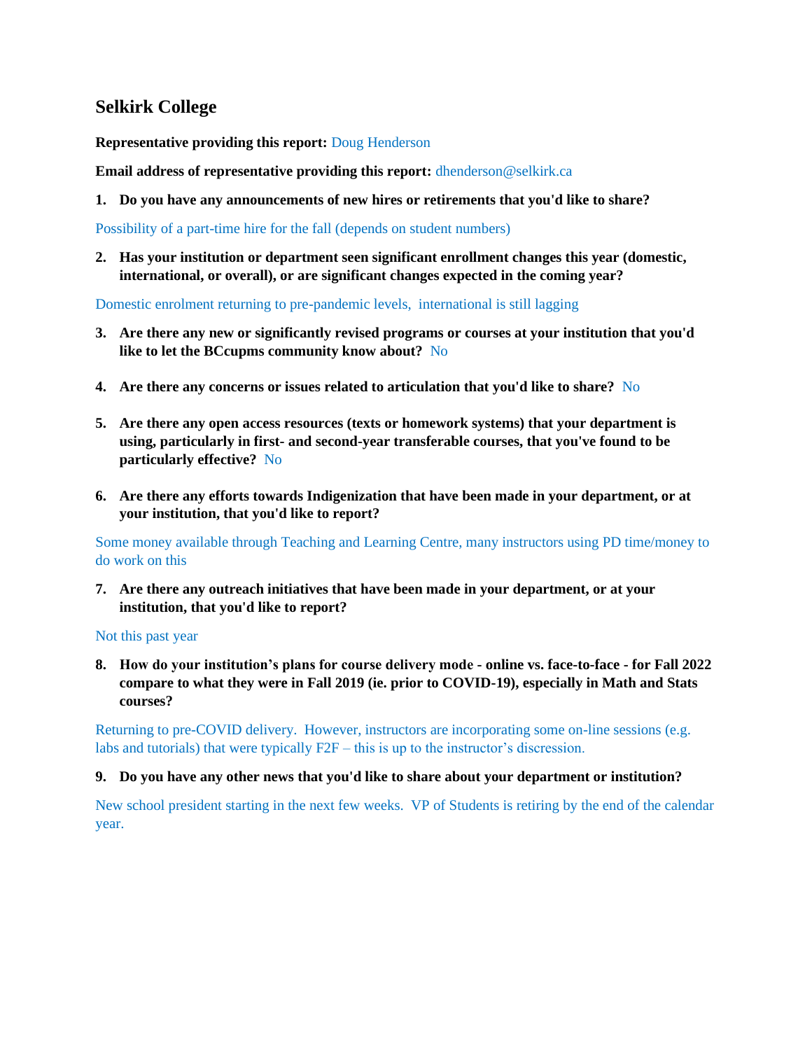## Selkirk College

**Representative providing this report:** Doug Henderson

**Email address of representative providing this report:** dhenderson@selkirk.ca

1. **Do you have any announcements of new hires or retirements that you'd like to share?**

Possibility of a part-time hire for the fall (depends on student numbers)

2. **Has your institution or department seen significant enrollment changes this year (domestic, international, or overall), or are significant changes expected in the coming year?**

Domestic enrolment returning to pre-pandemic levels, international is still lagging

3. **Are there any new or significantly revised programs or courses at your institution that you'd like to let the BCcupms community know about?** No

4. **Are there any concerns or issues related to articulation that you'd like to share?** No

5. **Are there any open access resources (texts or homework systems) that your department is using, particularly in first- and second-year transferable courses, that you've found to be particularly effective?** No

6. **Are there any efforts towards Indigenization that have been made in your department, or at your institution, that you'd like to report?**

Some money available through Teaching and Learning Centre, many instructors using PD time/money to do work on this

7. **Are there any outreach initiatives that have been made in your department, or at your institution, that you'd like to report?**

Not this past year

8. **How do your institution's plans for course delivery mode - online vs. face-to-face - for Fall 2022 compare to what they were in Fall 2019 (ie. prior to COVID-19), especially in Math and Stats courses?**

Returning to pre-COVID delivery. However, instructors are incorporating some on-line sessions (e.g. labs and tutorials) that were typically F2F – this is up to the instructor's discression.

9. **Do you have any other news that you'd like to share about your department or institution?**

New school president starting in the next few weeks. VP of Students is retiring by the end of the calendar year.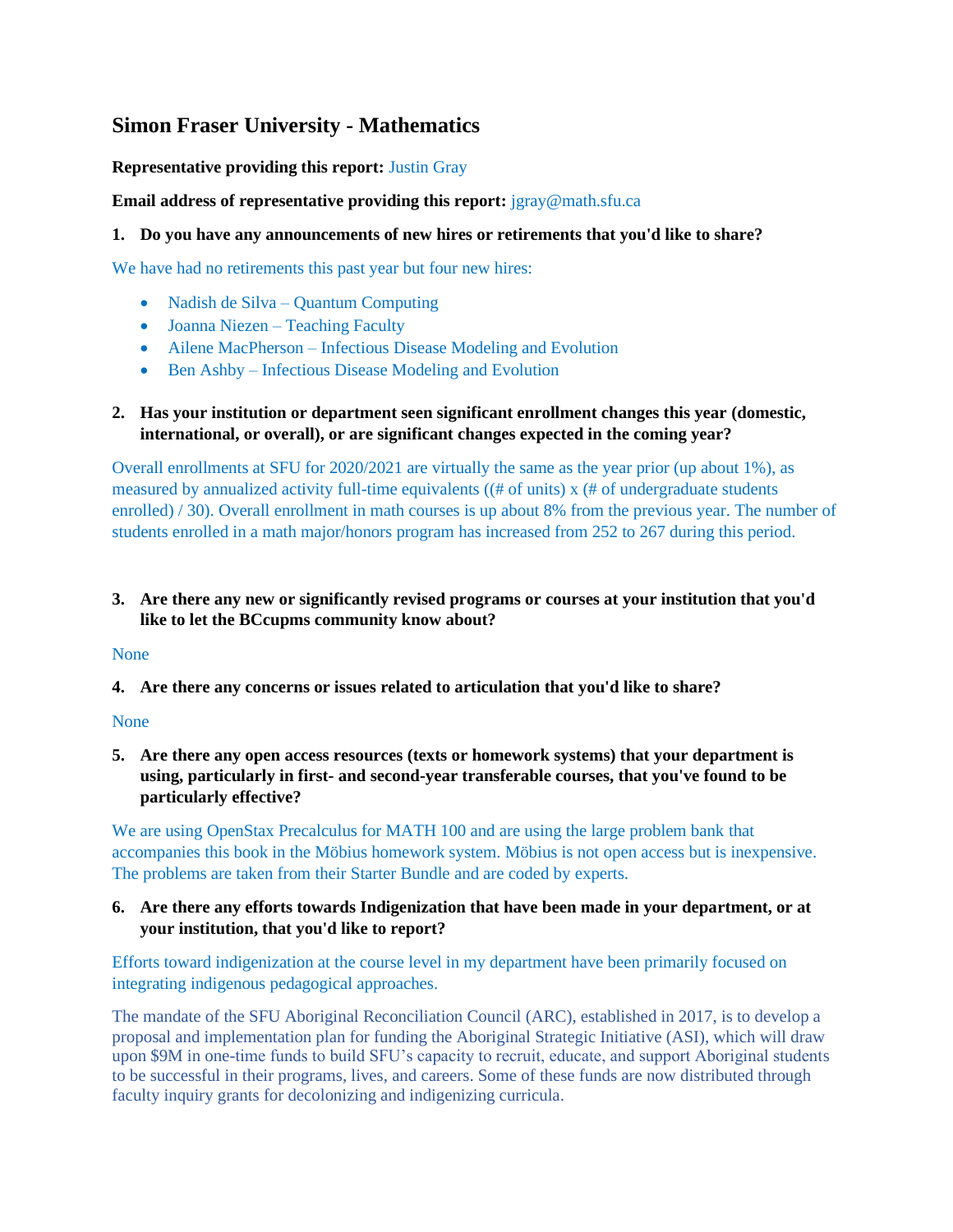## Simon Fraser University - Mathematics

**Representative providing this report:** Justin Gray

**Email address of representative providing this report:** jgray@math.sfu.ca

**1. Do you have any announcements of new hires or retirements that you'd like to share?**

We have had no retirements this past year but four new hires:

- Nadish de Silva – Quantum Computing
- Joanna Niezen – Teaching Faculty
- Ailene MacPherson – Infectious Disease Modeling and Evolution
- Ben Ashby – Infectious Disease Modeling and Evolution

**2. Has your institution or department seen significant enrollment changes this year (domestic, international, or overall), or are significant changes expected in the coming year?**

Overall enrollments at SFU for 2020/2021 are virtually the same as the year prior (up about 1%), as measured by annualized activity full-time equivalents ((# of units) x (# of undergraduate students enrolled) / 30). Overall enrollment in math courses is up about 8% from the previous year. The number of students enrolled in a math major/honors program has increased from 252 to 267 during this period.

**3. Are there any new or significantly revised programs or courses at your institution that you'd like to let the BCcupms community know about?**

None

**4. Are there any concerns or issues related to articulation that you'd like to share?**

None

**5. Are there any open access resources (texts or homework systems) that your department is using, particularly in first- and second-year transferable courses, that you've found to be particularly effective?**

We are using OpenStax Precalculus for MATH 100 and are using the large problem bank that accompanies this book in the Möbius homework system. Möbius is not open access but is inexpensive. The problems are taken from their Starter Bundle and are coded by experts.

**6. Are there any efforts towards Indigenization that have been made in your department, or at your institution, that you'd like to report?**

Efforts toward indigenization at the course level in my department have been primarily focused on integrating indigenous pedagogical approaches.

The mandate of the SFU Aboriginal Reconciliation Council (ARC), established in 2017, is to develop a proposal and implementation plan for funding the Aboriginal Strategic Initiative (ASI), which will draw upon $9M in one-time funds to build SFU's capacity to recruit, educate, and support Aboriginal students to be successful in their programs, lives, and careers. Some of these funds are now distributed through faculty inquiry grants for decolonizing and indigenizing curricula.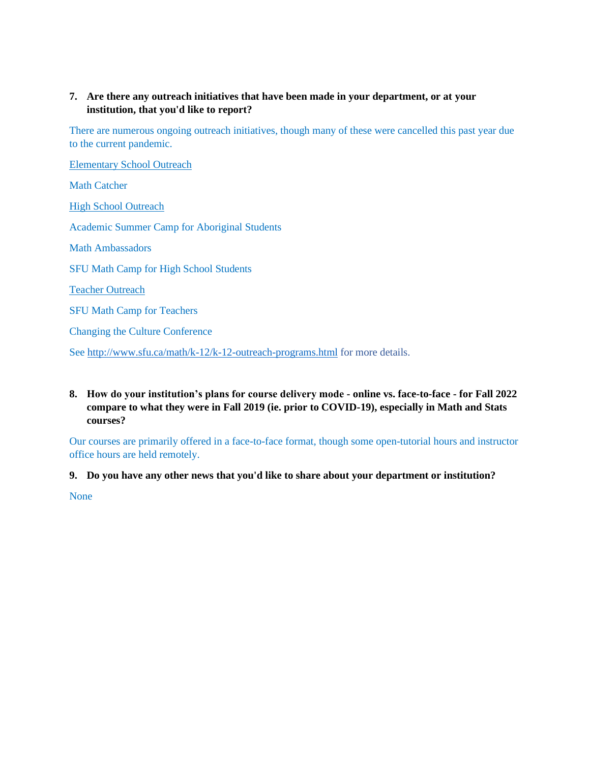**7. Are there any outreach initiatives that have been made in your department, or at your institution, that you'd like to report?**

There are numerous ongoing outreach initiatives, though many of these were cancelled this past year due to the current pandemic.

Elementary School Outreach

Math Catcher

High School Outreach

Academic Summer Camp for Aboriginal Students

Math Ambassadors

SFU Math Camp for High School Students

Teacher Outreach

SFU Math Camp for Teachers

Changing the Culture Conference

See http://www.sfu.ca/math/k-12/k-12-outreach-programs.html for more details.

**8. How do your institution's plans for course delivery mode - online vs. face-to-face - for Fall 2022 compare to what they were in Fall 2019 (ie. prior to COVID-19), especially in Math and Stats courses?**

Our courses are primarily offered in a face-to-face format, though some open-tutorial hours and instructor office hours are held remotely.

**9. Do you have any other news that you'd like to share about your department or institution?**

None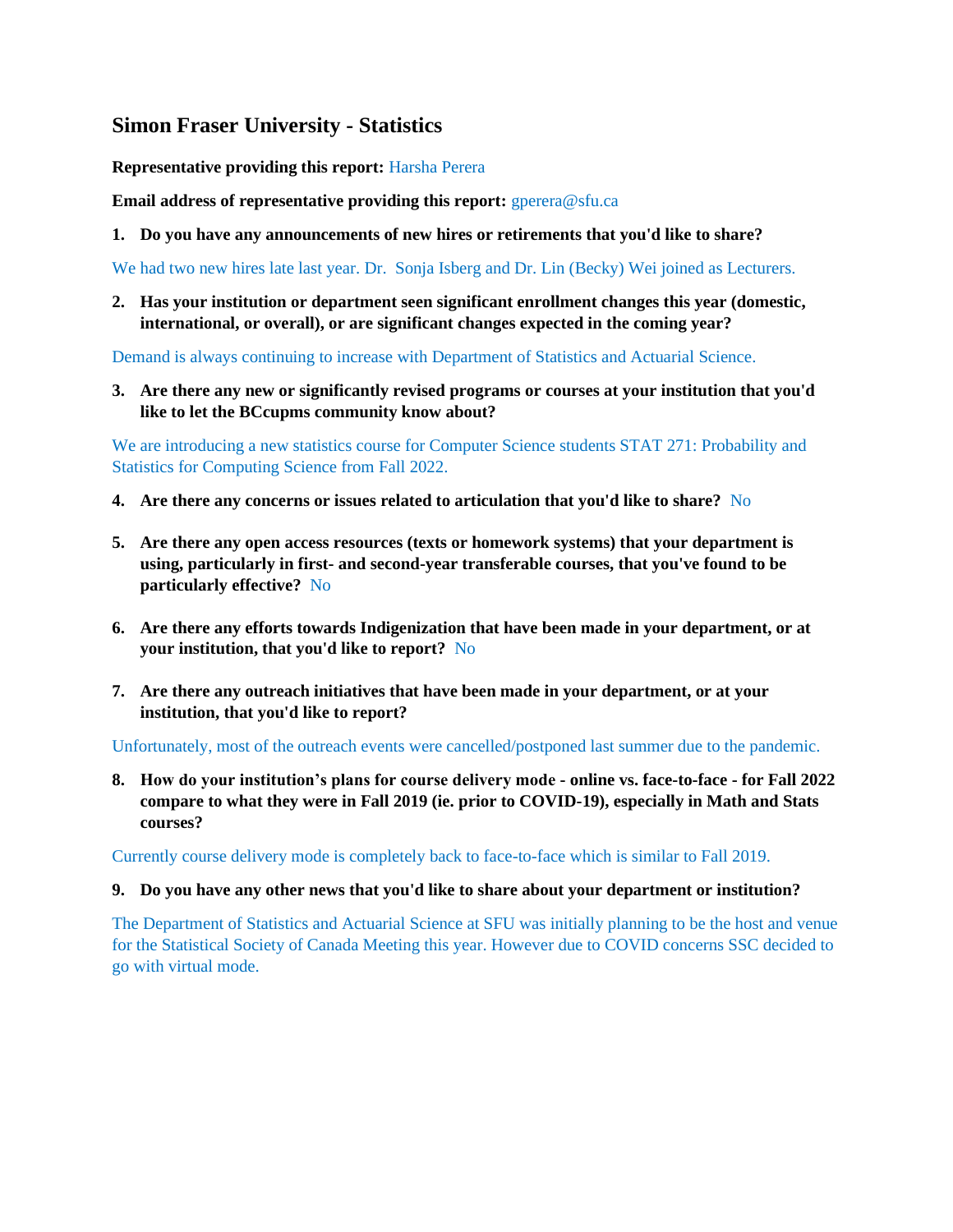## Simon Fraser University - Statistics

**Representative providing this report:** Harsha Perera

**Email address of representative providing this report:** gperera@sfu.ca

1. **Do you have any announcements of new hires or retirements that you'd like to share?**

We had two new hires late last year. Dr. Sonja Isberg and Dr. Lin (Becky) Wei joined as Lecturers.

2. **Has your institution or department seen significant enrollment changes this year (domestic, international, or overall), or are significant changes expected in the coming year?**

Demand is always continuing to increase with Department of Statistics and Actuarial Science.

3. **Are there any new or significantly revised programs or courses at your institution that you'd like to let the BCcupms community know about?**

We are introducing a new statistics course for Computer Science students STAT 271: Probability and Statistics for Computing Science from Fall 2022.

4. **Are there any concerns or issues related to articulation that you'd like to share?** No

5. **Are there any open access resources (texts or homework systems) that your department is using, particularly in first- and second-year transferable courses, that you've found to be particularly effective?** No

6. **Are there any efforts towards Indigenization that have been made in your department, or at your institution, that you'd like to report?** No

7. **Are there any outreach initiatives that have been made in your department, or at your institution, that you'd like to report?**

Unfortunately, most of the outreach events were cancelled/postponed last summer due to the pandemic.

8. **How do your institution's plans for course delivery mode - online vs. face-to-face - for Fall 2022 compare to what they were in Fall 2019 (ie. prior to COVID-19), especially in Math and Stats courses?**

Currently course delivery mode is completely back to face-to-face which is similar to Fall 2019.

9. **Do you have any other news that you'd like to share about your department or institution?**

The Department of Statistics and Actuarial Science at SFU was initially planning to be the host and venue for the Statistical Society of Canada Meeting this year. However due to COVID concerns SSC decided to go with virtual mode.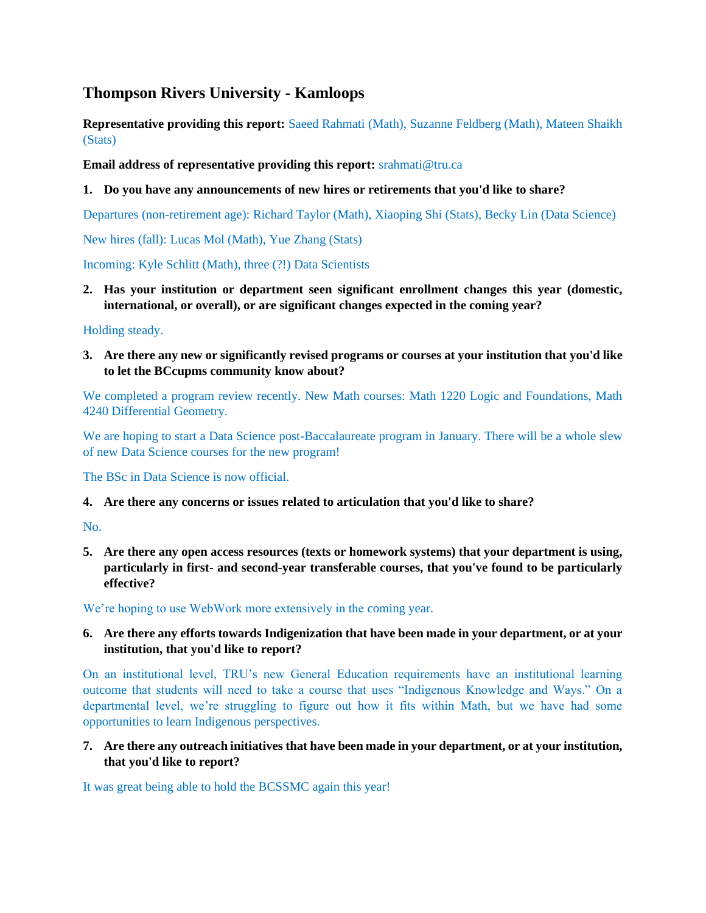## Thompson Rivers University - Kamloops

**Representative providing this report:** Saeed Rahmati (Math), Suzanne Feldberg (Math), Mateen Shaikh (Stats)

**Email address of representative providing this report:** srahmati@tru.ca

1. **Do you have any announcements of new hires or retirements that you'd like to share?**

Departures (non-retirement age): Richard Taylor (Math), Xiaoping Shi (Stats), Becky Lin (Data Science)

New hires (fall): Lucas Mol (Math), Yue Zhang (Stats)

Incoming: Kyle Schlitt (Math), three (?!) Data Scientists

2. **Has your institution or department seen significant enrollment changes this year (domestic, international, or overall), or are significant changes expected in the coming year?**

Holding steady.

3. **Are there any new or significantly revised programs or courses at your institution that you'd like to let the BCcupms community know about?**

We completed a program review recently. New Math courses: Math 1220 Logic and Foundations, Math 4240 Differential Geometry.

We are hoping to start a Data Science post-Baccalaureate program in January. There will be a whole slew of new Data Science courses for the new program!

The BSc in Data Science is now official.

4. **Are there any concerns or issues related to articulation that you'd like to share?**

No.

5. **Are there any open access resources (texts or homework systems) that your department is using, particularly in first- and second-year transferable courses, that you've found to be particularly effective?**

We're hoping to use WebWork more extensively in the coming year.

6. **Are there any efforts towards Indigenization that have been made in your department, or at your institution, that you'd like to report?**

On an institutional level, TRU's new General Education requirements have an institutional learning outcome that students will need to take a course that uses "Indigenous Knowledge and Ways." On a departmental level, we're struggling to figure out how it fits within Math, but we have had some opportunities to learn Indigenous perspectives.

7. **Are there any outreach initiatives that have been made in your department, or at your institution, that you'd like to report?**

It was great being able to hold the BCSSMC again this year!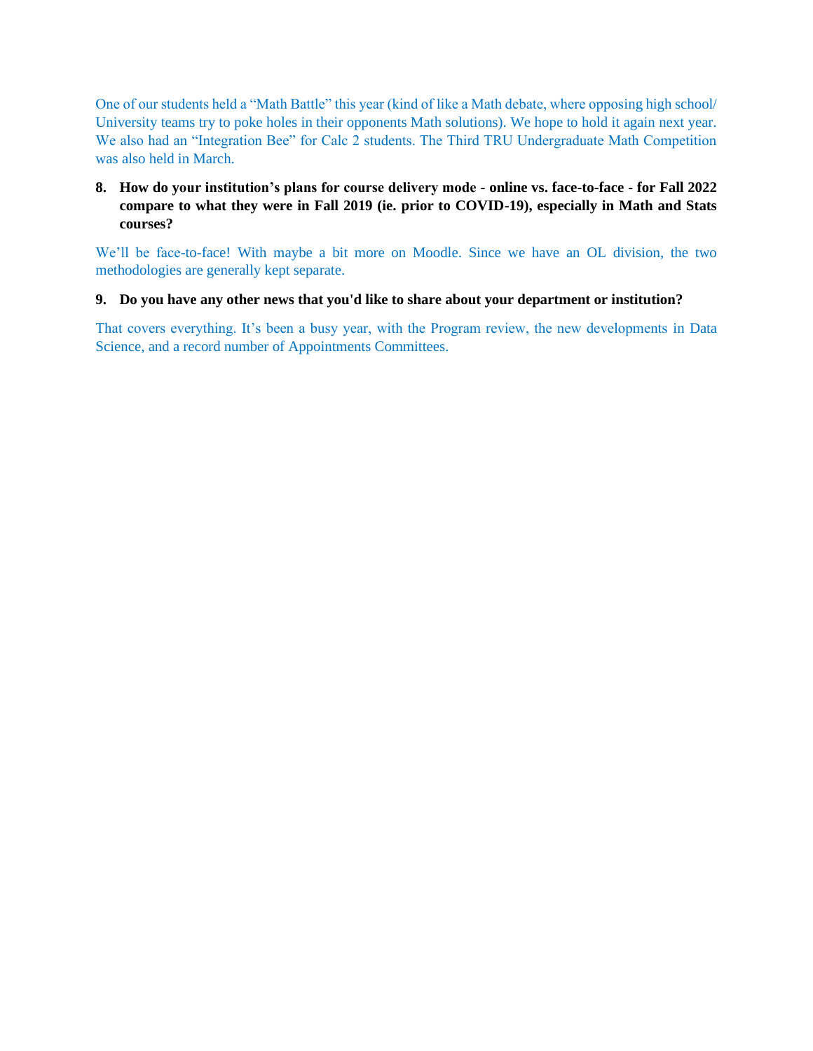One of our students held a "Math Battle" this year (kind of like a Math debate, where opposing high school/ University teams try to poke holes in their opponents Math solutions). We hope to hold it again next year. We also had an "Integration Bee" for Calc 2 students. The Third TRU Undergraduate Math Competition was also held in March.

8. **How do your institution's plans for course delivery mode - online vs. face-to-face - for Fall 2022 compare to what they were in Fall 2019 (ie. prior to COVID-19), especially in Math and Stats courses?**

We'll be face-to-face! With maybe a bit more on Moodle. Since we have an OL division, the two methodologies are generally kept separate.

9. **Do you have any other news that you'd like to share about your department or institution?**

That covers everything. It's been a busy year, with the Program review, the new developments in Data Science, and a record number of Appointments Committees.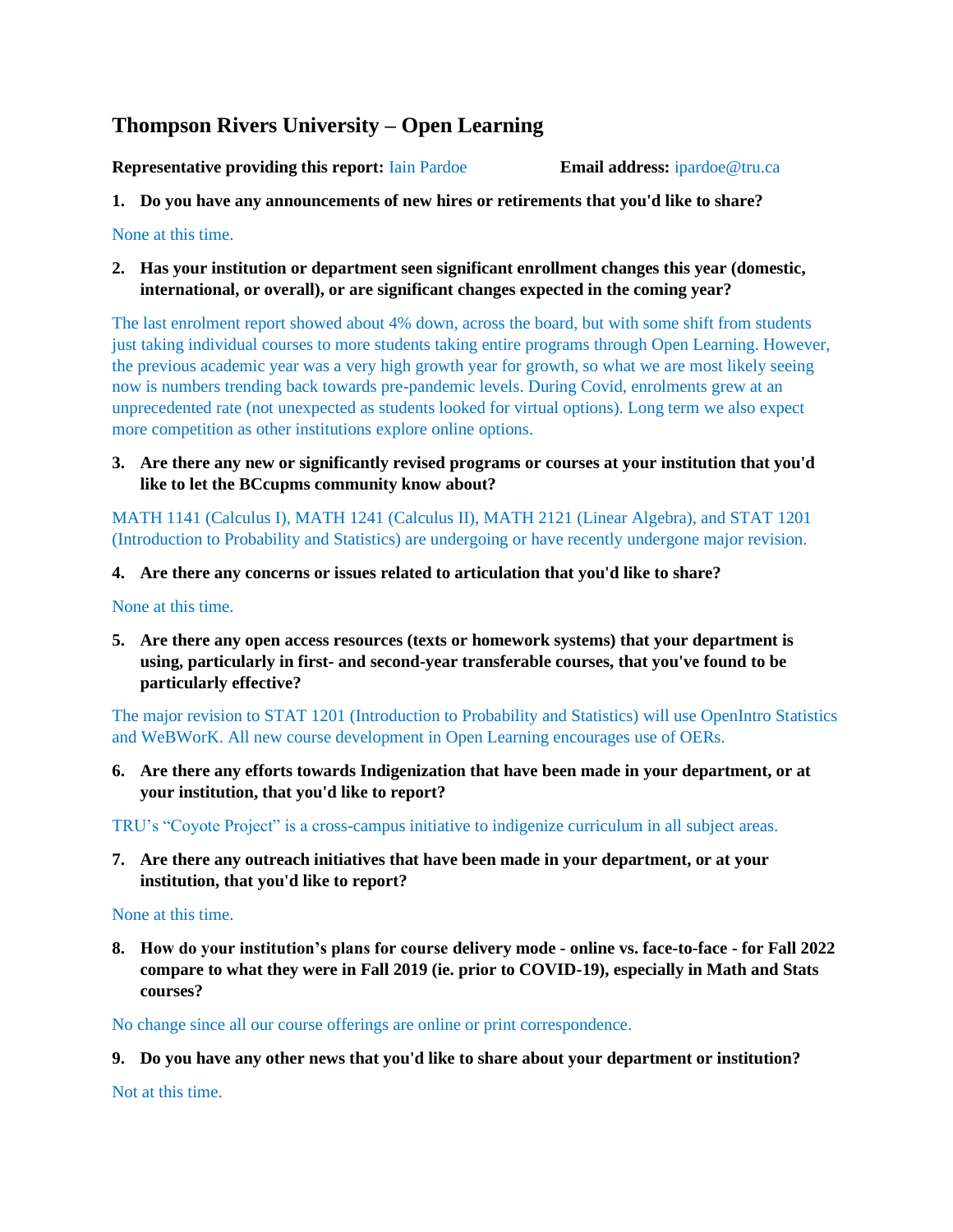## Thompson Rivers University – Open Learning

**Representative providing this report:** Iain Pardoe **Email address:** ipardoe@tru.ca

1. **Do you have any announcements of new hires or retirements that you'd like to share?**

None at this time.

2. **Has your institution or department seen significant enrollment changes this year (domestic, international, or overall), or are significant changes expected in the coming year?**

The last enrolment report showed about 4% down, across the board, but with some shift from students just taking individual courses to more students taking entire programs through Open Learning. However, the previous academic year was a very high growth year for growth, so what we are most likely seeing now is numbers trending back towards pre-pandemic levels. During Covid, enrolments grew at an unprecedented rate (not unexpected as students looked for virtual options). Long term we also expect more competition as other institutions explore online options.

3. **Are there any new or significantly revised programs or courses at your institution that you'd like to let the BCcupms community know about?**

MATH 1141 (Calculus I), MATH 1241 (Calculus II), MATH 2121 (Linear Algebra), and STAT 1201 (Introduction to Probability and Statistics) are undergoing or have recently undergone major revision.

4. **Are there any concerns or issues related to articulation that you'd like to share?**

None at this time.

5. **Are there any open access resources (texts or homework systems) that your department is using, particularly in first- and second-year transferable courses, that you've found to be particularly effective?**

The major revision to STAT 1201 (Introduction to Probability and Statistics) will use OpenIntro Statistics and WeBWorK. All new course development in Open Learning encourages use of OERs.

6. **Are there any efforts towards Indigenization that have been made in your department, or at your institution, that you'd like to report?**

TRU's "Coyote Project" is a cross-campus initiative to indigenize curriculum in all subject areas.

7. **Are there any outreach initiatives that have been made in your department, or at your institution, that you'd like to report?**

None at this time.

8. **How do your institution's plans for course delivery mode - online vs. face-to-face - for Fall 2022 compare to what they were in Fall 2019 (ie. prior to COVID-19), especially in Math and Stats courses?**

No change since all our course offerings are online or print correspondence.

9. **Do you have any other news that you'd like to share about your department or institution?**

Not at this time.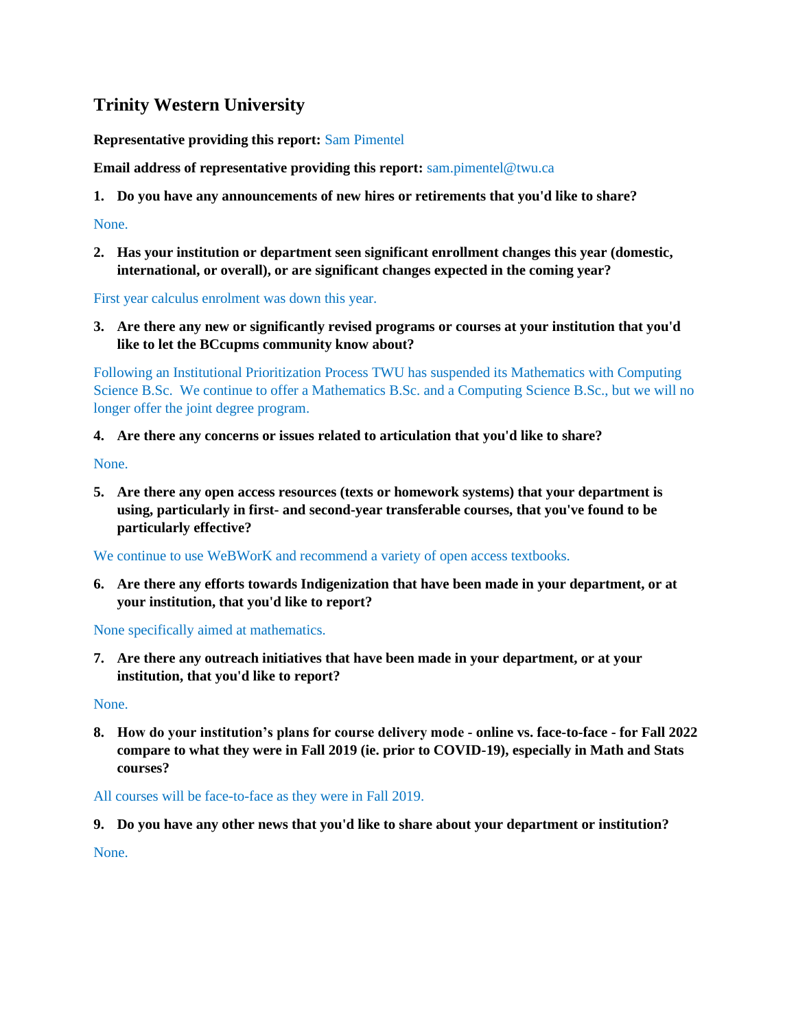## Trinity Western University

**Representative providing this report:** Sam Pimentel

**Email address of representative providing this report:** sam.pimentel@twu.ca

1. **Do you have any announcements of new hires or retirements that you'd like to share?**

None.

2. **Has your institution or department seen significant enrollment changes this year (domestic, international, or overall), or are significant changes expected in the coming year?**

First year calculus enrolment was down this year.

3. **Are there any new or significantly revised programs or courses at your institution that you'd like to let the BCcupms community know about?**

Following an Institutional Prioritization Process TWU has suspended its Mathematics with Computing Science B.Sc. We continue to offer a Mathematics B.Sc. and a Computing Science B.Sc., but we will no longer offer the joint degree program.

4. **Are there any concerns or issues related to articulation that you'd like to share?**

None.

5. **Are there any open access resources (texts or homework systems) that your department is using, particularly in first- and second-year transferable courses, that you've found to be particularly effective?**

We continue to use WeBWorK and recommend a variety of open access textbooks.

6. **Are there any efforts towards Indigenization that have been made in your department, or at your institution, that you'd like to report?**

None specifically aimed at mathematics.

7. **Are there any outreach initiatives that have been made in your department, or at your institution, that you'd like to report?**

None.

8. **How do your institution's plans for course delivery mode - online vs. face-to-face - for Fall 2022 compare to what they were in Fall 2019 (ie. prior to COVID-19), especially in Math and Stats courses?**

All courses will be face-to-face as they were in Fall 2019.

9. **Do you have any other news that you'd like to share about your department or institution?**

None.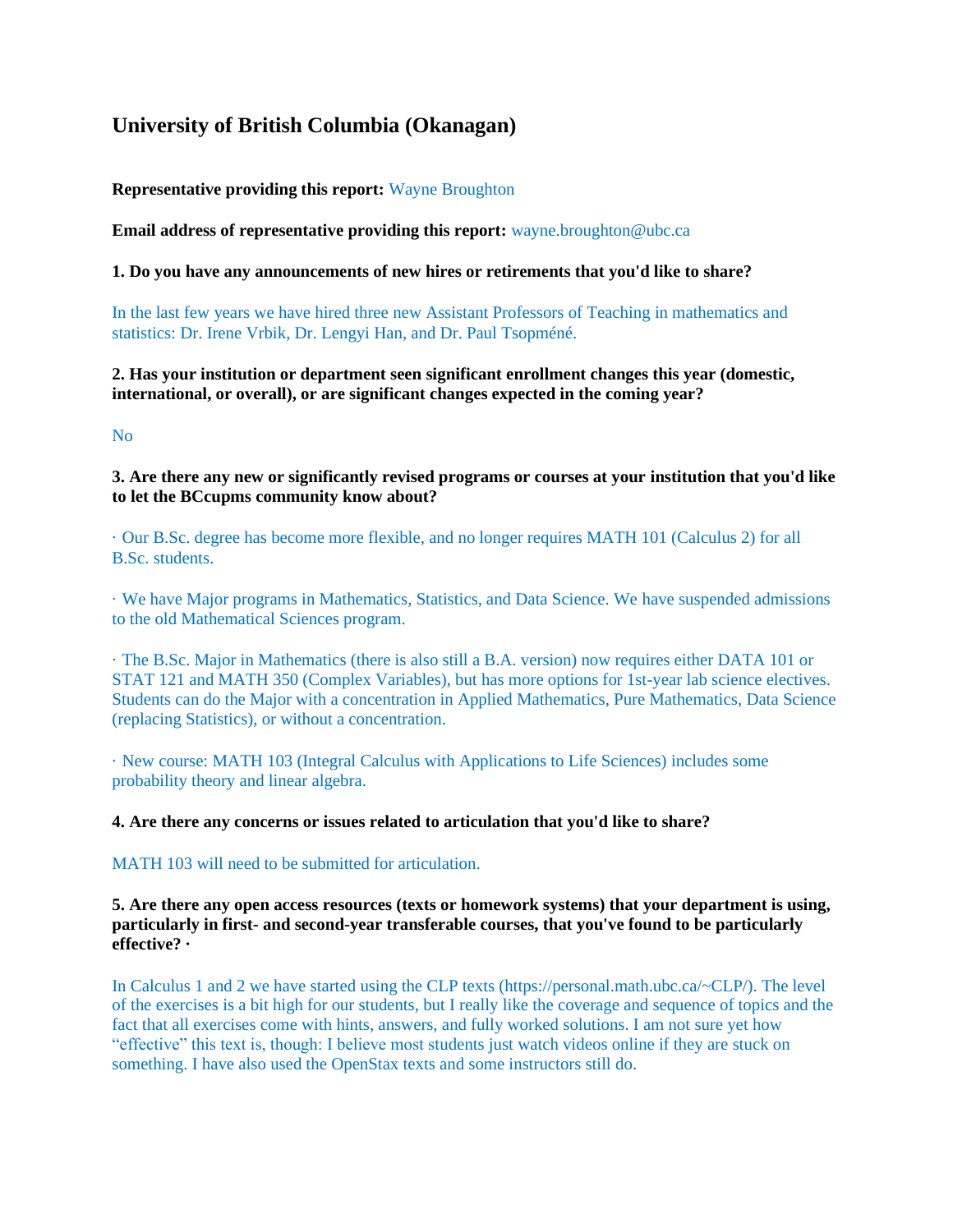# University of British Columbia (Okanagan)

**Representative providing this report:** Wayne Broughton

**Email address of representative providing this report:** wayne.broughton@ubc.ca

**1. Do you have any announcements of new hires or retirements that you'd like to share?**

In the last few years we have hired three new Assistant Professors of Teaching in mathematics and statistics: Dr. Irene Vrbik, Dr. Lengyi Han, and Dr. Paul Tsopméné.

**2. Has your institution or department seen significant enrollment changes this year (domestic, international, or overall), or are significant changes expected in the coming year?**

No

**3. Are there any new or significantly revised programs or courses at your institution that you'd like to let the BCcupms community know about?**

· Our B.Sc. degree has become more flexible, and no longer requires MATH 101 (Calculus 2) for all B.Sc. students.

· We have Major programs in Mathematics, Statistics, and Data Science. We have suspended admissions to the old Mathematical Sciences program.

· The B.Sc. Major in Mathematics (there is also still a B.A. version) now requires either DATA 101 or STAT 121 and MATH 350 (Complex Variables), but has more options for 1st-year lab science electives. Students can do the Major with a concentration in Applied Mathematics, Pure Mathematics, Data Science (replacing Statistics), or without a concentration.

· New course: MATH 103 (Integral Calculus with Applications to Life Sciences) includes some probability theory and linear algebra.

**4. Are there any concerns or issues related to articulation that you'd like to share?**

MATH 103 will need to be submitted for articulation.

**5. Are there any open access resources (texts or homework systems) that your department is using, particularly in first- and second-year transferable courses, that you've found to be particularly effective? ·**

In Calculus 1 and 2 we have started using the CLP texts (https://personal.math.ubc.ca/~CLP/). The level of the exercises is a bit high for our students, but I really like the coverage and sequence of topics and the fact that all exercises come with hints, answers, and fully worked solutions. I am not sure yet how "effective" this text is, though: I believe most students just watch videos online if they are stuck on something. I have also used the OpenStax texts and some instructors still do.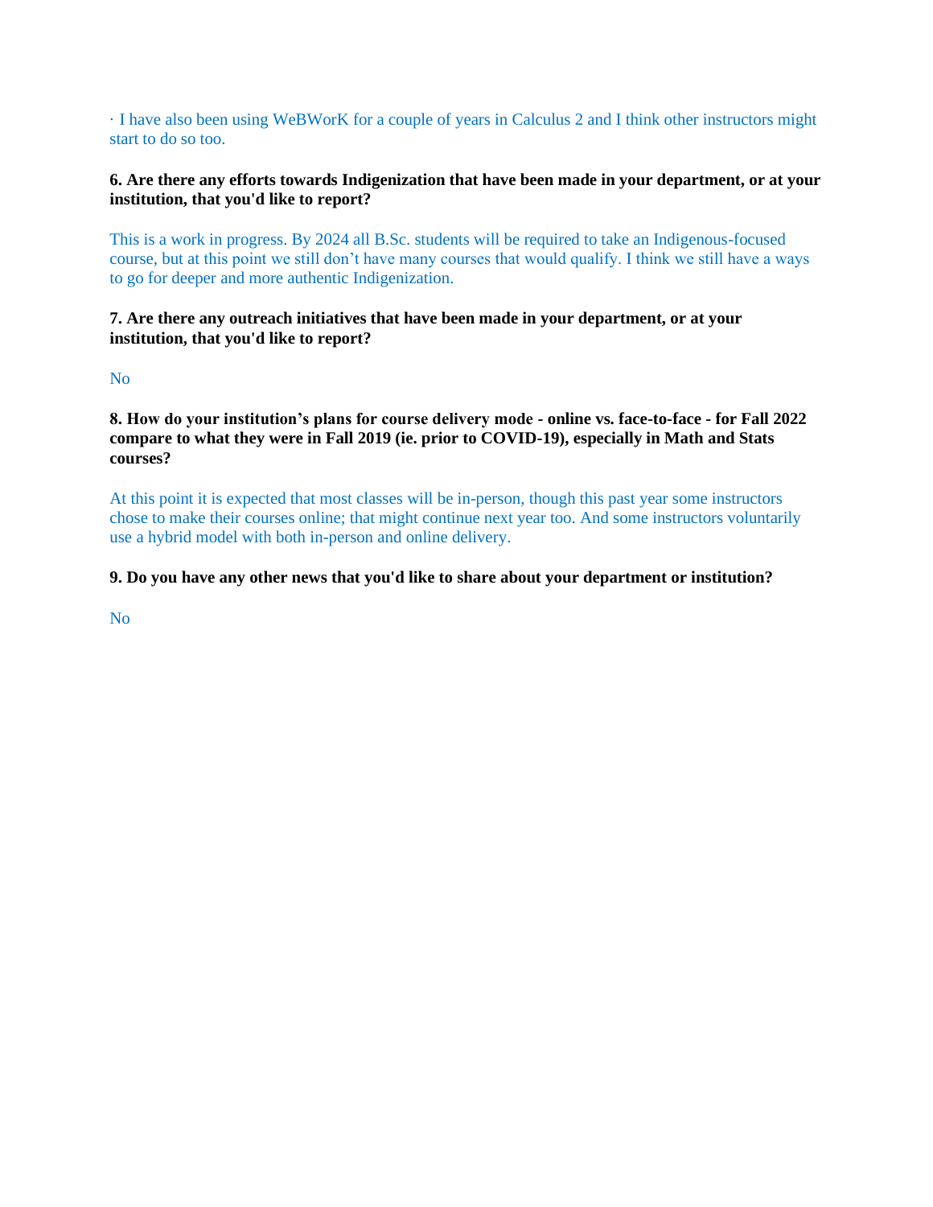· I have also been using WeBWorK for a couple of years in Calculus 2 and I think other instructors might start to do so too.

**6. Are there any efforts towards Indigenization that have been made in your department, or at your institution, that you'd like to report?**

This is a work in progress. By 2024 all B.Sc. students will be required to take an Indigenous-focused course, but at this point we still don't have many courses that would qualify. I think we still have a ways to go for deeper and more authentic Indigenization.

**7. Are there any outreach initiatives that have been made in your department, or at your institution, that you'd like to report?**

No

**8. How do your institution's plans for course delivery mode - online vs. face-to-face - for Fall 2022 compare to what they were in Fall 2019 (ie. prior to COVID-19), especially in Math and Stats courses?**

At this point it is expected that most classes will be in-person, though this past year some instructors chose to make their courses online; that might continue next year too. And some instructors voluntarily use a hybrid model with both in-person and online delivery.

**9. Do you have any other news that you'd like to share about your department or institution?**

No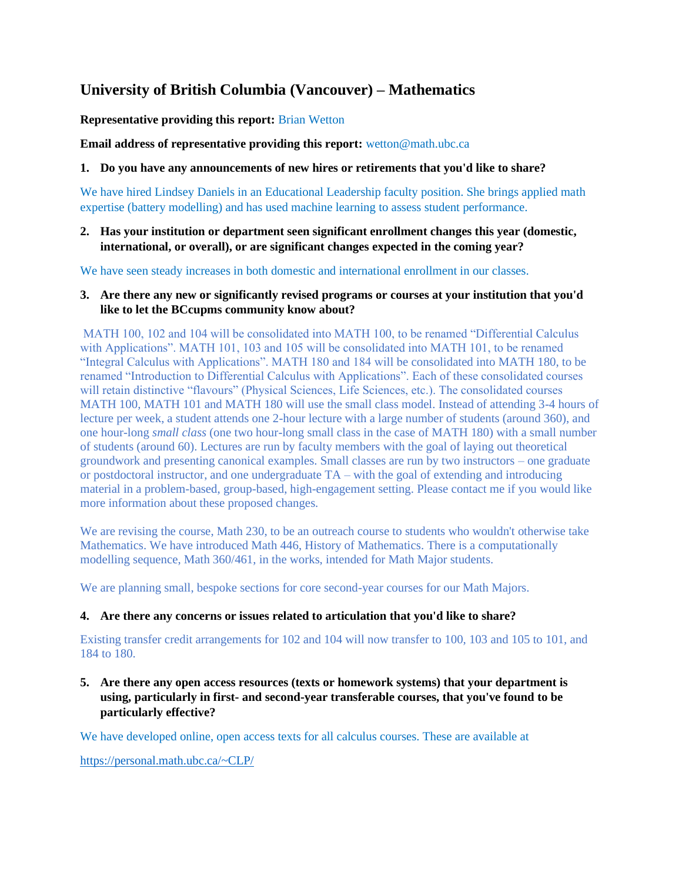# University of British Columbia (Vancouver) – Mathematics

**Representative providing this report:** Brian Wetton

**Email address of representative providing this report:** wetton@math.ubc.ca

**1. Do you have any announcements of new hires or retirements that you'd like to share?**

We have hired Lindsey Daniels in an Educational Leadership faculty position. She brings applied math expertise (battery modelling) and has used machine learning to assess student performance.

**2. Has your institution or department seen significant enrollment changes this year (domestic, international, or overall), or are significant changes expected in the coming year?**

We have seen steady increases in both domestic and international enrollment in our classes.

**3. Are there any new or significantly revised programs or courses at your institution that you'd like to let the BCcupms community know about?**

MATH 100, 102 and 104 will be consolidated into MATH 100, to be renamed "Differential Calculus with Applications". MATH 101, 103 and 105 will be consolidated into MATH 101, to be renamed "Integral Calculus with Applications". MATH 180 and 184 will be consolidated into MATH 180, to be renamed "Introduction to Differential Calculus with Applications". Each of these consolidated courses will retain distinctive "flavours" (Physical Sciences, Life Sciences, etc.). The consolidated courses MATH 100, MATH 101 and MATH 180 will use the small class model. Instead of attending 3-4 hours of lecture per week, a student attends one 2-hour lecture with a large number of students (around 360), and one hour-long *small class* (one two hour-long small class in the case of MATH 180) with a small number of students (around 60). Lectures are run by faculty members with the goal of laying out theoretical groundwork and presenting canonical examples. Small classes are run by two instructors – one graduate or postdoctoral instructor, and one undergraduate TA – with the goal of extending and introducing material in a problem-based, group-based, high-engagement setting. Please contact me if you would like more information about these proposed changes.

We are revising the course, Math 230, to be an outreach course to students who wouldn't otherwise take Mathematics. We have introduced Math 446, History of Mathematics. There is a computationally modelling sequence, Math 360/461, in the works, intended for Math Major students.

We are planning small, bespoke sections for core second-year courses for our Math Majors.

**4. Are there any concerns or issues related to articulation that you'd like to share?**

Existing transfer credit arrangements for 102 and 104 will now transfer to 100, 103 and 105 to 101, and 184 to 180.

**5. Are there any open access resources (texts or homework systems) that your department is using, particularly in first- and second-year transferable courses, that you've found to be particularly effective?**

We have developed online, open access texts for all calculus courses. These are available at

https://personal.math.ubc.ca/~CLP/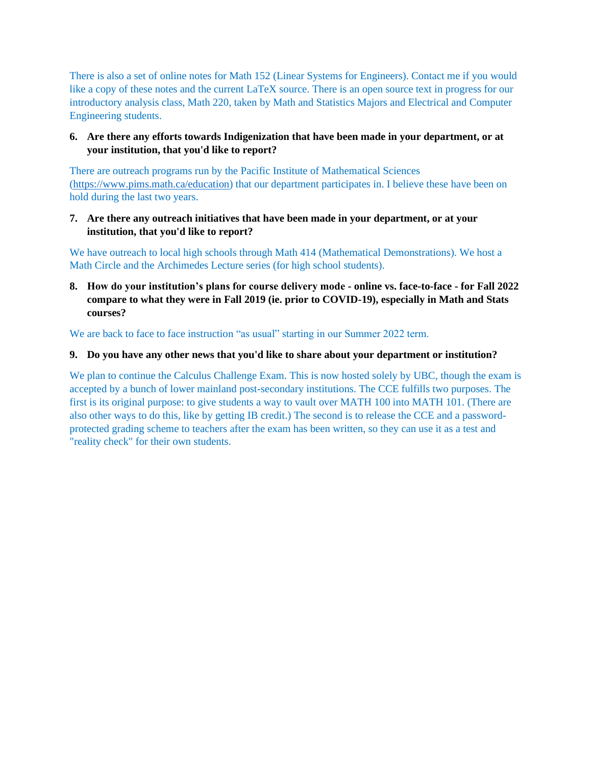There is also a set of online notes for Math 152 (Linear Systems for Engineers). Contact me if you would like a copy of these notes and the current LaTeX source. There is an open source text in progress for our introductory analysis class, Math 220, taken by Math and Statistics Majors and Electrical and Computer Engineering students.

6. **Are there any efforts towards Indigenization that have been made in your department, or at your institution, that you'd like to report?**

There are outreach programs run by the Pacific Institute of Mathematical Sciences (https://www.pims.math.ca/education) that our department participates in. I believe these have been on hold during the last two years.

7. **Are there any outreach initiatives that have been made in your department, or at your institution, that you'd like to report?**

We have outreach to local high schools through Math 414 (Mathematical Demonstrations). We host a Math Circle and the Archimedes Lecture series (for high school students).

8. **How do your institution's plans for course delivery mode - online vs. face-to-face - for Fall 2022 compare to what they were in Fall 2019 (ie. prior to COVID-19), especially in Math and Stats courses?**

We are back to face to face instruction "as usual" starting in our Summer 2022 term.

9. **Do you have any other news that you'd like to share about your department or institution?**

We plan to continue the Calculus Challenge Exam. This is now hosted solely by UBC, though the exam is accepted by a bunch of lower mainland post-secondary institutions. The CCE fulfills two purposes. The first is its original purpose: to give students a way to vault over MATH 100 into MATH 101. (There are also other ways to do this, like by getting IB credit.) The second is to release the CCE and a password-protected grading scheme to teachers after the exam has been written, so they can use it as a test and "reality check" for their own students.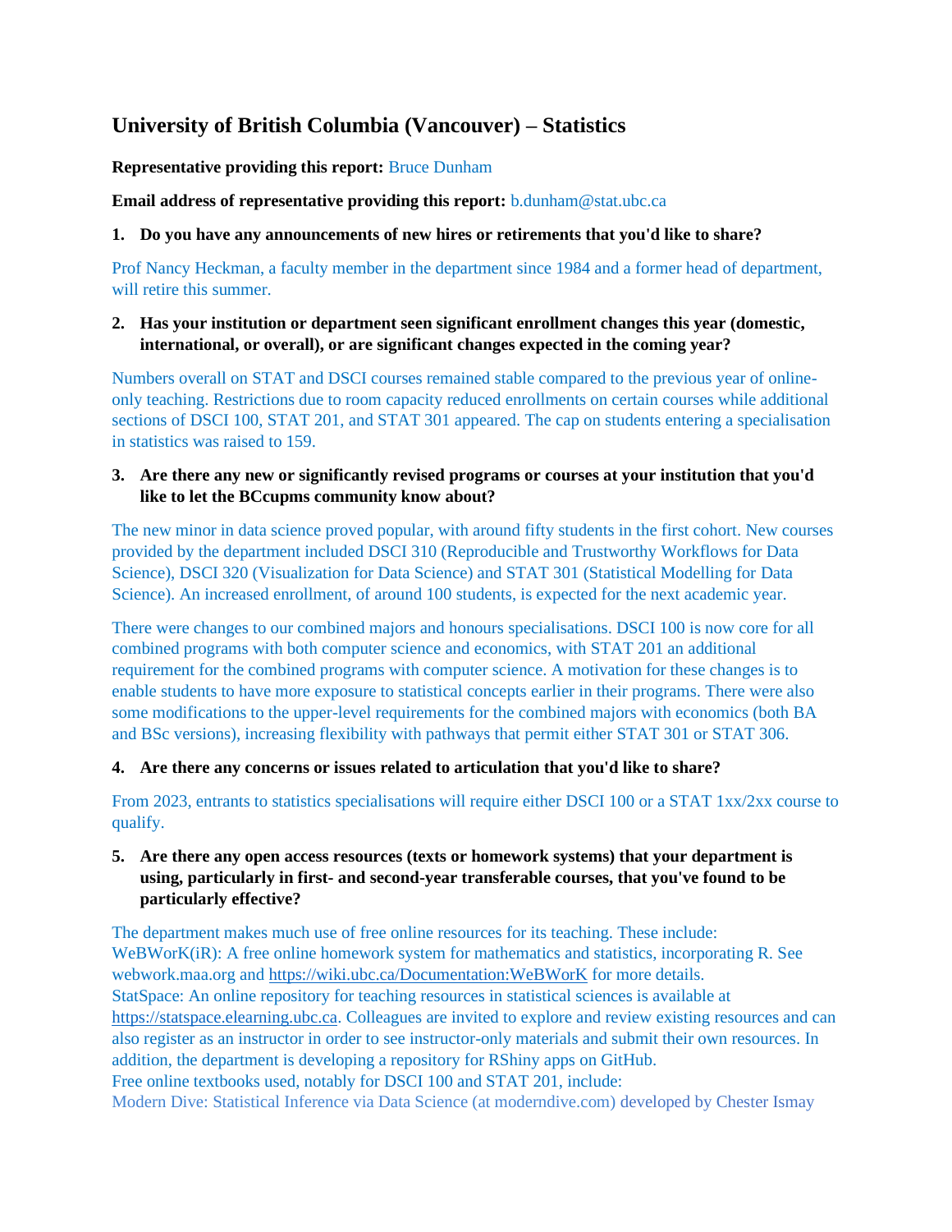## University of British Columbia (Vancouver) – Statistics

**Representative providing this report:** Bruce Dunham

**Email address of representative providing this report:** b.dunham@stat.ubc.ca

1. **Do you have any announcements of new hires or retirements that you'd like to share?**

Prof Nancy Heckman, a faculty member in the department since 1984 and a former head of department, will retire this summer.

2. **Has your institution or department seen significant enrollment changes this year (domestic, international, or overall), or are significant changes expected in the coming year?**

Numbers overall on STAT and DSCI courses remained stable compared to the previous year of online-only teaching. Restrictions due to room capacity reduced enrollments on certain courses while additional sections of DSCI 100, STAT 201, and STAT 301 appeared. The cap on students entering a specialisation in statistics was raised to 159.

3. **Are there any new or significantly revised programs or courses at your institution that you'd like to let the BCcupms community know about?**

The new minor in data science proved popular, with around fifty students in the first cohort. New courses provided by the department included DSCI 310 (Reproducible and Trustworthy Workflows for Data Science), DSCI 320 (Visualization for Data Science) and STAT 301 (Statistical Modelling for Data Science). An increased enrollment, of around 100 students, is expected for the next academic year.

There were changes to our combined majors and honours specialisations. DSCI 100 is now core for all combined programs with both computer science and economics, with STAT 201 an additional requirement for the combined programs with computer science. A motivation for these changes is to enable students to have more exposure to statistical concepts earlier in their programs. There were also some modifications to the upper-level requirements for the combined majors with economics (both BA and BSc versions), increasing flexibility with pathways that permit either STAT 301 or STAT 306.

4. **Are there any concerns or issues related to articulation that you'd like to share?**

From 2023, entrants to statistics specialisations will require either DSCI 100 or a STAT 1xx/2xx course to qualify.

5. **Are there any open access resources (texts or homework systems) that your department is using, particularly in first- and second-year transferable courses, that you've found to be particularly effective?**

The department makes much use of free online resources for its teaching. These include:
WeBWorK(iR): A free online homework system for mathematics and statistics, incorporating R. See webwork.maa.org and https://wiki.ubc.ca/Documentation:WeBWorK for more details.
StatSpace: An online repository for teaching resources in statistical sciences is available at https://statspace.elearning.ubc.ca. Colleagues are invited to explore and review existing resources and can also register as an instructor in order to see instructor-only materials and submit their own resources. In addition, the department is developing a repository for RShiny apps on GitHub.
Free online textbooks used, notably for DSCI 100 and STAT 201, include:
Modern Dive: Statistical Inference via Data Science (at moderndive.com) developed by Chester Ismay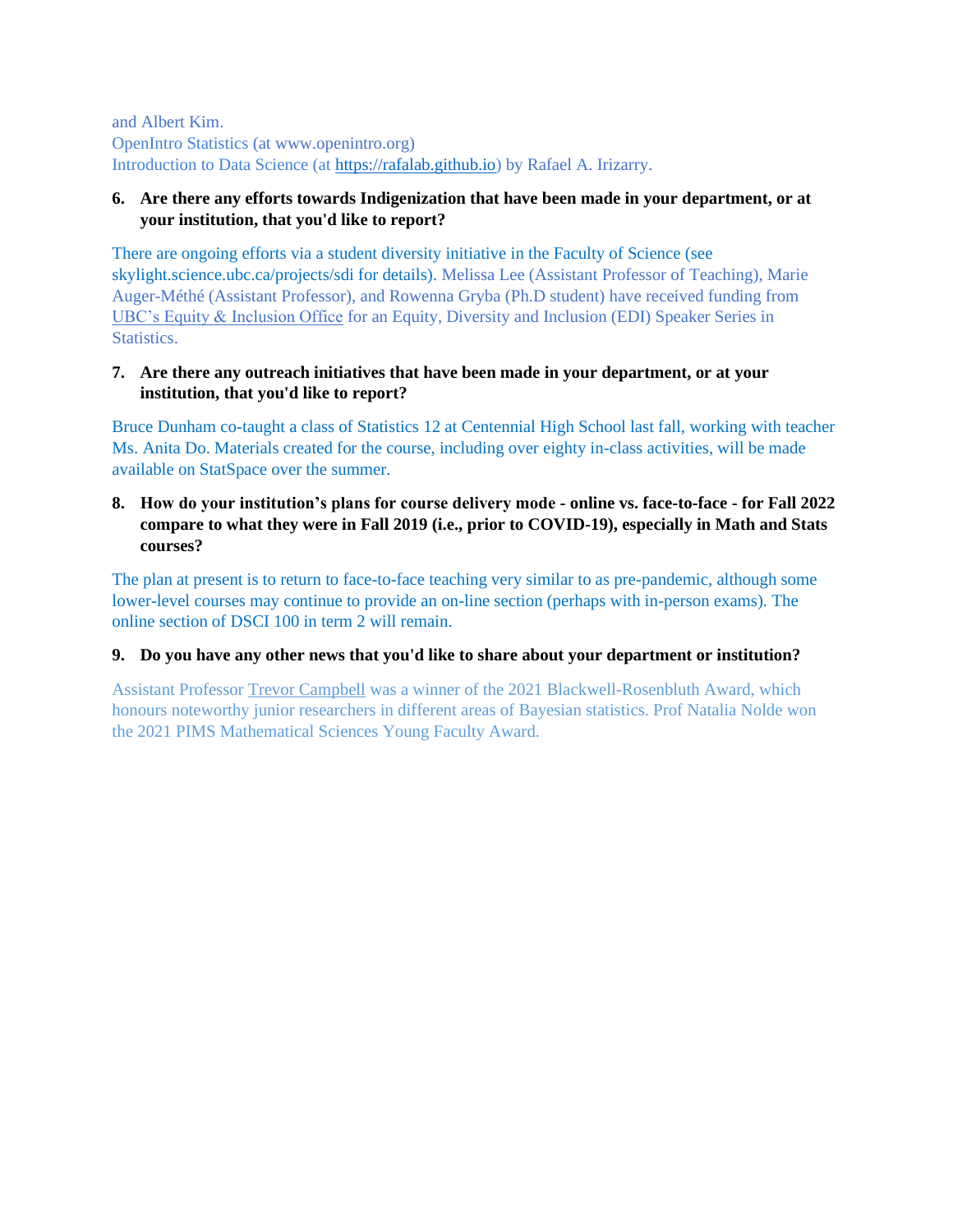and Albert Kim.
OpenIntro Statistics (at www.openintro.org)
Introduction to Data Science (at https://rafalab.github.io) by Rafael A. Irizarry.

6. **Are there any efforts towards Indigenization that have been made in your department, or at your institution, that you'd like to report?**

There are ongoing efforts via a student diversity initiative in the Faculty of Science (see skylight.science.ubc.ca/projects/sdi for details). Melissa Lee (Assistant Professor of Teaching), Marie Auger-Méthé (Assistant Professor), and Rowenna Gryba (Ph.D student) have received funding from UBC's Equity & Inclusion Office for an Equity, Diversity and Inclusion (EDI) Speaker Series in Statistics.

7. **Are there any outreach initiatives that have been made in your department, or at your institution, that you'd like to report?**

Bruce Dunham co-taught a class of Statistics 12 at Centennial High School last fall, working with teacher Ms. Anita Do. Materials created for the course, including over eighty in-class activities, will be made available on StatSpace over the summer.

8. **How do your institution's plans for course delivery mode - online vs. face-to-face - for Fall 2022 compare to what they were in Fall 2019 (i.e., prior to COVID-19), especially in Math and Stats courses?**

The plan at present is to return to face-to-face teaching very similar to as pre-pandemic, although some lower-level courses may continue to provide an on-line section (perhaps with in-person exams). The online section of DSCI 100 in term 2 will remain.

9. **Do you have any other news that you'd like to share about your department or institution?**

Assistant Professor Trevor Campbell was a winner of the 2021 Blackwell-Rosenbluth Award, which honours noteworthy junior researchers in different areas of Bayesian statistics. Prof Natalia Nolde won the 2021 PIMS Mathematical Sciences Young Faculty Award.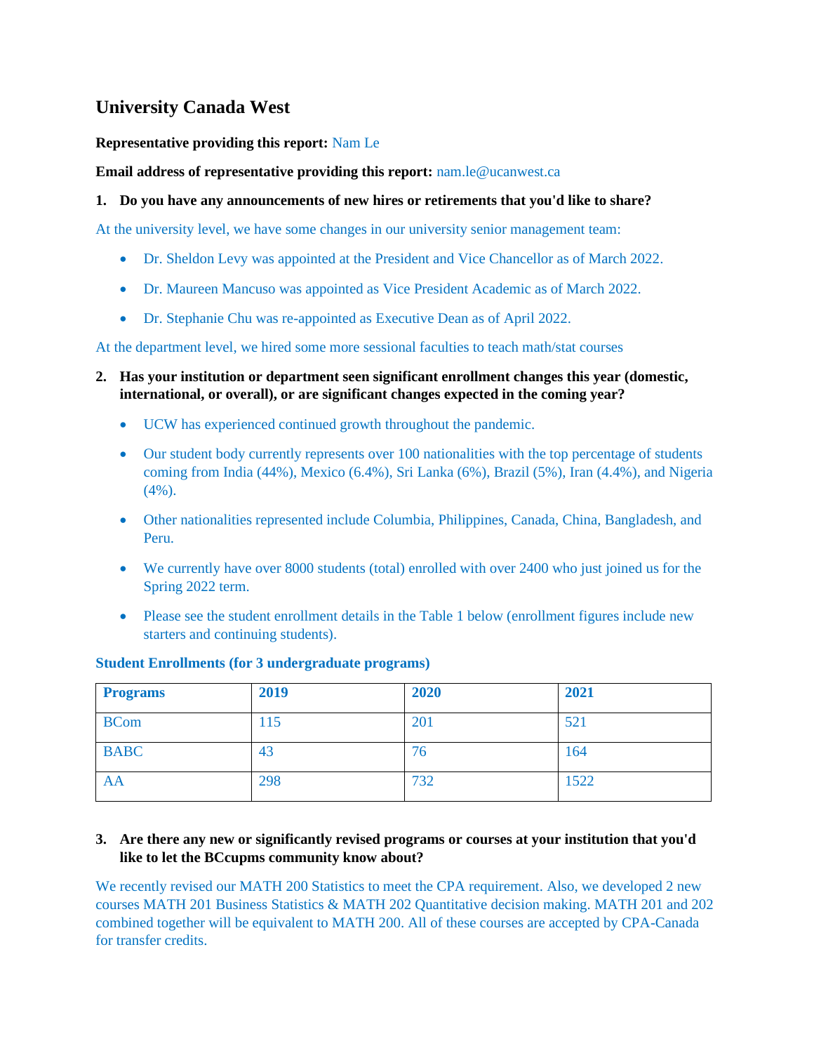# University Canada West

**Representative providing this report:** Nam Le

**Email address of representative providing this report:** nam.le@ucanwest.ca

**1. Do you have any announcements of new hires or retirements that you'd like to share?**

At the university level, we have some changes in our university senior management team:

- Dr. Sheldon Levy was appointed at the President and Vice Chancellor as of March 2022.
- Dr. Maureen Mancuso was appointed as Vice President Academic as of March 2022.
- Dr. Stephanie Chu was re-appointed as Executive Dean as of April 2022.

At the department level, we hired some more sessional faculties to teach math/stat courses

**2. Has your institution or department seen significant enrollment changes this year (domestic, international, or overall), or are significant changes expected in the coming year?**

- UCW has experienced continued growth throughout the pandemic.
- Our student body currently represents over 100 nationalities with the top percentage of students coming from India (44%), Mexico (6.4%), Sri Lanka (6%), Brazil (5%), Iran (4.4%), and Nigeria (4%).
- Other nationalities represented include Columbia, Philippines, Canada, China, Bangladesh, and Peru.
- We currently have over 8000 students (total) enrolled with over 2400 who just joined us for the Spring 2022 term.
- Please see the student enrollment details in the Table 1 below (enrollment figures include new starters and continuing students).

**Student Enrollments (for 3 undergraduate programs)**

| Programs | 2019 | 2020 | 2021 |
|---|---|---|---|
| BCom | 115 | 201 | 521 |
| BABC | 43 | 76 | 164 |
| AA | 298 | 732 | 1522 |

**3. Are there any new or significantly revised programs or courses at your institution that you'd like to let the BCcupms community know about?**

We recently revised our MATH 200 Statistics to meet the CPA requirement. Also, we developed 2 new courses MATH 201 Business Statistics & MATH 202 Quantitative decision making. MATH 201 and 202 combined together will be equivalent to MATH 200. All of these courses are accepted by CPA-Canada for transfer credits.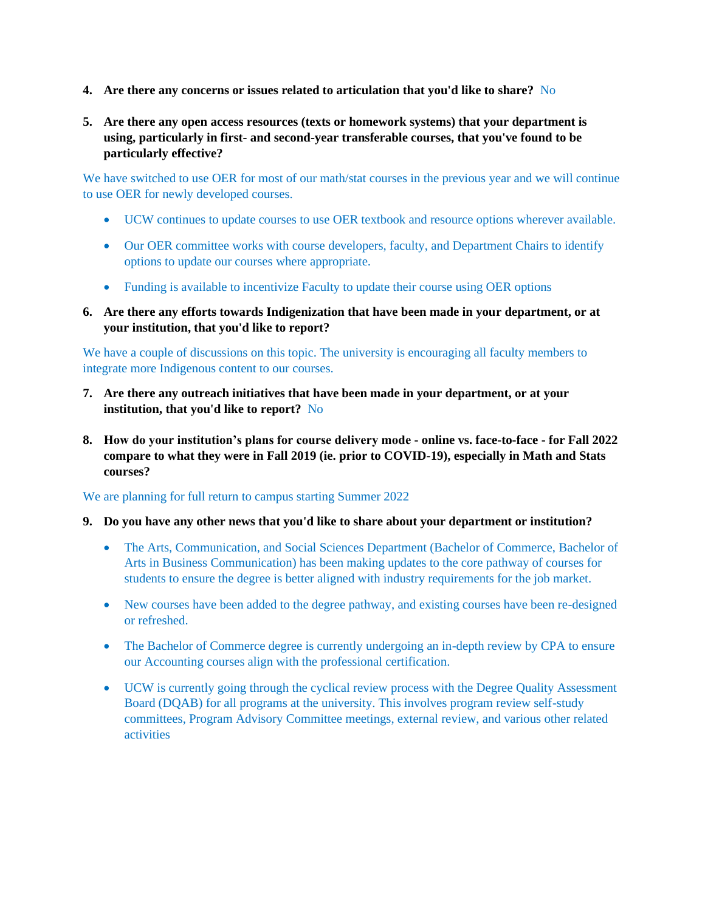4. **Are there any concerns or issues related to articulation that you'd like to share?** No

5. **Are there any open access resources (texts or homework systems) that your department is using, particularly in first- and second-year transferable courses, that you've found to be particularly effective?**

We have switched to use OER for most of our math/stat courses in the previous year and we will continue to use OER for newly developed courses.

- UCW continues to update courses to use OER textbook and resource options wherever available.
- Our OER committee works with course developers, faculty, and Department Chairs to identify options to update our courses where appropriate.
- Funding is available to incentivize Faculty to update their course using OER options

6. **Are there any efforts towards Indigenization that have been made in your department, or at your institution, that you'd like to report?**

We have a couple of discussions on this topic. The university is encouraging all faculty members to integrate more Indigenous content to our courses.

7. **Are there any outreach initiatives that have been made in your department, or at your institution, that you'd like to report?** No

8. **How do your institution's plans for course delivery mode - online vs. face-to-face - for Fall 2022 compare to what they were in Fall 2019 (ie. prior to COVID-19), especially in Math and Stats courses?**

We are planning for full return to campus starting Summer 2022

9. **Do you have any other news that you'd like to share about your department or institution?**

- The Arts, Communication, and Social Sciences Department (Bachelor of Commerce, Bachelor of Arts in Business Communication) has been making updates to the core pathway of courses for students to ensure the degree is better aligned with industry requirements for the job market.
- New courses have been added to the degree pathway, and existing courses have been re-designed or refreshed.
- The Bachelor of Commerce degree is currently undergoing an in-depth review by CPA to ensure our Accounting courses align with the professional certification.
- UCW is currently going through the cyclical review process with the Degree Quality Assessment Board (DQAB) for all programs at the university. This involves program review self-study committees, Program Advisory Committee meetings, external review, and various other related activities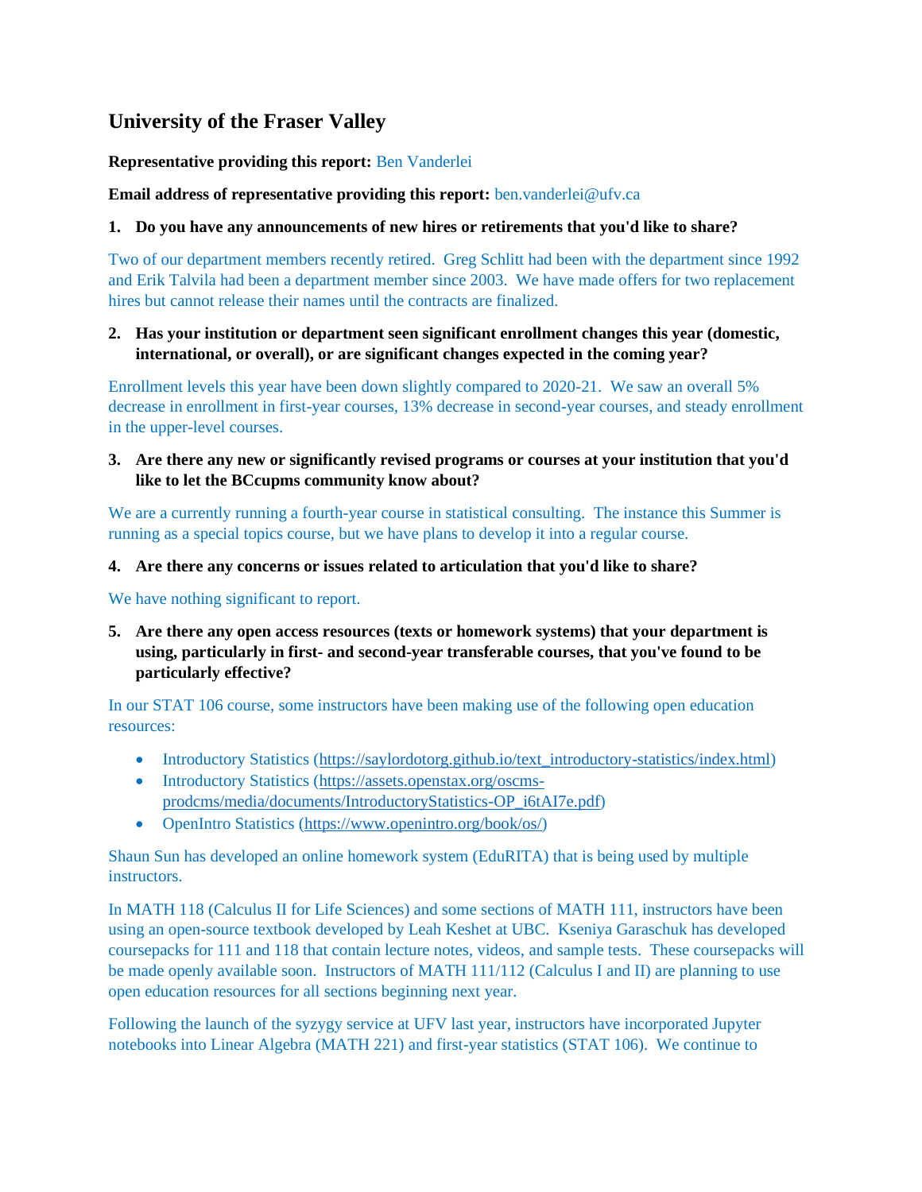## University of the Fraser Valley

**Representative providing this report:** Ben Vanderlei

**Email address of representative providing this report:** ben.vanderlei@ufv.ca

**1. Do you have any announcements of new hires or retirements that you'd like to share?**

Two of our department members recently retired. Greg Schlitt had been with the department since 1992 and Erik Talvila had been a department member since 2003. We have made offers for two replacement hires but cannot release their names until the contracts are finalized.

**2. Has your institution or department seen significant enrollment changes this year (domestic, international, or overall), or are significant changes expected in the coming year?**

Enrollment levels this year have been down slightly compared to 2020-21. We saw an overall 5% decrease in enrollment in first-year courses, 13% decrease in second-year courses, and steady enrollment in the upper-level courses.

**3. Are there any new or significantly revised programs or courses at your institution that you'd like to let the BCcupms community know about?**

We are a currently running a fourth-year course in statistical consulting. The instance this Summer is running as a special topics course, but we have plans to develop it into a regular course.

**4. Are there any concerns or issues related to articulation that you'd like to share?**

We have nothing significant to report.

**5. Are there any open access resources (texts or homework systems) that your department is using, particularly in first- and second-year transferable courses, that you've found to be particularly effective?**

In our STAT 106 course, some instructors have been making use of the following open education resources:

- Introductory Statistics (https://saylordotorg.github.io/text_introductory-statistics/index.html)
- Introductory Statistics (https://assets.openstax.org/oscms-prodcms/media/documents/IntroductoryStatistics-OP_i6tAI7e.pdf)
- OpenIntro Statistics (https://www.openintro.org/book/os/)

Shaun Sun has developed an online homework system (EduRITA) that is being used by multiple instructors.

In MATH 118 (Calculus II for Life Sciences) and some sections of MATH 111, instructors have been using an open-source textbook developed by Leah Keshet at UBC. Kseniya Garaschuk has developed coursepacks for 111 and 118 that contain lecture notes, videos, and sample tests. These coursepacks will be made openly available soon. Instructors of MATH 111/112 (Calculus I and II) are planning to use open education resources for all sections beginning next year.

Following the launch of the syzygy service at UFV last year, instructors have incorporated Jupyter notebooks into Linear Algebra (MATH 221) and first-year statistics (STAT 106). We continue to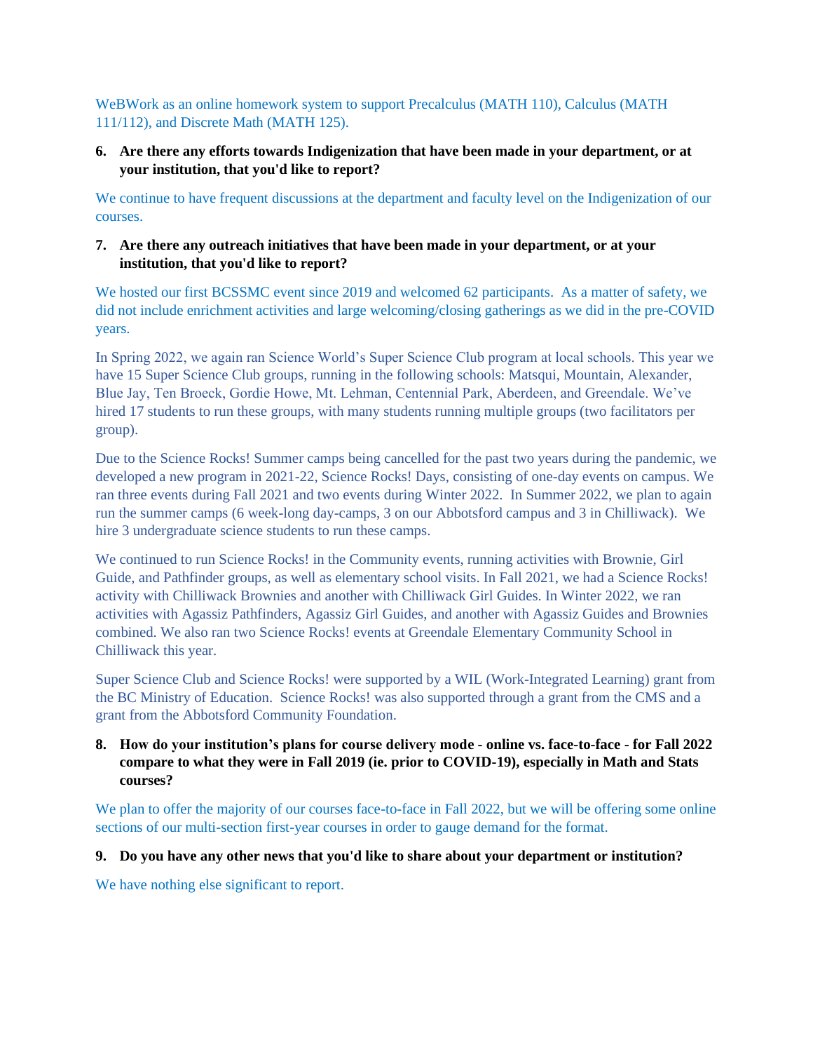WeBWork as an online homework system to support Precalculus (MATH 110), Calculus (MATH 111/112), and Discrete Math (MATH 125).

**6. Are there any efforts towards Indigenization that have been made in your department, or at your institution, that you'd like to report?**

We continue to have frequent discussions at the department and faculty level on the Indigenization of our courses.

**7. Are there any outreach initiatives that have been made in your department, or at your institution, that you'd like to report?**

We hosted our first BCSSMC event since 2019 and welcomed 62 participants. As a matter of safety, we did not include enrichment activities and large welcoming/closing gatherings as we did in the pre-COVID years.

In Spring 2022, we again ran Science World's Super Science Club program at local schools. This year we have 15 Super Science Club groups, running in the following schools: Matsqui, Mountain, Alexander, Blue Jay, Ten Broeck, Gordie Howe, Mt. Lehman, Centennial Park, Aberdeen, and Greendale. We've hired 17 students to run these groups, with many students running multiple groups (two facilitators per group).

Due to the Science Rocks! Summer camps being cancelled for the past two years during the pandemic, we developed a new program in 2021-22, Science Rocks! Days, consisting of one-day events on campus. We ran three events during Fall 2021 and two events during Winter 2022. In Summer 2022, we plan to again run the summer camps (6 week-long day-camps, 3 on our Abbotsford campus and 3 in Chilliwack). We hire 3 undergraduate science students to run these camps.

We continued to run Science Rocks! in the Community events, running activities with Brownie, Girl Guide, and Pathfinder groups, as well as elementary school visits. In Fall 2021, we had a Science Rocks! activity with Chilliwack Brownies and another with Chilliwack Girl Guides. In Winter 2022, we ran activities with Agassiz Pathfinders, Agassiz Girl Guides, and another with Agassiz Guides and Brownies combined. We also ran two Science Rocks! events at Greendale Elementary Community School in Chilliwack this year.

Super Science Club and Science Rocks! were supported by a WIL (Work-Integrated Learning) grant from the BC Ministry of Education. Science Rocks! was also supported through a grant from the CMS and a grant from the Abbotsford Community Foundation.

**8. How do your institution's plans for course delivery mode - online vs. face-to-face - for Fall 2022 compare to what they were in Fall 2019 (ie. prior to COVID-19), especially in Math and Stats courses?**

We plan to offer the majority of our courses face-to-face in Fall 2022, but we will be offering some online sections of our multi-section first-year courses in order to gauge demand for the format.

**9. Do you have any other news that you'd like to share about your department or institution?**

We have nothing else significant to report.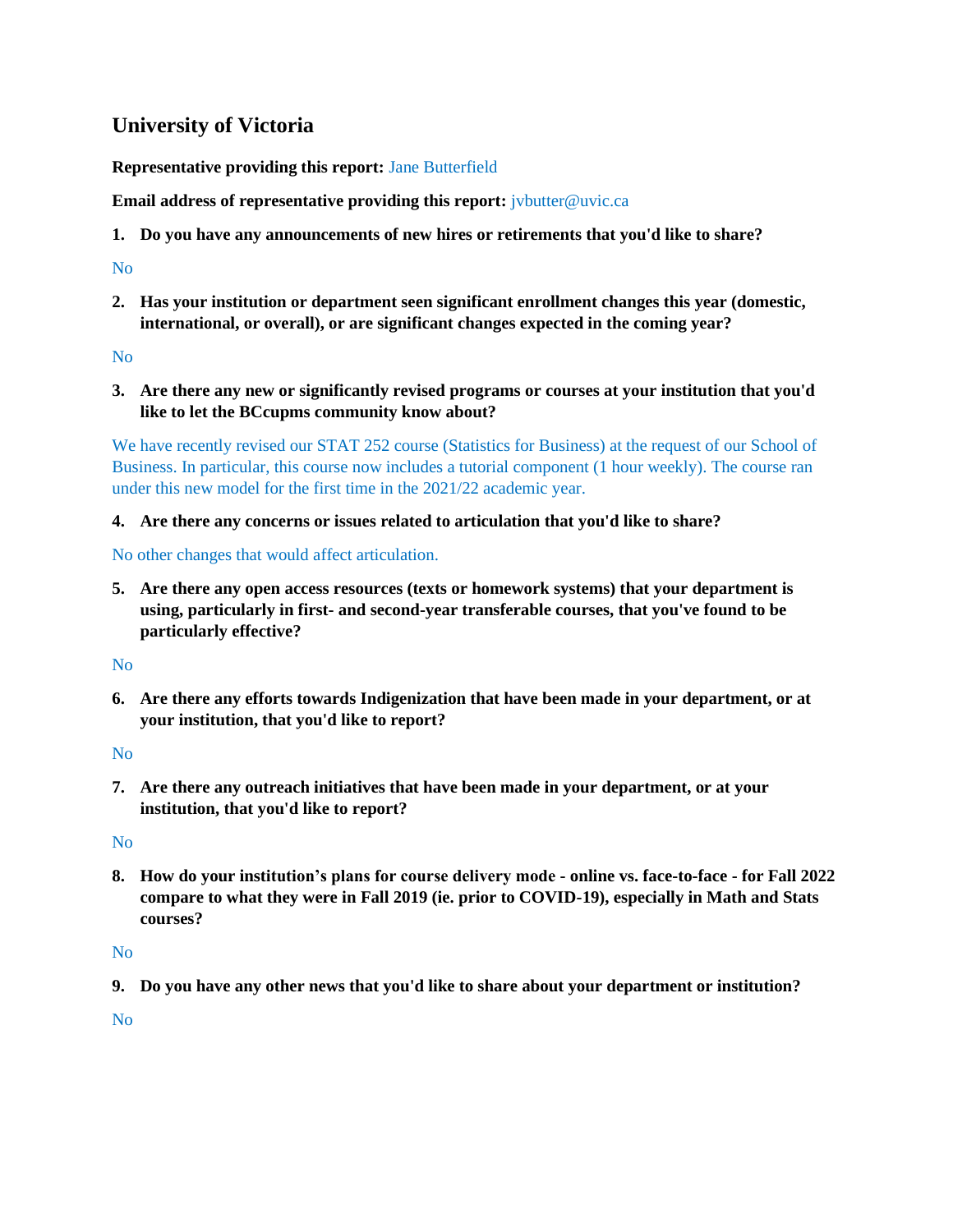## University of Victoria

**Representative providing this report:** Jane Butterfield

**Email address of representative providing this report:** jvbutter@uvic.ca

1. **Do you have any announcements of new hires or retirements that you'd like to share?**

No

2. **Has your institution or department seen significant enrollment changes this year (domestic, international, or overall), or are significant changes expected in the coming year?**

No

3. **Are there any new or significantly revised programs or courses at your institution that you'd like to let the BCcupms community know about?**

We have recently revised our STAT 252 course (Statistics for Business) at the request of our School of Business. In particular, this course now includes a tutorial component (1 hour weekly). The course ran under this new model for the first time in the 2021/22 academic year.

4. **Are there any concerns or issues related to articulation that you'd like to share?**

No other changes that would affect articulation.

5. **Are there any open access resources (texts or homework systems) that your department is using, particularly in first- and second-year transferable courses, that you've found to be particularly effective?**

No

6. **Are there any efforts towards Indigenization that have been made in your department, or at your institution, that you'd like to report?**

No

7. **Are there any outreach initiatives that have been made in your department, or at your institution, that you'd like to report?**

No

8. **How do your institution's plans for course delivery mode - online vs. face-to-face - for Fall 2022 compare to what they were in Fall 2019 (ie. prior to COVID-19), especially in Math and Stats courses?**

No

9. **Do you have any other news that you'd like to share about your department or institution?**

No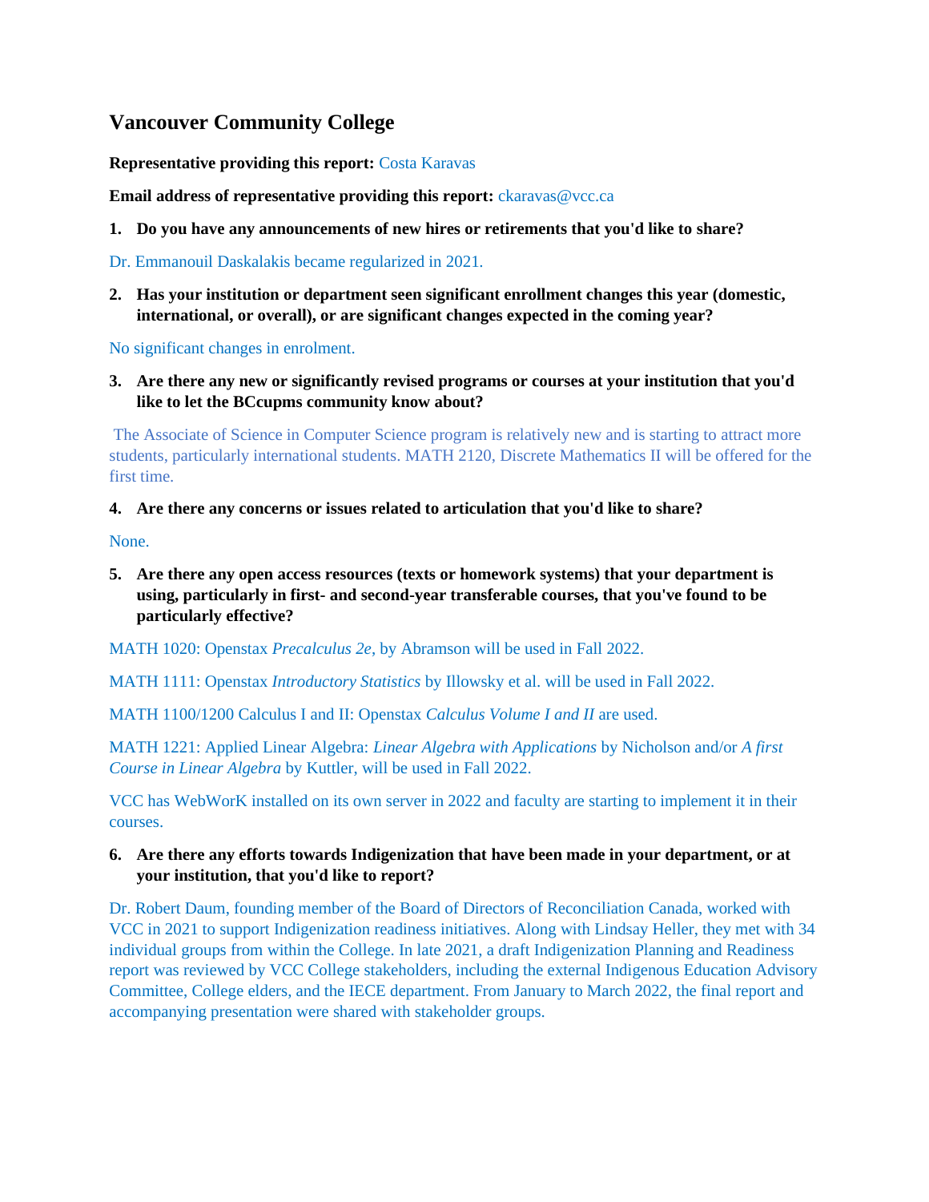## Vancouver Community College

**Representative providing this report:** Costa Karavas

**Email address of representative providing this report:** ckaravas@vcc.ca

1. **Do you have any announcements of new hires or retirements that you'd like to share?**

Dr. Emmanouil Daskalakis became regularized in 2021.

2. **Has your institution or department seen significant enrollment changes this year (domestic, international, or overall), or are significant changes expected in the coming year?**

No significant changes in enrolment.

3. **Are there any new or significantly revised programs or courses at your institution that you'd like to let the BCcupms community know about?**

The Associate of Science in Computer Science program is relatively new and is starting to attract more students, particularly international students. MATH 2120, Discrete Mathematics II will be offered for the first time.

4. **Are there any concerns or issues related to articulation that you'd like to share?**

None.

5. **Are there any open access resources (texts or homework systems) that your department is using, particularly in first- and second-year transferable courses, that you've found to be particularly effective?**

MATH 1020: Openstax *Precalculus 2e*, by Abramson will be used in Fall 2022.

MATH 1111: Openstax *Introductory Statistics* by Illowsky et al. will be used in Fall 2022.

MATH 1100/1200 Calculus I and II: Openstax *Calculus Volume I and II* are used.

MATH 1221: Applied Linear Algebra: *Linear Algebra with Applications* by Nicholson and/or *A first Course in Linear Algebra* by Kuttler, will be used in Fall 2022.

VCC has WebWorK installed on its own server in 2022 and faculty are starting to implement it in their courses.

6. **Are there any efforts towards Indigenization that have been made in your department, or at your institution, that you'd like to report?**

Dr. Robert Daum, founding member of the Board of Directors of Reconciliation Canada, worked with VCC in 2021 to support Indigenization readiness initiatives. Along with Lindsay Heller, they met with 34 individual groups from within the College. In late 2021, a draft Indigenization Planning and Readiness report was reviewed by VCC College stakeholders, including the external Indigenous Education Advisory Committee, College elders, and the IECE department. From January to March 2022, the final report and accompanying presentation were shared with stakeholder groups.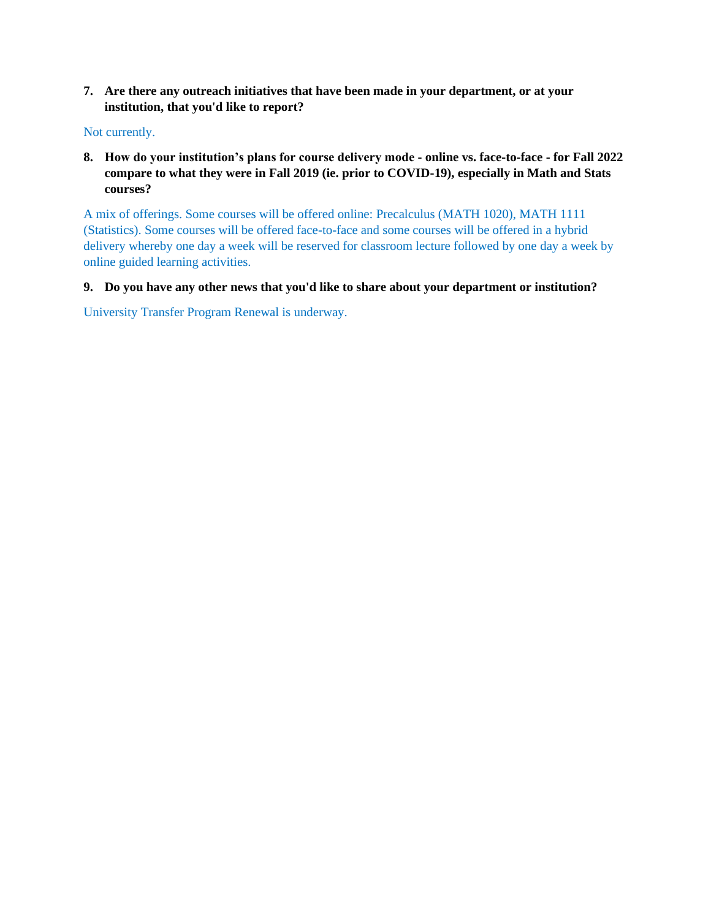7. **Are there any outreach initiatives that have been made in your department, or at your institution, that you'd like to report?**

Not currently.

8. **How do your institution's plans for course delivery mode - online vs. face-to-face - for Fall 2022 compare to what they were in Fall 2019 (ie. prior to COVID-19), especially in Math and Stats courses?**

A mix of offerings. Some courses will be offered online: Precalculus (MATH 1020), MATH 1111 (Statistics). Some courses will be offered face-to-face and some courses will be offered in a hybrid delivery whereby one day a week will be reserved for classroom lecture followed by one day a week by online guided learning activities.

9. **Do you have any other news that you'd like to share about your department or institution?**

University Transfer Program Renewal is underway.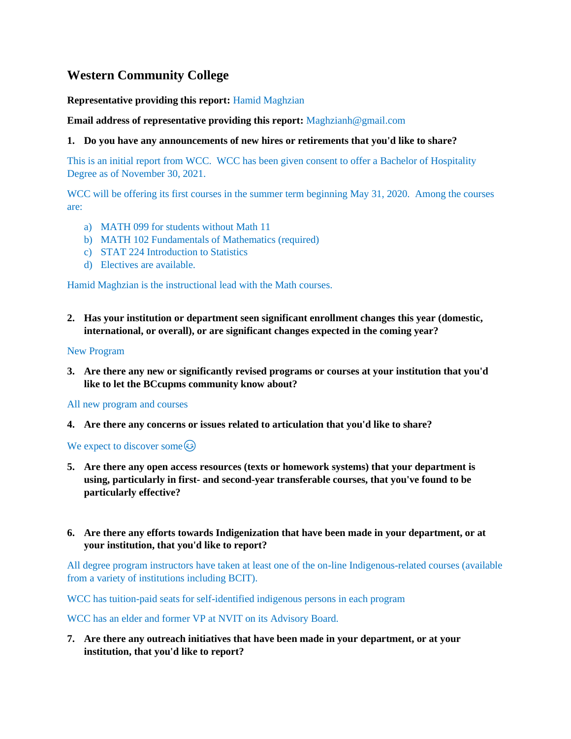# Western Community College

**Representative providing this report:** Hamid Maghzian

**Email address of representative providing this report:** Maghzianh@gmail.com

1. **Do you have any announcements of new hires or retirements that you'd like to share?**

This is an initial report from WCC. WCC has been given consent to offer a Bachelor of Hospitality Degree as of November 30, 2021.

WCC will be offering its first courses in the summer term beginning May 31, 2020. Among the courses are:

a) MATH 099 for students without Math 11
b) MATH 102 Fundamentals of Mathematics (required)
c) STAT 224 Introduction to Statistics
d) Electives are available.

Hamid Maghzian is the instructional lead with the Math courses.

2. **Has your institution or department seen significant enrollment changes this year (domestic, international, or overall), or are significant changes expected in the coming year?**

New Program

3. **Are there any new or significantly revised programs or courses at your institution that you'd like to let the BCcupms community know about?**

All new program and courses

4. **Are there any concerns or issues related to articulation that you'd like to share?**

We expect to discover some 😉

5. **Are there any open access resources (texts or homework systems) that your department is using, particularly in first- and second-year transferable courses, that you've found to be particularly effective?**

6. **Are there any efforts towards Indigenization that have been made in your department, or at your institution, that you'd like to report?**

All degree program instructors have taken at least one of the on-line Indigenous-related courses (available from a variety of institutions including BCIT).

WCC has tuition-paid seats for self-identified indigenous persons in each program

WCC has an elder and former VP at NVIT on its Advisory Board.

7. **Are there any outreach initiatives that have been made in your department, or at your institution, that you'd like to report?**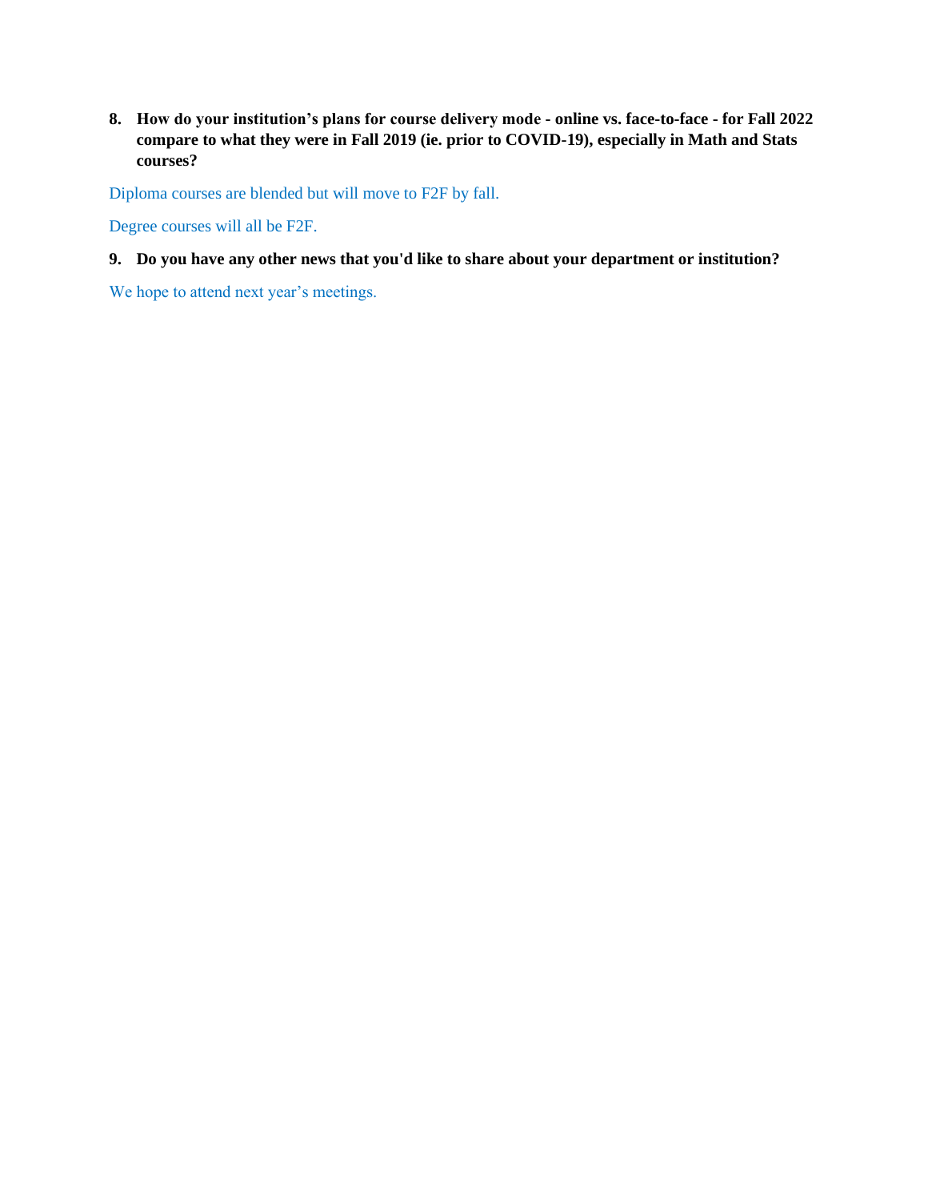8. **How do your institution's plans for course delivery mode - online vs. face-to-face - for Fall 2022 compare to what they were in Fall 2019 (ie. prior to COVID-19), especially in Math and Stats courses?**

Diploma courses are blended but will move to F2F by fall.

Degree courses will all be F2F.

9. **Do you have any other news that you'd like to share about your department or institution?**

We hope to attend next year's meetings.